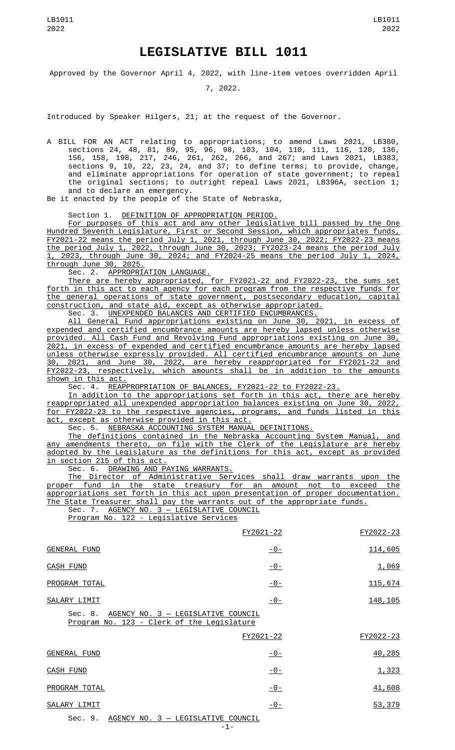# LEGISLATIVE BILL 1011

Approved by the Governor April 4, 2022, with line-item vetoes overridden April 7, 2022.

Introduced by Speaker Hilgers, 21; at the request of the Governor.

A BILL FOR AN ACT relating to appropriations; to amend Laws 2021, LB380, sections 24, 48, 81, 89, 95, 96, 98, 103, 104, 110, 111, 116, 120, 136, 156, 158, 198, 217, 246, 261, 262, 266, and 267; and Laws 2021, LB383, sections 9, 10, 22, 23, 24, and 37; to define terms; to provide, change, and eliminate appropriations for operation of state government; to repeal the original sections; to outright repeal Laws 2021, LB396A, section 1; and to declare an emergency.

Be it enacted by the people of the State of Nebraska,

Section 1. DEFINITION OF APPROPRIATION PERIOD.

For purposes of this act and any other legislative bill passed by the One Hundred Seventh Legislature, First or Second Session, which appropriates funds, FY2021-22 means the period July 1, 2021, through June 30, 2022; FY2022-23 means the period July 1, 2022, through June 30, 2023; FY2023-24 means the period July 1, 2023, through June 30, 2024; and FY2024-25 means the period July 1, 2024, through June 30, 2025.

Sec. 2. APPROPRIATION LANGUAGE.

There are hereby appropriated, for FY2021-22 and FY2022-23, the sums set forth in this act to each agency for each program from the respective funds for the general operations of state government, postsecondary education, capital construction, and state aid, except as otherwise appropriated.

Sec. 3. UNEXPENDED BALANCES AND CERTIFIED ENCUMBRANCES.

All General Fund appropriations existing on June 30, 2021, in excess of expended and certified encumbrance amounts are hereby lapsed unless otherwise provided. All Cash Fund and Revolving Fund appropriations existing on June 30, 2021, in excess of expended and certified encumbrance amounts are hereby lapsed unless otherwise expressly provided. All certified encumbrance amounts on June 30, 2021, and June 30, 2022, are hereby reappropriated for FY2021-22 and FY2022-23, respectively, which amounts shall be in addition to the amounts shown in this act.

Sec. 4. REAPPROPRIATION OF BALANCES, FY2021-22 to FY2022-23.

In addition to the appropriations set forth in this act, there are hereby reappropriated all unexpended appropriation balances existing on June 30, 2022, for FY2022-23 to the respective agencies, programs, and funds listed in this act, except as otherwise provided in this act.

Sec. 5. NEBRASKA ACCOUNTING SYSTEM MANUAL DEFINITIONS.

The definitions contained in the Nebraska Accounting System Manual, and any amendments thereto, on file with the Clerk of the Legislature are hereby adopted by the Legislature as the definitions for this act, except as provided in section 215 of this act.

Sec. 6. DRAWING AND PAYING WARRANTS.

The Director of Administrative Services shall draw warrants upon the proper fund in the state treasury for an amount not to exceed the appropriations set forth in this act upon presentation of proper documentation. The State Treasurer shall pay the warrants out of the appropriate funds.

Sec. 7. AGENCY NO. 3 — LEGISLATIVE COUNCIL
Program No. 122 - Legislative Services

| | FY2021-22 | FY2022-23 |
|---|---|---|
| GENERAL FUND | -0- | 114,605 |
| CASH FUND | -0- | 1,069 |
| PROGRAM TOTAL | -0- | 115,674 |
| SALARY LIMIT | -0- | 148,105 |

Sec. 8. AGENCY NO. 3 — LEGISLATIVE COUNCIL
Program No. 123 - Clerk of the Legislature

| | FY2021-22 | FY2022-23 |
|---|---|---|
| GENERAL FUND | -0- | 40,285 |
| CASH FUND | -0- | 1,323 |
| PROGRAM TOTAL | -0- | 41,608 |
| SALARY LIMIT | -0- | 53,379 |

Sec. 9. AGENCY NO. 3 — LEGISLATIVE COUNCIL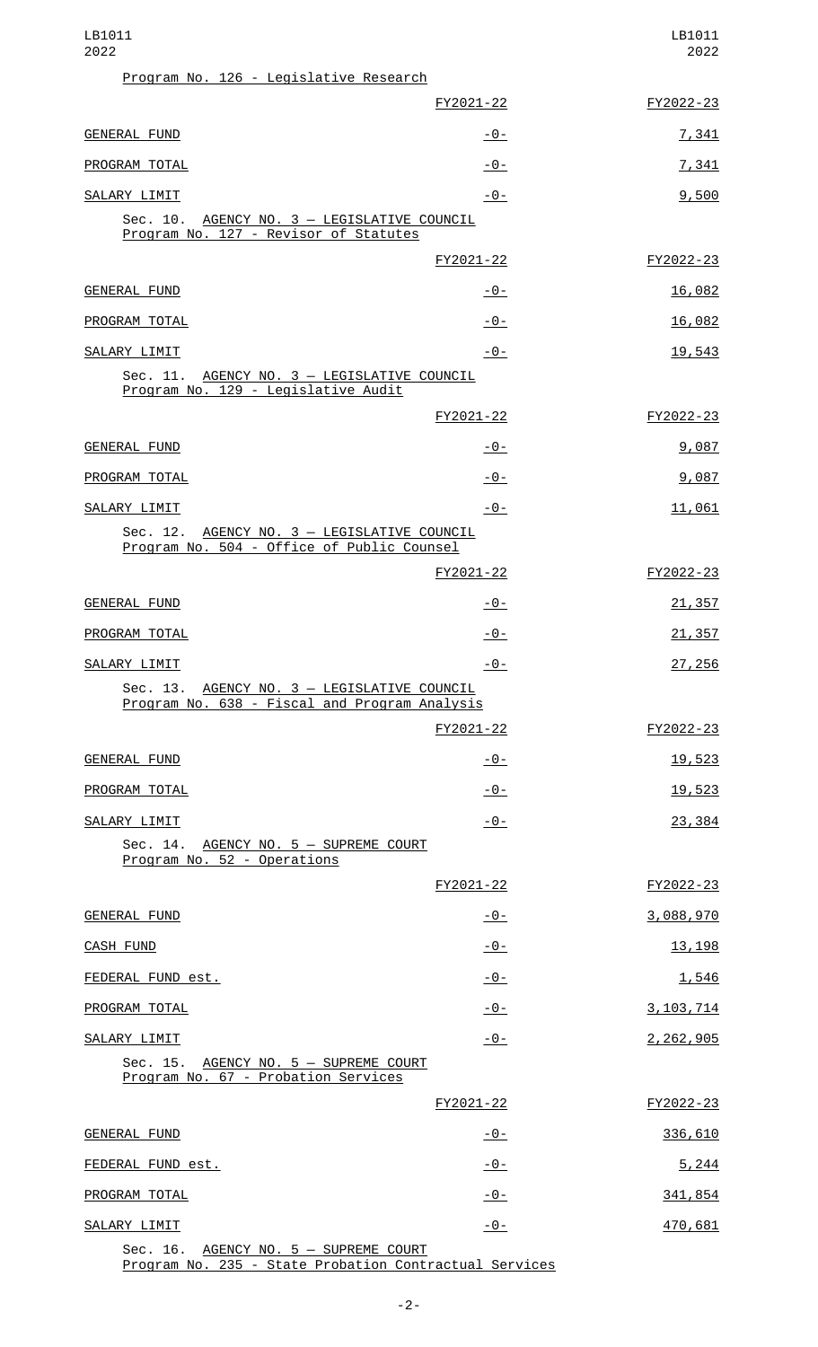Program No. 126 - Legislative Research

| | FY2021-22 | FY2022-23 |
|---|---|---|
| GENERAL FUND | -0- | 7,341 |
| PROGRAM TOTAL | -0- | 7,341 |
| SALARY LIMIT | -0- | 9,500 |

Sec. 10. AGENCY NO. 3 — LEGISLATIVE COUNCIL
Program No. 127 - Revisor of Statutes

| | FY2021-22 | FY2022-23 |
|---|---|---|
| GENERAL FUND | -0- | 16,082 |
| PROGRAM TOTAL | -0- | 16,082 |
| SALARY LIMIT | -0- | 19,543 |

Sec. 11. AGENCY NO. 3 — LEGISLATIVE COUNCIL
Program No. 129 - Legislative Audit

| | FY2021-22 | FY2022-23 |
|---|---|---|
| GENERAL FUND | -0- | 9,087 |
| PROGRAM TOTAL | -0- | 9,087 |
| SALARY LIMIT | -0- | 11,061 |

Sec. 12. AGENCY NO. 3 — LEGISLATIVE COUNCIL
Program No. 504 - Office of Public Counsel

| | FY2021-22 | FY2022-23 |
|---|---|---|
| GENERAL FUND | -0- | 21,357 |
| PROGRAM TOTAL | -0- | 21,357 |
| SALARY LIMIT | -0- | 27,256 |

Sec. 13. AGENCY NO. 3 — LEGISLATIVE COUNCIL
Program No. 638 - Fiscal and Program Analysis

| | FY2021-22 | FY2022-23 |
|---|---|---|
| GENERAL FUND | -0- | 19,523 |
| PROGRAM TOTAL | -0- | 19,523 |
| SALARY LIMIT | -0- | 23,384 |

Sec. 14. AGENCY NO. 5 — SUPREME COURT
Program No. 52 - Operations

| | FY2021-22 | FY2022-23 |
|---|---|---|
| GENERAL FUND | -0- | 3,088,970 |
| CASH FUND | -0- | 13,198 |
| FEDERAL FUND est. | -0- | 1,546 |
| PROGRAM TOTAL | -0- | 3,103,714 |
| SALARY LIMIT | -0- | 2,262,905 |

Sec. 15. AGENCY NO. 5 — SUPREME COURT
Program No. 67 - Probation Services

| | FY2021-22 | FY2022-23 |
|---|---|---|
| GENERAL FUND | -0- | 336,610 |
| FEDERAL FUND est. | -0- | 5,244 |
| PROGRAM TOTAL | -0- | 341,854 |
| SALARY LIMIT | -0- | 470,681 |

Sec. 16. AGENCY NO. 5 — SUPREME COURT
Program No. 235 - State Probation Contractual Services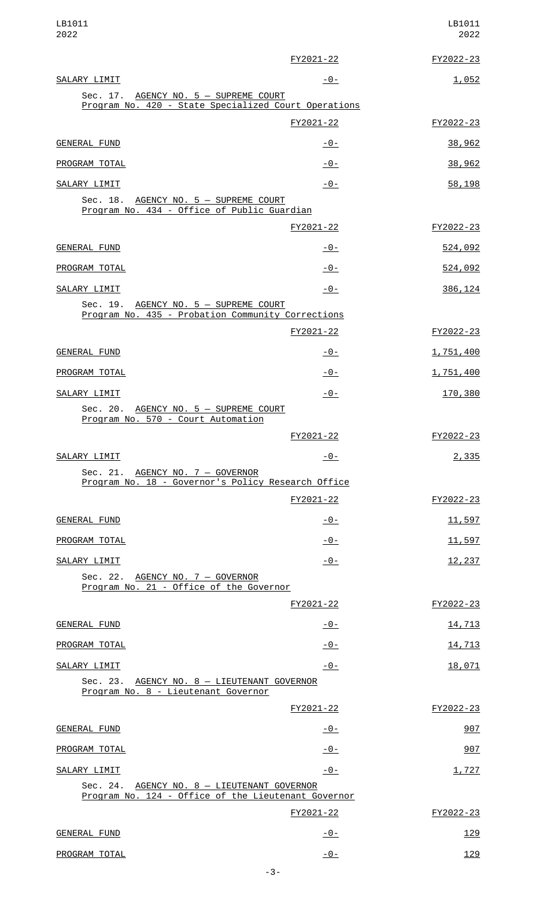| | FY2021-22 | FY2022-23 |
|---|---|---|
| SALARY LIMIT | -0- | 1,052 |

Sec. 17. AGENCY NO. 5 — SUPREME COURT
Program No. 420 - State Specialized Court Operations

| | FY2021-22 | FY2022-23 |
|---|---|---|
| GENERAL FUND | -0- | 38,962 |
| PROGRAM TOTAL | -0- | 38,962 |
| SALARY LIMIT | -0- | 58,198 |

Sec. 18. AGENCY NO. 5 — SUPREME COURT
Program No. 434 - Office of Public Guardian

| | FY2021-22 | FY2022-23 |
|---|---|---|
| GENERAL FUND | -0- | 524,092 |
| PROGRAM TOTAL | -0- | 524,092 |
| SALARY LIMIT | -0- | 386,124 |

Sec. 19. AGENCY NO. 5 — SUPREME COURT
Program No. 435 - Probation Community Corrections

| | FY2021-22 | FY2022-23 |
|---|---|---|
| GENERAL FUND | -0- | 1,751,400 |
| PROGRAM TOTAL | -0- | 1,751,400 |
| SALARY LIMIT | -0- | 170,380 |

Sec. 20. AGENCY NO. 5 — SUPREME COURT
Program No. 570 - Court Automation

| | FY2021-22 | FY2022-23 |
|---|---|---|
| SALARY LIMIT | -0- | 2,335 |

Sec. 21. AGENCY NO. 7 — GOVERNOR
Program No. 18 - Governor's Policy Research Office

| | FY2021-22 | FY2022-23 |
|---|---|---|
| GENERAL FUND | -0- | 11,597 |
| PROGRAM TOTAL | -0- | 11,597 |
| SALARY LIMIT | -0- | 12,237 |

Sec. 22. AGENCY NO. 7 — GOVERNOR
Program No. 21 - Office of the Governor

| | FY2021-22 | FY2022-23 |
|---|---|---|
| GENERAL FUND | -0- | 14,713 |
| PROGRAM TOTAL | -0- | 14,713 |
| SALARY LIMIT | -0- | 18,071 |

Sec. 23. AGENCY NO. 8 — LIEUTENANT GOVERNOR
Program No. 8 - Lieutenant Governor

| | FY2021-22 | FY2022-23 |
|---|---|---|
| GENERAL FUND | -0- | 907 |
| PROGRAM TOTAL | -0- | 907 |
| SALARY LIMIT | -0- | 1,727 |

Sec. 24. AGENCY NO. 8 — LIEUTENANT GOVERNOR
Program No. 124 - Office of the Lieutenant Governor

| | FY2021-22 | FY2022-23 |
|---|---|---|
| GENERAL FUND | -0- | 129 |
| PROGRAM TOTAL | -0- | 129 |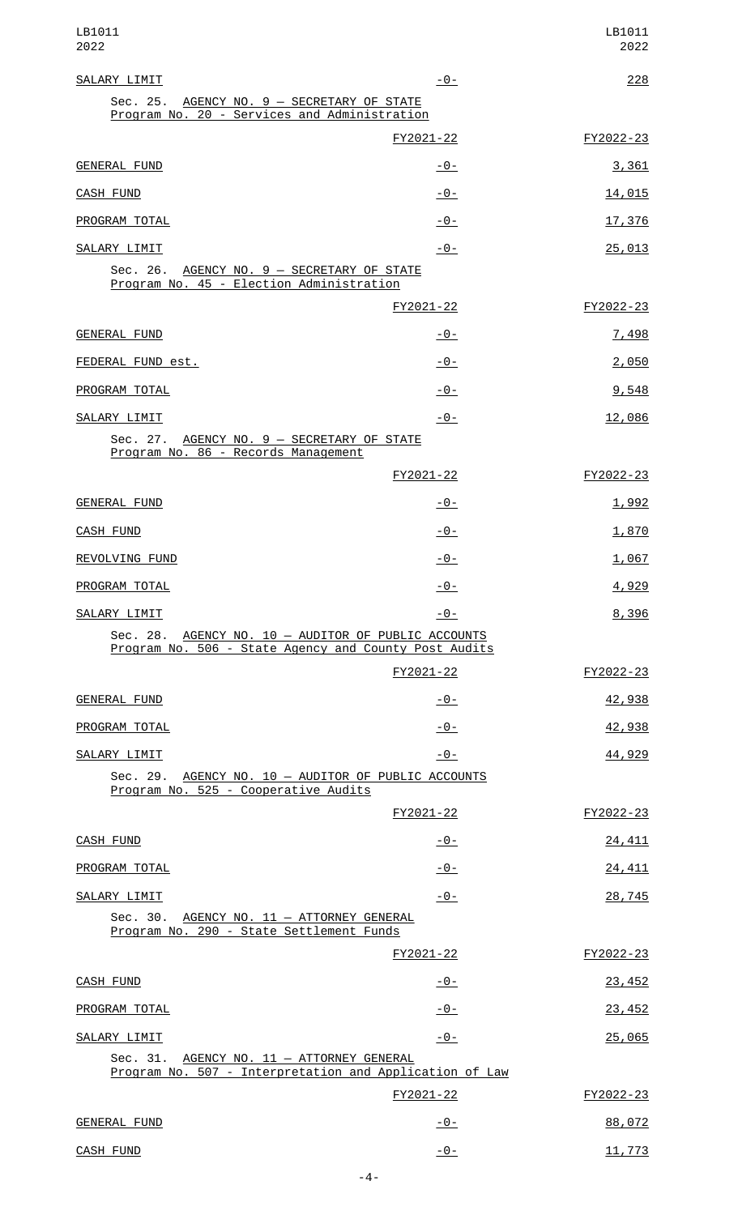| | | |
|---|---|---|
| SALARY LIMIT | -0- | 228 |

Sec. 25. AGENCY NO. 9 — SECRETARY OF STATE
Program No. 20 - Services and Administration

| | FY2021-22 | FY2022-23 |
|---|---|---|
| GENERAL FUND | -0- | 3,361 |
| CASH FUND | -0- | 14,015 |
| PROGRAM TOTAL | -0- | 17,376 |
| SALARY LIMIT | -0- | 25,013 |

Sec. 26. AGENCY NO. 9 — SECRETARY OF STATE
Program No. 45 - Election Administration

| | FY2021-22 | FY2022-23 |
|---|---|---|
| GENERAL FUND | -0- | 7,498 |
| FEDERAL FUND est. | -0- | 2,050 |
| PROGRAM TOTAL | -0- | 9,548 |
| SALARY LIMIT | -0- | 12,086 |

Sec. 27. AGENCY NO. 9 — SECRETARY OF STATE
Program No. 86 - Records Management

| | FY2021-22 | FY2022-23 |
|---|---|---|
| GENERAL FUND | -0- | 1,992 |
| CASH FUND | -0- | 1,870 |
| REVOLVING FUND | -0- | 1,067 |
| PROGRAM TOTAL | -0- | 4,929 |
| SALARY LIMIT | -0- | 8,396 |

Sec. 28. AGENCY NO. 10 — AUDITOR OF PUBLIC ACCOUNTS
Program No. 506 - State Agency and County Post Audits

| | FY2021-22 | FY2022-23 |
|---|---|---|
| GENERAL FUND | -0- | 42,938 |
| PROGRAM TOTAL | -0- | 42,938 |
| SALARY LIMIT | -0- | 44,929 |

Sec. 29. AGENCY NO. 10 — AUDITOR OF PUBLIC ACCOUNTS
Program No. 525 - Cooperative Audits

| | FY2021-22 | FY2022-23 |
|---|---|---|
| CASH FUND | -0- | 24,411 |
| PROGRAM TOTAL | -0- | 24,411 |
| SALARY LIMIT | -0- | 28,745 |

Sec. 30. AGENCY NO. 11 — ATTORNEY GENERAL
Program No. 290 - State Settlement Funds

| | FY2021-22 | FY2022-23 |
|---|---|---|
| CASH FUND | -0- | 23,452 |
| PROGRAM TOTAL | -0- | 23,452 |
| SALARY LIMIT | -0- | 25,065 |

Sec. 31. AGENCY NO. 11 — ATTORNEY GENERAL
Program No. 507 - Interpretation and Application of Law

| | FY2021-22 | FY2022-23 |
|---|---|---|
| GENERAL FUND | -0- | 88,072 |
| CASH FUND | -0- | 11,773 |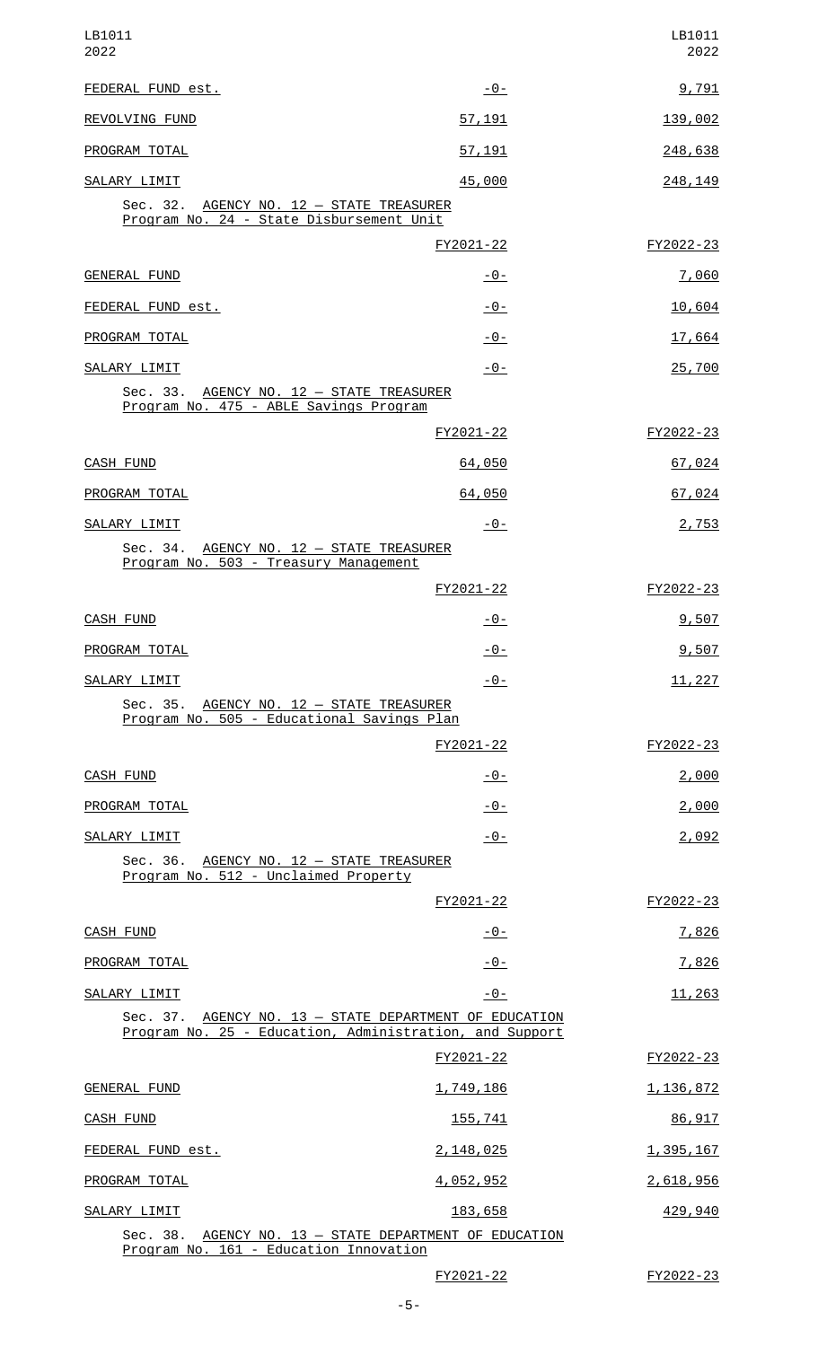| | | |
|---|---|---|
| FEDERAL FUND est. | -0- | 9,791 |
| REVOLVING FUND | 57,191 | 139,002 |
| PROGRAM TOTAL | 57,191 | 248,638 |
| SALARY LIMIT | 45,000 | 248,149 |

Sec. 32. AGENCY NO. 12 — STATE TREASURER
Program No. 24 - State Disbursement Unit

| | FY2021-22 | FY2022-23 |
|---|---|---|
| GENERAL FUND | -0- | 7,060 |
| FEDERAL FUND est. | -0- | 10,604 |
| PROGRAM TOTAL | -0- | 17,664 |
| SALARY LIMIT | -0- | 25,700 |

Sec. 33. AGENCY NO. 12 — STATE TREASURER
Program No. 475 - ABLE Savings Program

| | FY2021-22 | FY2022-23 |
|---|---|---|
| CASH FUND | 64,050 | 67,024 |
| PROGRAM TOTAL | 64,050 | 67,024 |
| SALARY LIMIT | -0- | 2,753 |

Sec. 34. AGENCY NO. 12 — STATE TREASURER
Program No. 503 - Treasury Management

| | FY2021-22 | FY2022-23 |
|---|---|---|
| CASH FUND | -0- | 9,507 |
| PROGRAM TOTAL | -0- | 9,507 |
| SALARY LIMIT | -0- | 11,227 |

Sec. 35. AGENCY NO. 12 — STATE TREASURER
Program No. 505 - Educational Savings Plan

| | FY2021-22 | FY2022-23 |
|---|---|---|
| CASH FUND | -0- | 2,000 |
| PROGRAM TOTAL | -0- | 2,000 |
| SALARY LIMIT | -0- | 2,092 |

Sec. 36. AGENCY NO. 12 — STATE TREASURER
Program No. 512 - Unclaimed Property

| | FY2021-22 | FY2022-23 |
|---|---|---|
| CASH FUND | -0- | 7,826 |
| PROGRAM TOTAL | -0- | 7,826 |
| SALARY LIMIT | -0- | 11,263 |

Sec. 37. AGENCY NO. 13 — STATE DEPARTMENT OF EDUCATION
Program No. 25 - Education, Administration, and Support

| | FY2021-22 | FY2022-23 |
|---|---|---|
| GENERAL FUND | 1,749,186 | 1,136,872 |
| CASH FUND | 155,741 | 86,917 |
| FEDERAL FUND est. | 2,148,025 | 1,395,167 |
| PROGRAM TOTAL | 4,052,952 | 2,618,956 |
| SALARY LIMIT | 183,658 | 429,940 |

Sec. 38. AGENCY NO. 13 — STATE DEPARTMENT OF EDUCATION
Program No. 161 - Education Innovation

| | FY2021-22 | FY2022-23 |
|---|---|---|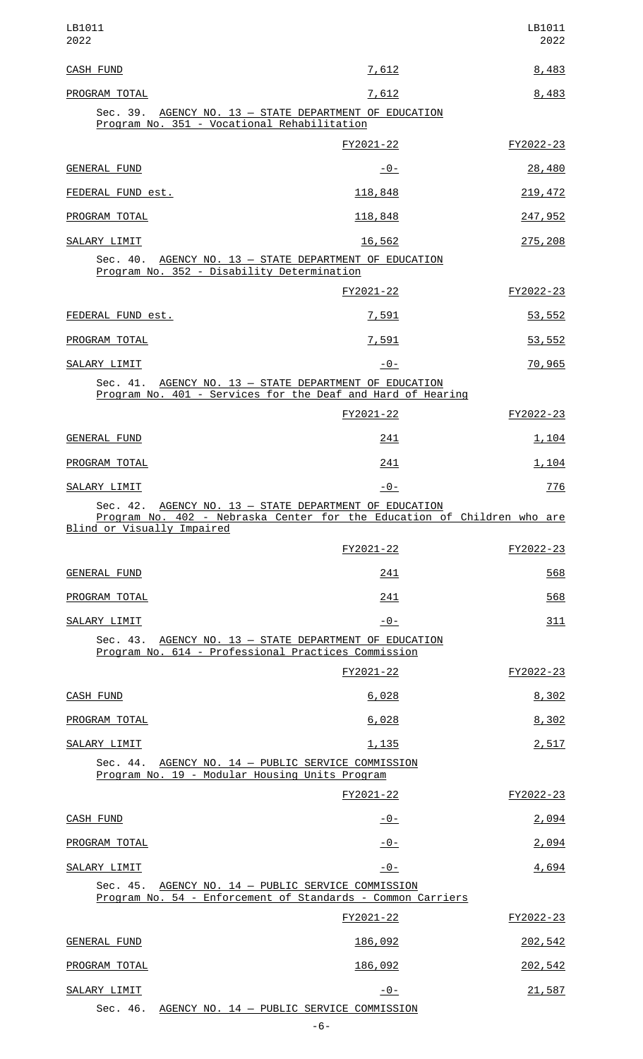| | | |
|---|---|---|
| CASH FUND | 7,612 | 8,483 |
| PROGRAM TOTAL | 7,612 | 8,483 |

Sec. 39. AGENCY NO. 13 — STATE DEPARTMENT OF EDUCATION
Program No. 351 - Vocational Rehabilitation

| | FY2021-22 | FY2022-23 |
|---|---|---|
| GENERAL FUND | -0- | 28,480 |
| FEDERAL FUND est. | 118,848 | 219,472 |
| PROGRAM TOTAL | 118,848 | 247,952 |
| SALARY LIMIT | 16,562 | 275,208 |

Sec. 40. AGENCY NO. 13 — STATE DEPARTMENT OF EDUCATION
Program No. 352 - Disability Determination

| | FY2021-22 | FY2022-23 |
|---|---|---|
| FEDERAL FUND est. | 7,591 | 53,552 |
| PROGRAM TOTAL | 7,591 | 53,552 |
| SALARY LIMIT | -0- | 70,965 |

Sec. 41. AGENCY NO. 13 — STATE DEPARTMENT OF EDUCATION
Program No. 401 - Services for the Deaf and Hard of Hearing

| | FY2021-22 | FY2022-23 |
|---|---|---|
| GENERAL FUND | 241 | 1,104 |
| PROGRAM TOTAL | 241 | 1,104 |
| SALARY LIMIT | -0- | 776 |

Sec. 42. AGENCY NO. 13 — STATE DEPARTMENT OF EDUCATION
Program No. 402 - Nebraska Center for the Education of Children who are Blind or Visually Impaired

| | FY2021-22 | FY2022-23 |
|---|---|---|
| GENERAL FUND | 241 | 568 |
| PROGRAM TOTAL | 241 | 568 |
| SALARY LIMIT | -0- | 311 |

Sec. 43. AGENCY NO. 13 — STATE DEPARTMENT OF EDUCATION
Program No. 614 - Professional Practices Commission

| | FY2021-22 | FY2022-23 |
|---|---|---|
| CASH FUND | 6,028 | 8,302 |
| PROGRAM TOTAL | 6,028 | 8,302 |
| SALARY LIMIT | 1,135 | 2,517 |

Sec. 44. AGENCY NO. 14 — PUBLIC SERVICE COMMISSION
Program No. 19 - Modular Housing Units Program

| | FY2021-22 | FY2022-23 |
|---|---|---|
| CASH FUND | -0- | 2,094 |
| PROGRAM TOTAL | -0- | 2,094 |
| SALARY LIMIT | -0- | 4,694 |

Sec. 45. AGENCY NO. 14 — PUBLIC SERVICE COMMISSION
Program No. 54 - Enforcement of Standards - Common Carriers

| | FY2021-22 | FY2022-23 |
|---|---|---|
| GENERAL FUND | 186,092 | 202,542 |
| PROGRAM TOTAL | 186,092 | 202,542 |
| SALARY LIMIT | -0- | 21,587 |

Sec. 46. AGENCY NO. 14 — PUBLIC SERVICE COMMISSION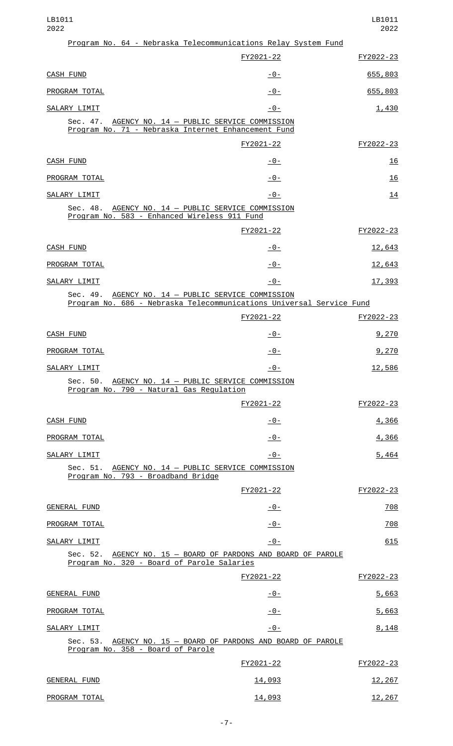Program No. 64 - Nebraska Telecommunications Relay System Fund

| | FY2021-22 | FY2022-23 |
|---|---|---|
| CASH FUND | -0- | 655,803 |
| PROGRAM TOTAL | -0- | 655,803 |
| SALARY LIMIT | -0- | 1,430 |

Sec. 47. AGENCY NO. 14 — PUBLIC SERVICE COMMISSION
Program No. 71 - Nebraska Internet Enhancement Fund

| | FY2021-22 | FY2022-23 |
|---|---|---|
| CASH FUND | -0- | 16 |
| PROGRAM TOTAL | -0- | 16 |
| SALARY LIMIT | -0- | 14 |

Sec. 48. AGENCY NO. 14 — PUBLIC SERVICE COMMISSION
Program No. 583 - Enhanced Wireless 911 Fund

| | FY2021-22 | FY2022-23 |
|---|---|---|
| CASH FUND | -0- | 12,643 |
| PROGRAM TOTAL | -0- | 12,643 |
| SALARY LIMIT | -0- | 17,393 |

Sec. 49. AGENCY NO. 14 — PUBLIC SERVICE COMMISSION
Program No. 686 - Nebraska Telecommunications Universal Service Fund

| | FY2021-22 | FY2022-23 |
|---|---|---|
| CASH FUND | -0- | 9,270 |
| PROGRAM TOTAL | -0- | 9,270 |
| SALARY LIMIT | -0- | 12,586 |

Sec. 50. AGENCY NO. 14 — PUBLIC SERVICE COMMISSION
Program No. 790 - Natural Gas Regulation

| | FY2021-22 | FY2022-23 |
|---|---|---|
| CASH FUND | -0- | 4,366 |
| PROGRAM TOTAL | -0- | 4,366 |
| SALARY LIMIT | -0- | 5,464 |

Sec. 51. AGENCY NO. 14 — PUBLIC SERVICE COMMISSION
Program No. 793 - Broadband Bridge

| | FY2021-22 | FY2022-23 |
|---|---|---|
| GENERAL FUND | -0- | 708 |
| PROGRAM TOTAL | -0- | 708 |
| SALARY LIMIT | -0- | 615 |

Sec. 52. AGENCY NO. 15 — BOARD OF PARDONS AND BOARD OF PAROLE
Program No. 320 - Board of Parole Salaries

| | FY2021-22 | FY2022-23 |
|---|---|---|
| GENERAL FUND | -0- | 5,663 |
| PROGRAM TOTAL | -0- | 5,663 |
| SALARY LIMIT | -0- | 8,148 |

Sec. 53. AGENCY NO. 15 — BOARD OF PARDONS AND BOARD OF PAROLE
Program No. 358 - Board of Parole

| | FY2021-22 | FY2022-23 |
|---|---|---|
| GENERAL FUND | 14,093 | 12,267 |
| PROGRAM TOTAL | 14,093 | 12,267 |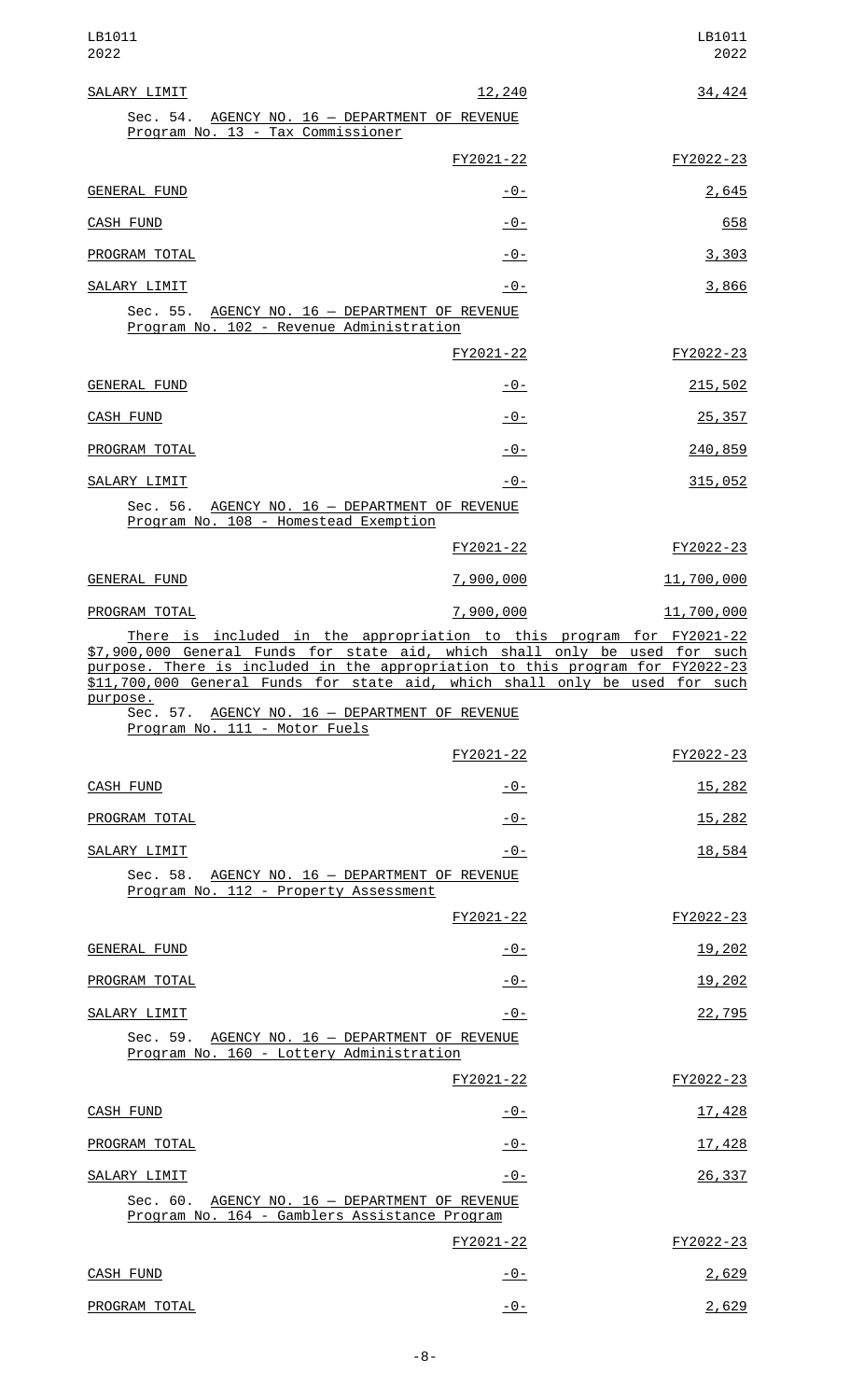| SALARY LIMIT | 12,240 | 34,424 |
|---|---|---|

Sec. 54. AGENCY NO. 16 — DEPARTMENT OF REVENUE
Program No. 13 - Tax Commissioner

| | FY2021-22 | FY2022-23 |
|---|---|---|
| GENERAL FUND | -0- | 2,645 |
| CASH FUND | -0- | 658 |
| PROGRAM TOTAL | -0- | 3,303 |
| SALARY LIMIT | -0- | 3,866 |

Sec. 55. AGENCY NO. 16 — DEPARTMENT OF REVENUE
Program No. 102 - Revenue Administration

| | FY2021-22 | FY2022-23 |
|---|---|---|
| GENERAL FUND | -0- | 215,502 |
| CASH FUND | -0- | 25,357 |
| PROGRAM TOTAL | -0- | 240,859 |
| SALARY LIMIT | -0- | 315,052 |

Sec. 56. AGENCY NO. 16 — DEPARTMENT OF REVENUE
Program No. 108 - Homestead Exemption

| | FY2021-22 | FY2022-23 |
|---|---|---|
| GENERAL FUND | 7,900,000 | 11,700,000 |
| PROGRAM TOTAL | 7,900,000 | 11,700,000 |

There is included in the appropriation to this program for FY2021-22 $7,900,000 General Funds for state aid, which shall only be used for such purpose. There is included in the appropriation to this program for FY2022-23 $11,700,000 General Funds for state aid, which shall only be used for such purpose.

Sec. 57. AGENCY NO. 16 — DEPARTMENT OF REVENUE
Program No. 111 - Motor Fuels

| | FY2021-22 | FY2022-23 |
|---|---|---|
| CASH FUND | -0- | 15,282 |
| PROGRAM TOTAL | -0- | 15,282 |
| SALARY LIMIT | -0- | 18,584 |

Sec. 58. AGENCY NO. 16 — DEPARTMENT OF REVENUE
Program No. 112 - Property Assessment

| | FY2021-22 | FY2022-23 |
|---|---|---|
| GENERAL FUND | -0- | 19,202 |
| PROGRAM TOTAL | -0- | 19,202 |
| SALARY LIMIT | -0- | 22,795 |

Sec. 59. AGENCY NO. 16 — DEPARTMENT OF REVENUE
Program No. 160 - Lottery Administration

| | FY2021-22 | FY2022-23 |
|---|---|---|
| CASH FUND | -0- | 17,428 |
| PROGRAM TOTAL | -0- | 17,428 |
| SALARY LIMIT | -0- | 26,337 |

Sec. 60. AGENCY NO. 16 — DEPARTMENT OF REVENUE
Program No. 164 - Gamblers Assistance Program

| | FY2021-22 | FY2022-23 |
|---|---|---|
| CASH FUND | -0- | 2,629 |
| PROGRAM TOTAL | -0- | 2,629 |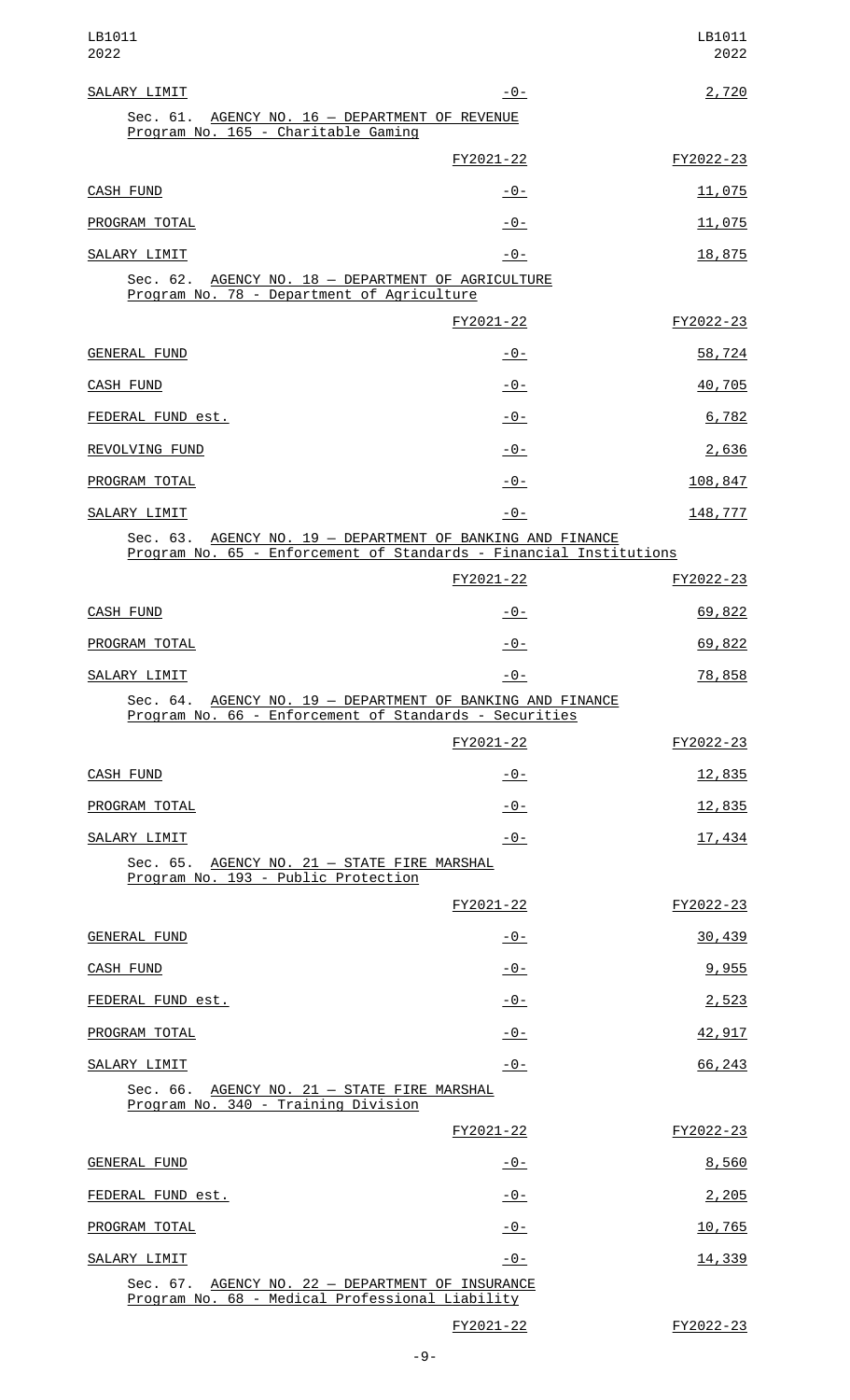| | | |
|---|---|---|
| SALARY LIMIT | -0- | 2,720 |

Sec. 61. AGENCY NO. 16 — DEPARTMENT OF REVENUE
Program No. 165 - Charitable Gaming

| | FY2021-22 | FY2022-23 |
|---|---|---|
| CASH FUND | -0- | 11,075 |
| PROGRAM TOTAL | -0- | 11,075 |
| SALARY LIMIT | -0- | 18,875 |

Sec. 62. AGENCY NO. 18 — DEPARTMENT OF AGRICULTURE
Program No. 78 - Department of Agriculture

| | FY2021-22 | FY2022-23 |
|---|---|---|
| GENERAL FUND | -0- | 58,724 |
| CASH FUND | -0- | 40,705 |
| FEDERAL FUND est. | -0- | 6,782 |
| REVOLVING FUND | -0- | 2,636 |
| PROGRAM TOTAL | -0- | 108,847 |
| SALARY LIMIT | -0- | 148,777 |

Sec. 63. AGENCY NO. 19 — DEPARTMENT OF BANKING AND FINANCE
Program No. 65 - Enforcement of Standards - Financial Institutions

| | FY2021-22 | FY2022-23 |
|---|---|---|
| CASH FUND | -0- | 69,822 |
| PROGRAM TOTAL | -0- | 69,822 |
| SALARY LIMIT | -0- | 78,858 |

Sec. 64. AGENCY NO. 19 — DEPARTMENT OF BANKING AND FINANCE
Program No. 66 - Enforcement of Standards - Securities

| | FY2021-22 | FY2022-23 |
|---|---|---|
| CASH FUND | -0- | 12,835 |
| PROGRAM TOTAL | -0- | 12,835 |
| SALARY LIMIT | -0- | 17,434 |

Sec. 65. AGENCY NO. 21 — STATE FIRE MARSHAL
Program No. 193 - Public Protection

| | FY2021-22 | FY2022-23 |
|---|---|---|
| GENERAL FUND | -0- | 30,439 |
| CASH FUND | -0- | 9,955 |
| FEDERAL FUND est. | -0- | 2,523 |
| PROGRAM TOTAL | -0- | 42,917 |
| SALARY LIMIT | -0- | 66,243 |

Sec. 66. AGENCY NO. 21 — STATE FIRE MARSHAL
Program No. 340 - Training Division

| | FY2021-22 | FY2022-23 |
|---|---|---|
| GENERAL FUND | -0- | 8,560 |
| FEDERAL FUND est. | -0- | 2,205 |
| PROGRAM TOTAL | -0- | 10,765 |
| SALARY LIMIT | -0- | 14,339 |

Sec. 67. AGENCY NO. 22 — DEPARTMENT OF INSURANCE
Program No. 68 - Medical Professional Liability

| | FY2021-22 | FY2022-23 |
|---|---|---|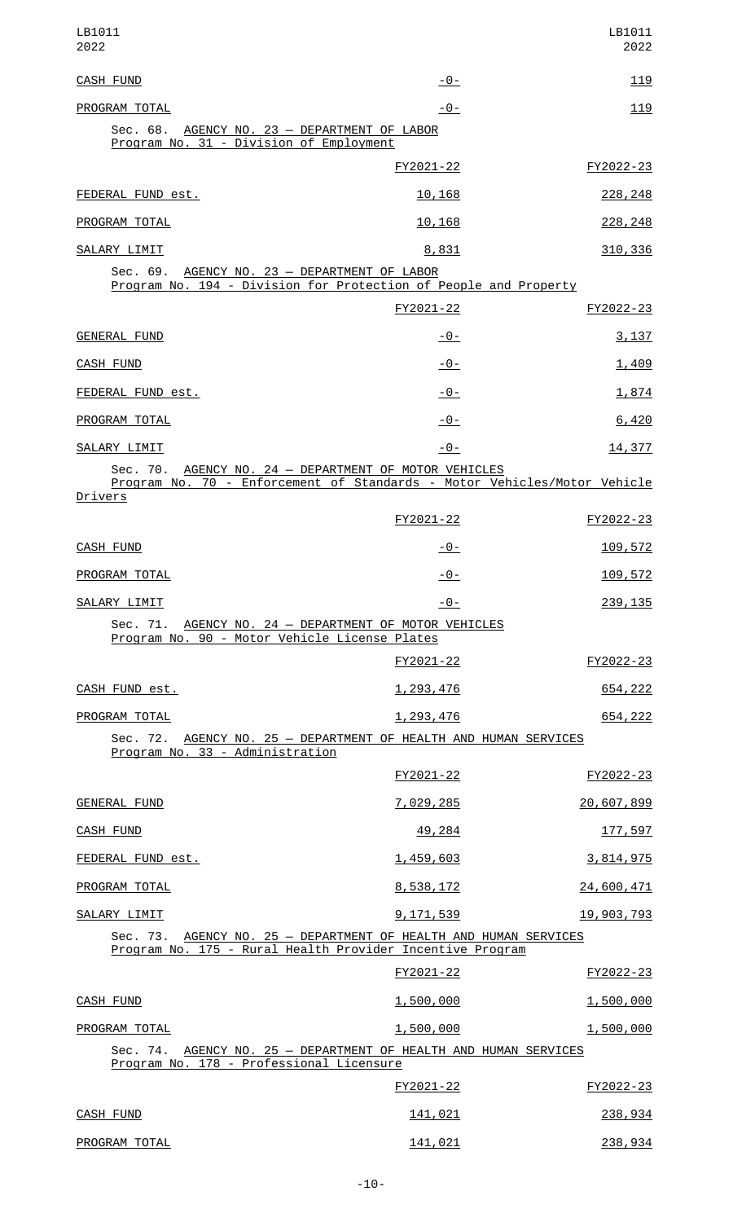| | | |
|---|---|---|
| CASH FUND | -0- | 119 |
| PROGRAM TOTAL | -0- | 119 |

Sec. 68. AGENCY NO. 23 — DEPARTMENT OF LABOR
Program No. 31 - Division of Employment

| | FY2021-22 | FY2022-23 |
|---|---|---|
| FEDERAL FUND est. | 10,168 | 228,248 |
| PROGRAM TOTAL | 10,168 | 228,248 |
| SALARY LIMIT | 8,831 | 310,336 |

Sec. 69. AGENCY NO. 23 — DEPARTMENT OF LABOR
Program No. 194 - Division for Protection of People and Property

| | FY2021-22 | FY2022-23 |
|---|---|---|
| GENERAL FUND | -0- | 3,137 |
| CASH FUND | -0- | 1,409 |
| FEDERAL FUND est. | -0- | 1,874 |
| PROGRAM TOTAL | -0- | 6,420 |
| SALARY LIMIT | -0- | 14,377 |

Sec. 70. AGENCY NO. 24 — DEPARTMENT OF MOTOR VEHICLES
Program No. 70 - Enforcement of Standards - Motor Vehicles/Motor Vehicle Drivers

| | FY2021-22 | FY2022-23 |
|---|---|---|
| CASH FUND | -0- | 109,572 |
| PROGRAM TOTAL | -0- | 109,572 |
| SALARY LIMIT | -0- | 239,135 |

Sec. 71. AGENCY NO. 24 — DEPARTMENT OF MOTOR VEHICLES
Program No. 90 - Motor Vehicle License Plates

| | FY2021-22 | FY2022-23 |
|---|---|---|
| CASH FUND est. | 1,293,476 | 654,222 |
| PROGRAM TOTAL | 1,293,476 | 654,222 |

Sec. 72. AGENCY NO. 25 — DEPARTMENT OF HEALTH AND HUMAN SERVICES
Program No. 33 - Administration

| | FY2021-22 | FY2022-23 |
|---|---|---|
| GENERAL FUND | 7,029,285 | 20,607,899 |
| CASH FUND | 49,284 | 177,597 |
| FEDERAL FUND est. | 1,459,603 | 3,814,975 |
| PROGRAM TOTAL | 8,538,172 | 24,600,471 |
| SALARY LIMIT | 9,171,539 | 19,903,793 |

Sec. 73. AGENCY NO. 25 — DEPARTMENT OF HEALTH AND HUMAN SERVICES
Program No. 175 - Rural Health Provider Incentive Program

| | FY2021-22 | FY2022-23 |
|---|---|---|
| CASH FUND | 1,500,000 | 1,500,000 |
| PROGRAM TOTAL | 1,500,000 | 1,500,000 |

Sec. 74. AGENCY NO. 25 — DEPARTMENT OF HEALTH AND HUMAN SERVICES
Program No. 178 - Professional Licensure

| | FY2021-22 | FY2022-23 |
|---|---|---|
| CASH FUND | 141,021 | 238,934 |
| PROGRAM TOTAL | 141,021 | 238,934 |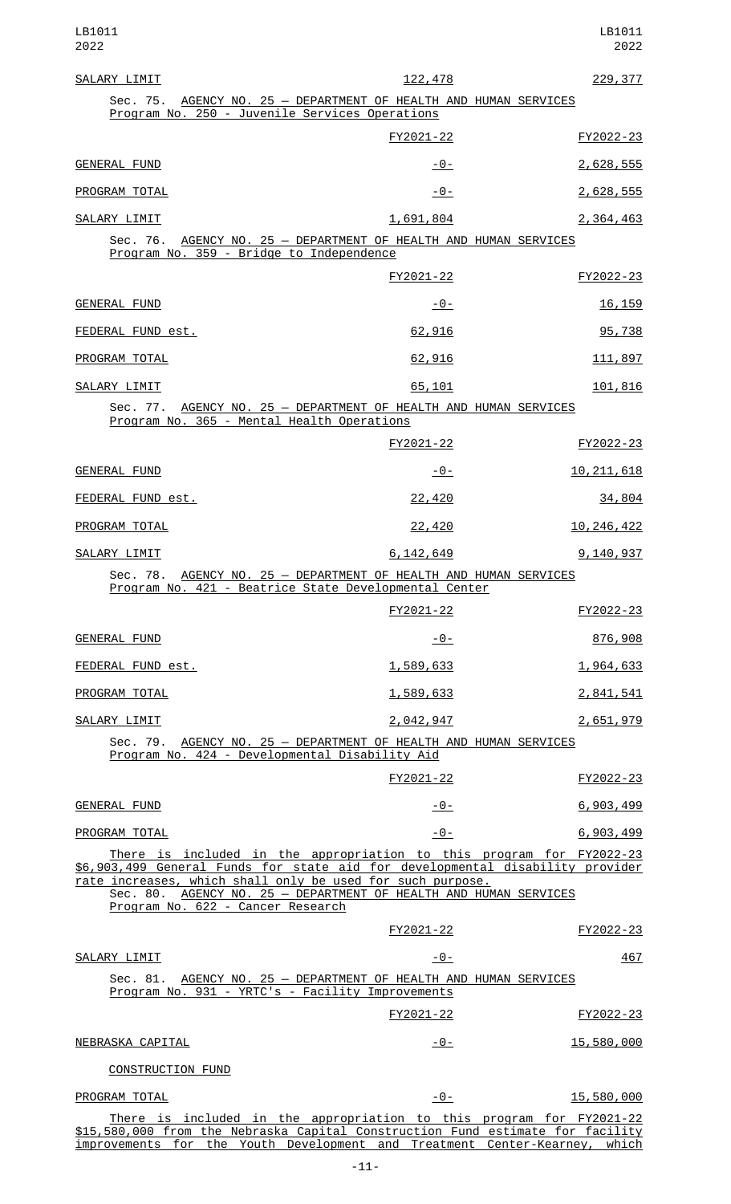| | | |
|---|---|---|
| SALARY LIMIT | 122,478 | 229,377 |

Sec. 75. AGENCY NO. 25 — DEPARTMENT OF HEALTH AND HUMAN SERVICES
Program No. 250 - Juvenile Services Operations

| | FY2021-22 | FY2022-23 |
|---|---|---|
| GENERAL FUND | -0- | 2,628,555 |
| PROGRAM TOTAL | -0- | 2,628,555 |
| SALARY LIMIT | 1,691,804 | 2,364,463 |

Sec. 76. AGENCY NO. 25 — DEPARTMENT OF HEALTH AND HUMAN SERVICES
Program No. 359 - Bridge to Independence

| | FY2021-22 | FY2022-23 |
|---|---|---|
| GENERAL FUND | -0- | 16,159 |
| FEDERAL FUND est. | 62,916 | 95,738 |
| PROGRAM TOTAL | 62,916 | 111,897 |
| SALARY LIMIT | 65,101 | 101,816 |

Sec. 77. AGENCY NO. 25 — DEPARTMENT OF HEALTH AND HUMAN SERVICES
Program No. 365 - Mental Health Operations

| | FY2021-22 | FY2022-23 |
|---|---|---|
| GENERAL FUND | -0- | 10,211,618 |
| FEDERAL FUND est. | 22,420 | 34,804 |
| PROGRAM TOTAL | 22,420 | 10,246,422 |
| SALARY LIMIT | 6,142,649 | 9,140,937 |

Sec. 78. AGENCY NO. 25 — DEPARTMENT OF HEALTH AND HUMAN SERVICES
Program No. 421 - Beatrice State Developmental Center

| | FY2021-22 | FY2022-23 |
|---|---|---|
| GENERAL FUND | -0- | 876,908 |
| FEDERAL FUND est. | 1,589,633 | 1,964,633 |
| PROGRAM TOTAL | 1,589,633 | 2,841,541 |
| SALARY LIMIT | 2,042,947 | 2,651,979 |

Sec. 79. AGENCY NO. 25 — DEPARTMENT OF HEALTH AND HUMAN SERVICES
Program No. 424 - Developmental Disability Aid

| | FY2021-22 | FY2022-23 |
|---|---|---|
| GENERAL FUND | -0- | 6,903,499 |
| PROGRAM TOTAL | -0- | 6,903,499 |

There is included in the appropriation to this program for FY2022-23 $6,903,499 General Funds for state aid for developmental disability provider rate increases, which shall only be used for such purpose.

Sec. 80. AGENCY NO. 25 — DEPARTMENT OF HEALTH AND HUMAN SERVICES
Program No. 622 - Cancer Research

| | FY2021-22 | FY2022-23 |
|---|---|---|
| SALARY LIMIT | -0- | 467 |

Sec. 81. AGENCY NO. 25 — DEPARTMENT OF HEALTH AND HUMAN SERVICES
Program No. 931 - YRTC's - Facility Improvements

| | FY2021-22 | FY2022-23 |
|---|---|---|
| NEBRASKA CAPITAL CONSTRUCTION FUND | -0- | 15,580,000 |
| PROGRAM TOTAL | -0- | 15,580,000 |

There is included in the appropriation to this program for FY2021-22 $15,580,000 from the Nebraska Capital Construction Fund estimate for facility improvements for the Youth Development and Treatment Center-Kearney, which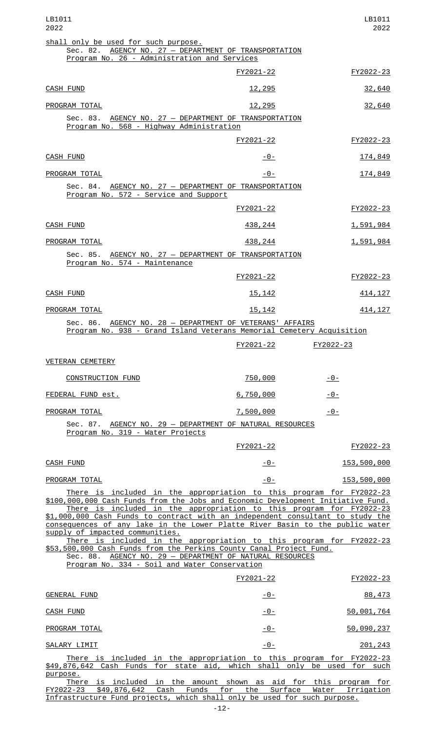shall only be used for such purpose.

Sec. 82. AGENCY NO. 27 — DEPARTMENT OF TRANSPORTATION
Program No. 26 - Administration and Services

| | FY2021-22 | FY2022-23 |
|---|---|---|
| CASH FUND | 12,295 | 32,640 |
| PROGRAM TOTAL | 12,295 | 32,640 |

Sec. 83. AGENCY NO. 27 — DEPARTMENT OF TRANSPORTATION
Program No. 568 - Highway Administration

| | FY2021-22 | FY2022-23 |
|---|---|---|
| CASH FUND | -0- | 174,849 |
| PROGRAM TOTAL | -0- | 174,849 |

Sec. 84. AGENCY NO. 27 — DEPARTMENT OF TRANSPORTATION
Program No. 572 - Service and Support

| | FY2021-22 | FY2022-23 |
|---|---|---|
| CASH FUND | 438,244 | 1,591,984 |
| PROGRAM TOTAL | 438,244 | 1,591,984 |

Sec. 85. AGENCY NO. 27 — DEPARTMENT OF TRANSPORTATION
Program No. 574 - Maintenance

| | FY2021-22 | FY2022-23 |
|---|---|---|
| CASH FUND | 15,142 | 414,127 |
| PROGRAM TOTAL | 15,142 | 414,127 |

Sec. 86. AGENCY NO. 28 — DEPARTMENT OF VETERANS' AFFAIRS
Program No. 938 - Grand Island Veterans Memorial Cemetery Acquisition

| | FY2021-22 | FY2022-23 |
|---|---|---|
| VETERAN CEMETERY | | |
| CONSTRUCTION FUND | 750,000 | -0- |
| FEDERAL FUND est. | 6,750,000 | -0- |
| PROGRAM TOTAL | 7,500,000 | -0- |

Sec. 87. AGENCY NO. 29 — DEPARTMENT OF NATURAL RESOURCES
Program No. 319 - Water Projects

| | FY2021-22 | FY2022-23 |
|---|---|---|
| CASH FUND | -0- | 153,500,000 |
| PROGRAM TOTAL | -0- | 153,500,000 |

There is included in the appropriation to this program for FY2022-23 $100,000,000 Cash Funds from the Jobs and Economic Development Initiative Fund.

There is included in the appropriation to this program for FY2022-23 $1,000,000 Cash Funds to contract with an independent consultant to study the consequences of any lake in the Lower Platte River Basin to the public water supply of impacted communities.

There is included in the appropriation to this program for FY2022-23 $53,500,000 Cash Funds from the Perkins County Canal Project Fund.

Sec. 88. AGENCY NO. 29 — DEPARTMENT OF NATURAL RESOURCES
Program No. 334 - Soil and Water Conservation

| | FY2021-22 | FY2022-23 |
|---|---|---|
| GENERAL FUND | -0- | 88,473 |
| CASH FUND | -0- | 50,001,764 |
| PROGRAM TOTAL | -0- | 50,090,237 |
| SALARY LIMIT | -0- | 201,243 |

There is included in the appropriation to this program for FY2022-23 $49,876,642 Cash Funds for state aid, which shall only be used for such purpose.

There is included in the amount shown as aid for this program for FY2022-23 $49,876,642 Cash Funds for the Surface Water Irrigation Infrastructure Fund projects, which shall only be used for such purpose.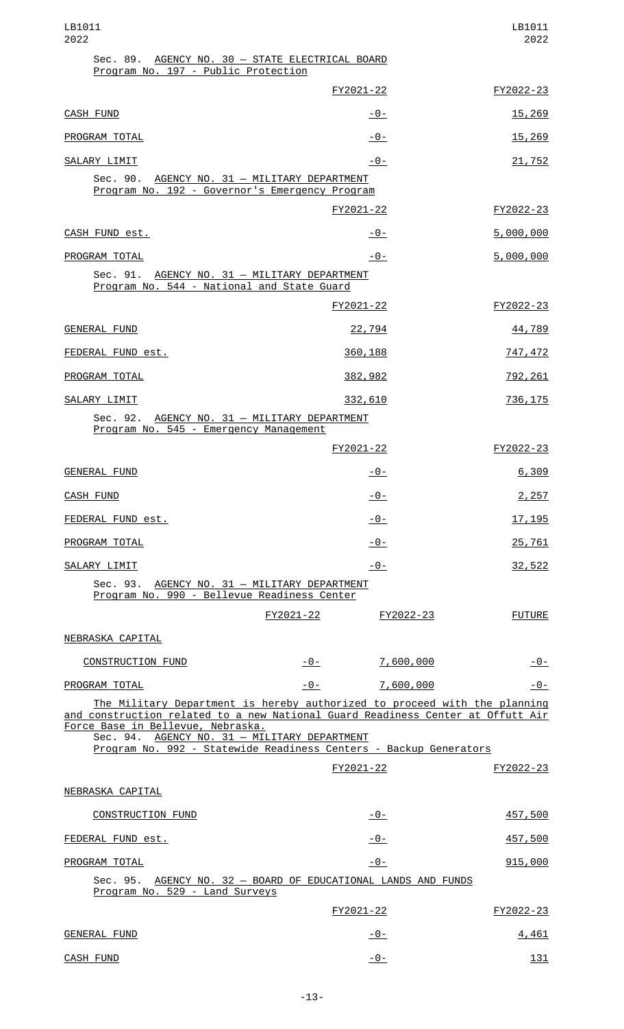Sec. 89. AGENCY NO. 30 — STATE ELECTRICAL BOARD
Program No. 197 - Public Protection

| | FY2021-22 | FY2022-23 |
|---|---|---|
| CASH FUND | -0- | 15,269 |
| PROGRAM TOTAL | -0- | 15,269 |
| SALARY LIMIT | -0- | 21,752 |

Sec. 90. AGENCY NO. 31 — MILITARY DEPARTMENT
Program No. 192 - Governor's Emergency Program

| | FY2021-22 | FY2022-23 |
|---|---|---|
| CASH FUND est. | -0- | 5,000,000 |
| PROGRAM TOTAL | -0- | 5,000,000 |

Sec. 91. AGENCY NO. 31 — MILITARY DEPARTMENT
Program No. 544 - National and State Guard

| | FY2021-22 | FY2022-23 |
|---|---|---|
| GENERAL FUND | 22,794 | 44,789 |
| FEDERAL FUND est. | 360,188 | 747,472 |
| PROGRAM TOTAL | 382,982 | 792,261 |
| SALARY LIMIT | 332,610 | 736,175 |

Sec. 92. AGENCY NO. 31 — MILITARY DEPARTMENT
Program No. 545 - Emergency Management

| | FY2021-22 | FY2022-23 |
|---|---|---|
| GENERAL FUND | -0- | 6,309 |
| CASH FUND | -0- | 2,257 |
| FEDERAL FUND est. | -0- | 17,195 |
| PROGRAM TOTAL | -0- | 25,761 |
| SALARY LIMIT | -0- | 32,522 |

Sec. 93. AGENCY NO. 31 — MILITARY DEPARTMENT
Program No. 990 - Bellevue Readiness Center

| | FY2021-22 | FY2022-23 | FUTURE |
|---|---|---|---|
| NEBRASKA CAPITAL CONSTRUCTION FUND | -0- | 7,600,000 | -0- |
| PROGRAM TOTAL | -0- | 7,600,000 | -0- |

The Military Department is hereby authorized to proceed with the planning and construction related to a new National Guard Readiness Center at Offutt Air Force Base in Bellevue, Nebraska.

Sec. 94. AGENCY NO. 31 — MILITARY DEPARTMENT
Program No. 992 - Statewide Readiness Centers - Backup Generators

| | FY2021-22 | FY2022-23 |
|---|---|---|
| NEBRASKA CAPITAL CONSTRUCTION FUND | -0- | 457,500 |
| FEDERAL FUND est. | -0- | 457,500 |
| PROGRAM TOTAL | -0- | 915,000 |

Sec. 95. AGENCY NO. 32 — BOARD OF EDUCATIONAL LANDS AND FUNDS
Program No. 529 - Land Surveys

| | FY2021-22 | FY2022-23 |
|---|---|---|
| GENERAL FUND | -0- | 4,461 |
| CASH FUND | -0- | 131 |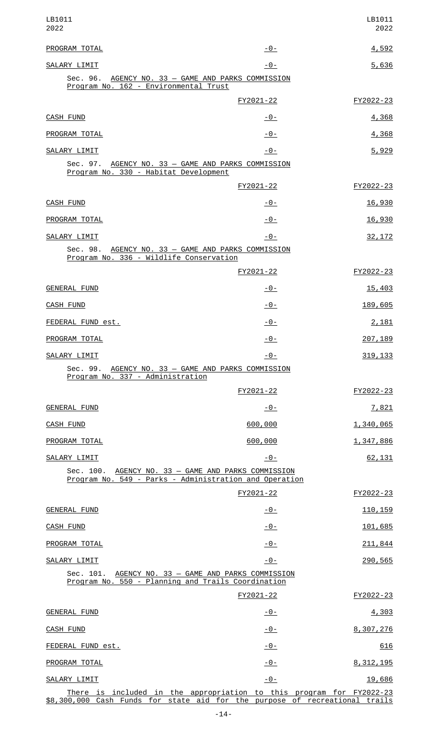| | | |
|---|---|---|
| PROGRAM TOTAL | -0- | 4,592 |
| SALARY LIMIT | -0- | 5,636 |

Sec. 96. AGENCY NO. 33 — GAME AND PARKS COMMISSION
Program No. 162 - Environmental Trust

| | FY2021-22 | FY2022-23 |
|---|---|---|
| CASH FUND | -0- | 4,368 |
| PROGRAM TOTAL | -0- | 4,368 |
| SALARY LIMIT | -0- | 5,929 |

Sec. 97. AGENCY NO. 33 — GAME AND PARKS COMMISSION
Program No. 330 - Habitat Development

| | FY2021-22 | FY2022-23 |
|---|---|---|
| CASH FUND | -0- | 16,930 |
| PROGRAM TOTAL | -0- | 16,930 |
| SALARY LIMIT | -0- | 32,172 |

Sec. 98. AGENCY NO. 33 — GAME AND PARKS COMMISSION
Program No. 336 - Wildlife Conservation

| | FY2021-22 | FY2022-23 |
|---|---|---|
| GENERAL FUND | -0- | 15,403 |
| CASH FUND | -0- | 189,605 |
| FEDERAL FUND est. | -0- | 2,181 |
| PROGRAM TOTAL | -0- | 207,189 |
| SALARY LIMIT | -0- | 319,133 |

Sec. 99. AGENCY NO. 33 — GAME AND PARKS COMMISSION
Program No. 337 - Administration

| | FY2021-22 | FY2022-23 |
|---|---|---|
| GENERAL FUND | -0- | 7,821 |
| CASH FUND | 600,000 | 1,340,065 |
| PROGRAM TOTAL | 600,000 | 1,347,886 |
| SALARY LIMIT | -0- | 62,131 |

Sec. 100. AGENCY NO. 33 — GAME AND PARKS COMMISSION
Program No. 549 - Parks - Administration and Operation

| | FY2021-22 | FY2022-23 |
|---|---|---|
| GENERAL FUND | -0- | 110,159 |
| CASH FUND | -0- | 101,685 |
| PROGRAM TOTAL | -0- | 211,844 |
| SALARY LIMIT | -0- | 290,565 |

Sec. 101. AGENCY NO. 33 — GAME AND PARKS COMMISSION
Program No. 550 - Planning and Trails Coordination

| | FY2021-22 | FY2022-23 |
|---|---|---|
| GENERAL FUND | -0- | 4,303 |
| CASH FUND | -0- | 8,307,276 |
| FEDERAL FUND est. | -0- | 616 |
| PROGRAM TOTAL | -0- | 8,312,195 |
| SALARY LIMIT | -0- | 19,686 |

There is included in the appropriation to this program for FY2022-23 $8,300,000 Cash Funds for state aid for the purpose of recreational trails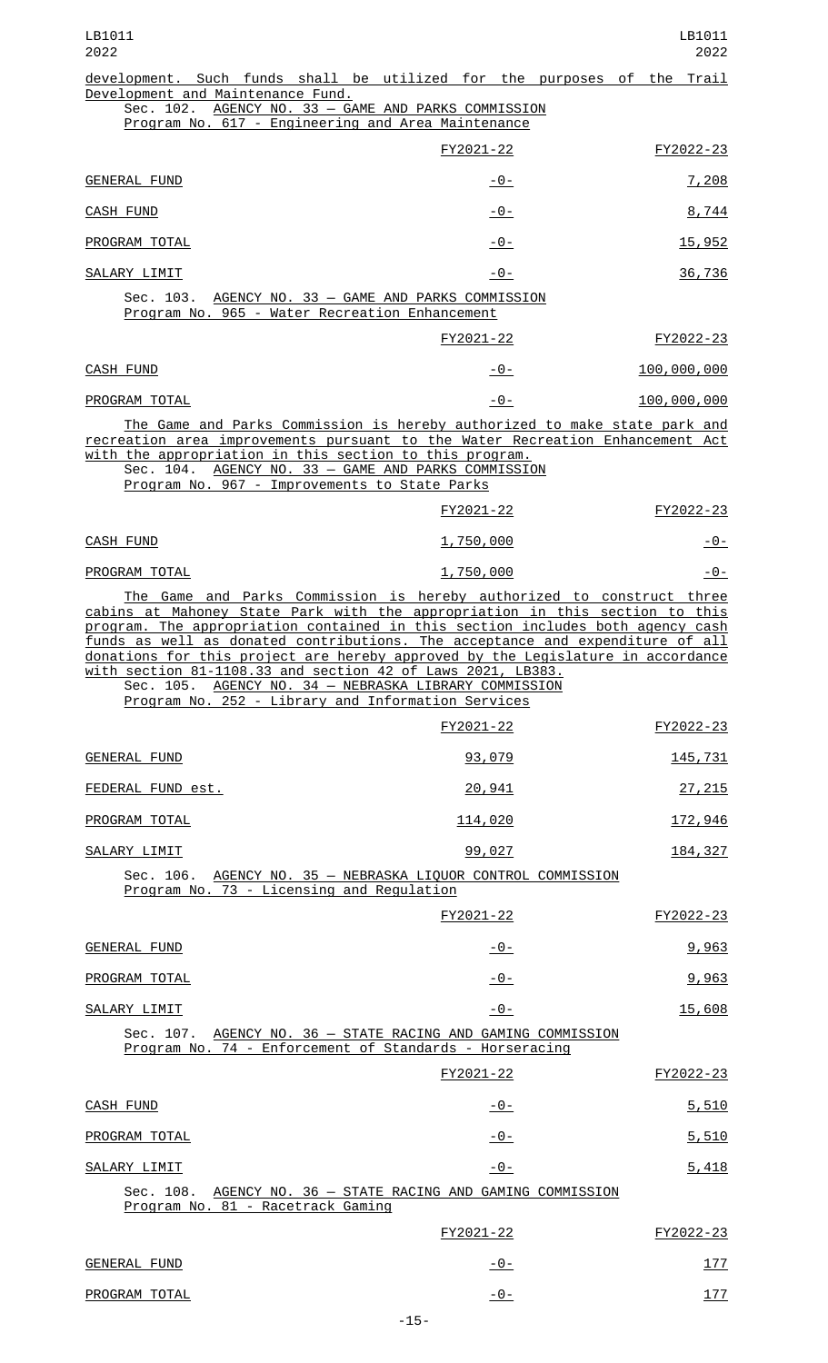development. Such funds shall be utilized for the purposes of the Trail Development and Maintenance Fund.

Sec. 102. AGENCY NO. 33 — GAME AND PARKS COMMISSION
Program No. 617 - Engineering and Area Maintenance

| | FY2021-22 | FY2022-23 |
|---|---|---|
| GENERAL FUND | -0- | 7,208 |
| CASH FUND | -0- | 8,744 |
| PROGRAM TOTAL | -0- | 15,952 |
| SALARY LIMIT | -0- | 36,736 |

Sec. 103. AGENCY NO. 33 — GAME AND PARKS COMMISSION
Program No. 965 - Water Recreation Enhancement

| | FY2021-22 | FY2022-23 |
|---|---|---|
| CASH FUND | -0- | 100,000,000 |
| PROGRAM TOTAL | -0- | 100,000,000 |

The Game and Parks Commission is hereby authorized to make state park and recreation area improvements pursuant to the Water Recreation Enhancement Act with the appropriation in this section to this program.

Sec. 104. AGENCY NO. 33 — GAME AND PARKS COMMISSION
Program No. 967 - Improvements to State Parks

| | FY2021-22 | FY2022-23 |
|---|---|---|
| CASH FUND | 1,750,000 | -0- |
| PROGRAM TOTAL | 1,750,000 | -0- |

The Game and Parks Commission is hereby authorized to construct three cabins at Mahoney State Park with the appropriation in this section to this program. The appropriation contained in this section includes both agency cash funds as well as donated contributions. The acceptance and expenditure of all donations for this project are hereby approved by the Legislature in accordance with section 81-1108.33 and section 42 of Laws 2021, LB383.

Sec. 105. AGENCY NO. 34 — NEBRASKA LIBRARY COMMISSION
Program No. 252 - Library and Information Services

| | FY2021-22 | FY2022-23 |
|---|---|---|
| GENERAL FUND | 93,079 | 145,731 |
| FEDERAL FUND est. | 20,941 | 27,215 |
| PROGRAM TOTAL | 114,020 | 172,946 |
| SALARY LIMIT | 99,027 | 184,327 |

Sec. 106. AGENCY NO. 35 — NEBRASKA LIQUOR CONTROL COMMISSION
Program No. 73 - Licensing and Regulation

| | FY2021-22 | FY2022-23 |
|---|---|---|
| GENERAL FUND | -0- | 9,963 |
| PROGRAM TOTAL | -0- | 9,963 |
| SALARY LIMIT | -0- | 15,608 |

Sec. 107. AGENCY NO. 36 — STATE RACING AND GAMING COMMISSION
Program No. 74 - Enforcement of Standards - Horseracing

| | FY2021-22 | FY2022-23 |
|---|---|---|
| CASH FUND | -0- | 5,510 |
| PROGRAM TOTAL | -0- | 5,510 |
| SALARY LIMIT | -0- | 5,418 |

Sec. 108. AGENCY NO. 36 — STATE RACING AND GAMING COMMISSION
Program No. 81 - Racetrack Gaming

| | FY2021-22 | FY2022-23 |
|---|---|---|
| GENERAL FUND | -0- | 177 |
| PROGRAM TOTAL | -0- | 177 |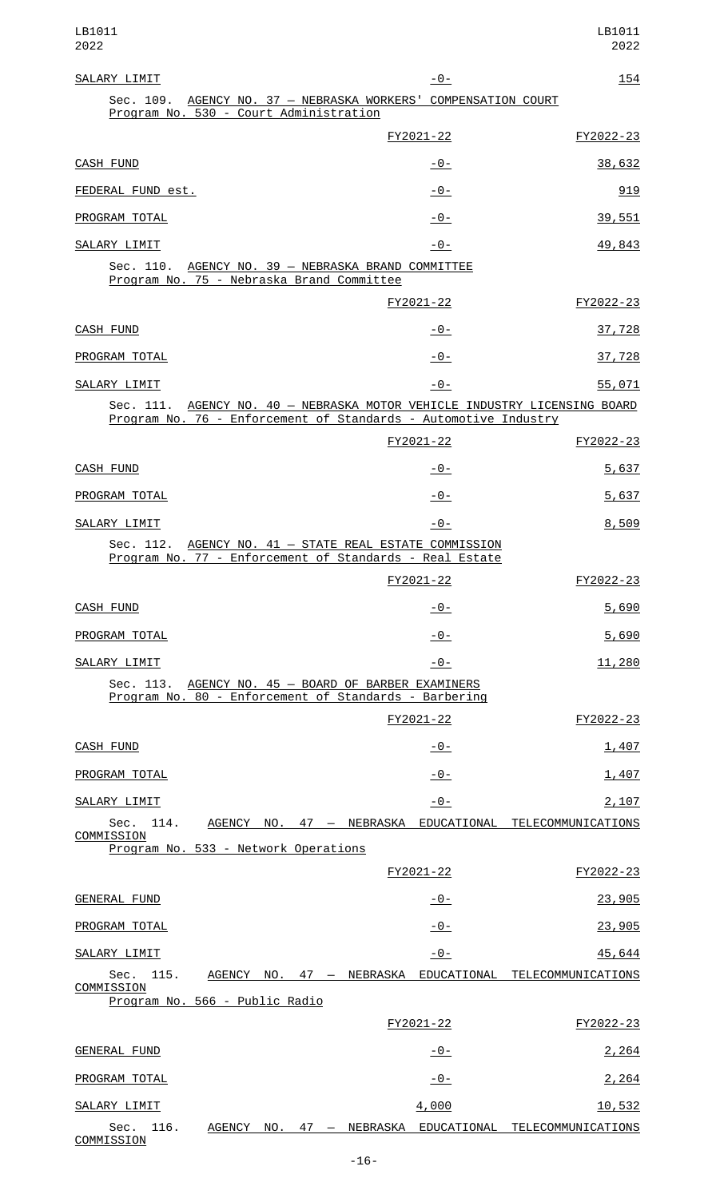| | FY2021-22 | FY2022-23 |
|---|---|---|
| SALARY LIMIT | -0- | 154 |

Sec. 109. AGENCY NO. 37 — NEBRASKA WORKERS' COMPENSATION COURT
Program No. 530 - Court Administration

| | FY2021-22 | FY2022-23 |
|---|---|---|
| CASH FUND | -0- | 38,632 |
| FEDERAL FUND est. | -0- | 919 |
| PROGRAM TOTAL | -0- | 39,551 |
| SALARY LIMIT | -0- | 49,843 |

Sec. 110. AGENCY NO. 39 — NEBRASKA BRAND COMMITTEE
Program No. 75 - Nebraska Brand Committee

| | FY2021-22 | FY2022-23 |
|---|---|---|
| CASH FUND | -0- | 37,728 |
| PROGRAM TOTAL | -0- | 37,728 |
| SALARY LIMIT | -0- | 55,071 |

Sec. 111. AGENCY NO. 40 — NEBRASKA MOTOR VEHICLE INDUSTRY LICENSING BOARD
Program No. 76 - Enforcement of Standards - Automotive Industry

| | FY2021-22 | FY2022-23 |
|---|---|---|
| CASH FUND | -0- | 5,637 |
| PROGRAM TOTAL | -0- | 5,637 |
| SALARY LIMIT | -0- | 8,509 |

Sec. 112. AGENCY NO. 41 — STATE REAL ESTATE COMMISSION
Program No. 77 - Enforcement of Standards - Real Estate

| | FY2021-22 | FY2022-23 |
|---|---|---|
| CASH FUND | -0- | 5,690 |
| PROGRAM TOTAL | -0- | 5,690 |
| SALARY LIMIT | -0- | 11,280 |

Sec. 113. AGENCY NO. 45 — BOARD OF BARBER EXAMINERS
Program No. 80 - Enforcement of Standards - Barbering

| | FY2021-22 | FY2022-23 |
|---|---|---|
| CASH FUND | -0- | 1,407 |
| PROGRAM TOTAL | -0- | 1,407 |
| SALARY LIMIT | -0- | 2,107 |

Sec. 114. AGENCY NO. 47 — NEBRASKA EDUCATIONAL TELECOMMUNICATIONS COMMISSION
Program No. 533 - Network Operations

| | FY2021-22 | FY2022-23 |
|---|---|---|
| GENERAL FUND | -0- | 23,905 |
| PROGRAM TOTAL | -0- | 23,905 |
| SALARY LIMIT | -0- | 45,644 |

Sec. 115. AGENCY NO. 47 — NEBRASKA EDUCATIONAL TELECOMMUNICATIONS COMMISSION
Program No. 566 - Public Radio

| | FY2021-22 | FY2022-23 |
|---|---|---|
| GENERAL FUND | -0- | 2,264 |
| PROGRAM TOTAL | -0- | 2,264 |
| SALARY LIMIT | 4,000 | 10,532 |

Sec. 116. AGENCY NO. 47 — NEBRASKA EDUCATIONAL TELECOMMUNICATIONS COMMISSION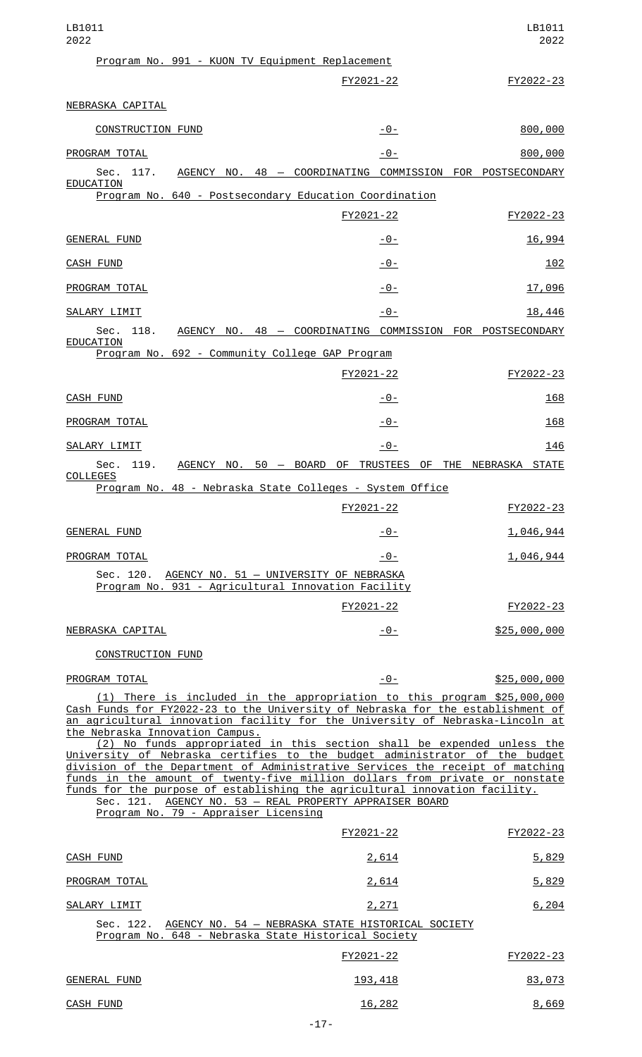Program No. 991 - KUON TV Equipment Replacement

| | FY2021-22 | FY2022-23 |
|---|---|---|
| NEBRASKA CAPITAL CONSTRUCTION FUND | -0- | 800,000 |
| PROGRAM TOTAL | -0- | 800,000 |

Sec. 117. AGENCY NO. 48 — COORDINATING COMMISSION FOR POSTSECONDARY EDUCATION

Program No. 640 - Postsecondary Education Coordination

| | FY2021-22 | FY2022-23 |
|---|---|---|
| GENERAL FUND | -0- | 16,994 |
| CASH FUND | -0- | 102 |
| PROGRAM TOTAL | -0- | 17,096 |
| SALARY LIMIT | -0- | 18,446 |

Sec. 118. AGENCY NO. 48 — COORDINATING COMMISSION FOR POSTSECONDARY EDUCATION

Program No. 692 - Community College GAP Program

| | FY2021-22 | FY2022-23 |
|---|---|---|
| CASH FUND | -0- | 168 |
| PROGRAM TOTAL | -0- | 168 |
| SALARY LIMIT | -0- | 146 |

Sec. 119. AGENCY NO. 50 — BOARD OF TRUSTEES OF THE NEBRASKA STATE COLLEGES

Program No. 48 - Nebraska State Colleges - System Office

| | FY2021-22 | FY2022-23 |
|---|---|---|
| GENERAL FUND | -0- | 1,046,944 |
| PROGRAM TOTAL | -0- | 1,046,944 |

Sec. 120. AGENCY NO. 51 — UNIVERSITY OF NEBRASKA

Program No. 931 - Agricultural Innovation Facility

| | FY2021-22 | FY2022-23 |
|---|---|---|
| NEBRASKA CAPITAL CONSTRUCTION FUND | -0- | $25,000,000 |
| PROGRAM TOTAL | -0- | $25,000,000 |

(1) There is included in the appropriation to this program $25,000,000 Cash Funds for FY2022-23 to the University of Nebraska for the establishment of an agricultural innovation facility for the University of Nebraska-Lincoln at the Nebraska Innovation Campus.

(2) No funds appropriated in this section shall be expended unless the University of Nebraska certifies to the budget administrator of the budget division of the Department of Administrative Services the receipt of matching funds in the amount of twenty-five million dollars from private or nonstate funds for the purpose of establishing the agricultural innovation facility.

Sec. 121. AGENCY NO. 53 — REAL PROPERTY APPRAISER BOARD

Program No. 79 - Appraiser Licensing

| | FY2021-22 | FY2022-23 |
|---|---|---|
| CASH FUND | 2,614 | 5,829 |
| PROGRAM TOTAL | 2,614 | 5,829 |
| SALARY LIMIT | 2,271 | 6,204 |

Sec. 122. AGENCY NO. 54 — NEBRASKA STATE HISTORICAL SOCIETY

Program No. 648 - Nebraska State Historical Society

| | FY2021-22 | FY2022-23 |
|---|---|---|
| GENERAL FUND | 193,418 | 83,073 |
| CASH FUND | 16,282 | 8,669 |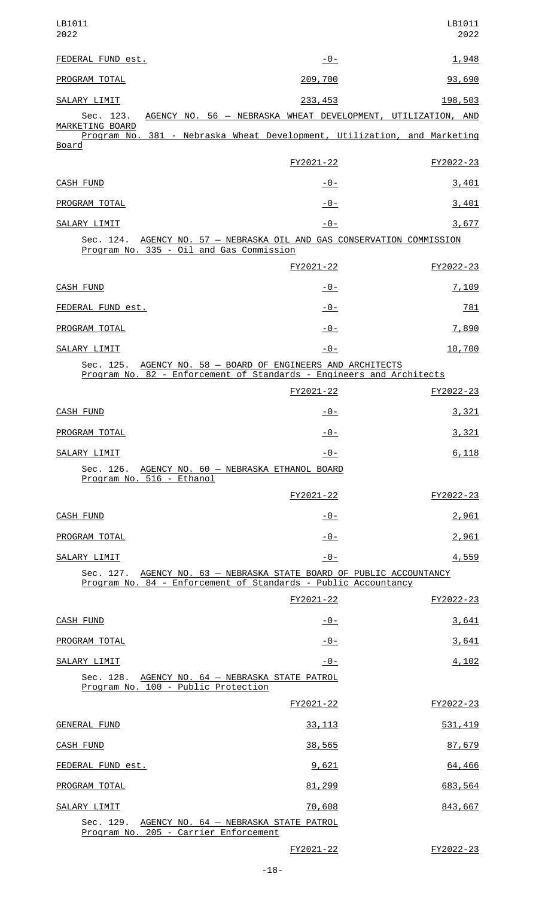| | | |
|---|---|---|
| FEDERAL FUND est. | -0- | 1,948 |
| PROGRAM TOTAL | 209,700 | 93,690 |
| SALARY LIMIT | 233,453 | 198,503 |

Sec. 123. AGENCY NO. 56 — NEBRASKA WHEAT DEVELOPMENT, UTILIZATION, AND MARKETING BOARD

Program No. 381 - Nebraska Wheat Development, Utilization, and Marketing Board

| | FY2021-22 | FY2022-23 |
|---|---|---|
| CASH FUND | -0- | 3,401 |
| PROGRAM TOTAL | -0- | 3,401 |
| SALARY LIMIT | -0- | 3,677 |

Sec. 124. AGENCY NO. 57 — NEBRASKA OIL AND GAS CONSERVATION COMMISSION

Program No. 335 - Oil and Gas Commission

| | FY2021-22 | FY2022-23 |
|---|---|---|
| CASH FUND | -0- | 7,109 |
| FEDERAL FUND est. | -0- | 781 |
| PROGRAM TOTAL | -0- | 7,890 |
| SALARY LIMIT | -0- | 10,700 |

Sec. 125. AGENCY NO. 58 — BOARD OF ENGINEERS AND ARCHITECTS

Program No. 82 - Enforcement of Standards - Engineers and Architects

| | FY2021-22 | FY2022-23 |
|---|---|---|
| CASH FUND | -0- | 3,321 |
| PROGRAM TOTAL | -0- | 3,321 |
| SALARY LIMIT | -0- | 6,118 |

Sec. 126. AGENCY NO. 60 — NEBRASKA ETHANOL BOARD

Program No. 516 - Ethanol

| | FY2021-22 | FY2022-23 |
|---|---|---|
| CASH FUND | -0- | 2,961 |
| PROGRAM TOTAL | -0- | 2,961 |
| SALARY LIMIT | -0- | 4,559 |

Sec. 127. AGENCY NO. 63 — NEBRASKA STATE BOARD OF PUBLIC ACCOUNTANCY

Program No. 84 - Enforcement of Standards - Public Accountancy

| | FY2021-22 | FY2022-23 |
|---|---|---|
| CASH FUND | -0- | 3,641 |
| PROGRAM TOTAL | -0- | 3,641 |
| SALARY LIMIT | -0- | 4,102 |

Sec. 128. AGENCY NO. 64 — NEBRASKA STATE PATROL

Program No. 100 - Public Protection

| | FY2021-22 | FY2022-23 |
|---|---|---|
| GENERAL FUND | 33,113 | 531,419 |
| CASH FUND | 38,565 | 87,679 |
| FEDERAL FUND est. | 9,621 | 64,466 |
| PROGRAM TOTAL | 81,299 | 683,564 |
| SALARY LIMIT | 70,608 | 843,667 |

Sec. 129. AGENCY NO. 64 — NEBRASKA STATE PATROL

Program No. 205 - Carrier Enforcement

| | FY2021-22 | FY2022-23 |
|---|---|---|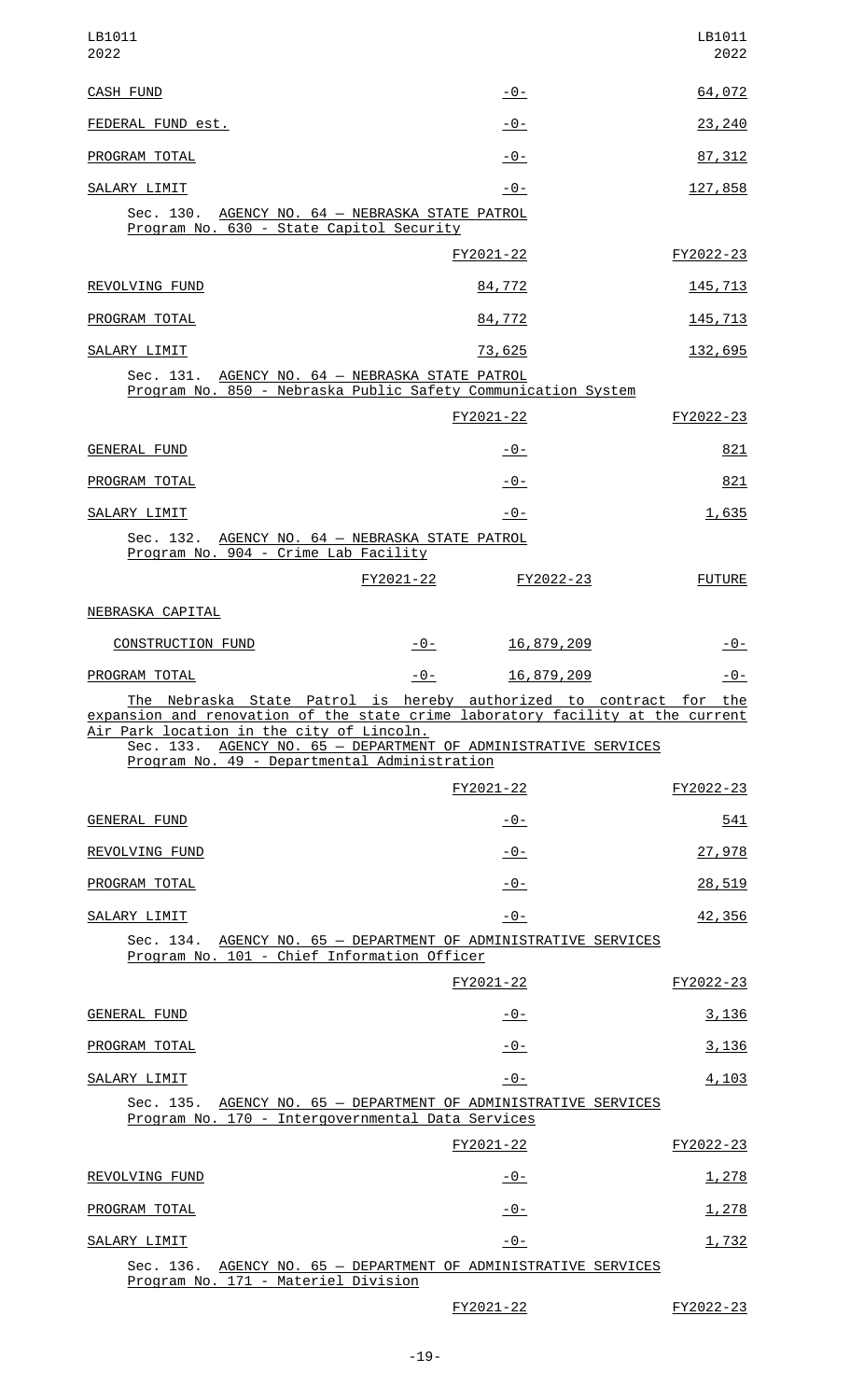| | | |
|---|---|---|
| CASH FUND | -0- | 64,072 |
| FEDERAL FUND est. | -0- | 23,240 |
| PROGRAM TOTAL | -0- | 87,312 |
| SALARY LIMIT | -0- | 127,858 |

Sec. 130. AGENCY NO. 64 — NEBRASKA STATE PATROL
Program No. 630 - State Capitol Security

| | FY2021-22 | FY2022-23 |
|---|---|---|
| REVOLVING FUND | 84,772 | 145,713 |
| PROGRAM TOTAL | 84,772 | 145,713 |
| SALARY LIMIT | 73,625 | 132,695 |

Sec. 131. AGENCY NO. 64 — NEBRASKA STATE PATROL
Program No. 850 - Nebraska Public Safety Communication System

| | FY2021-22 | FY2022-23 |
|---|---|---|
| GENERAL FUND | -0- | 821 |
| PROGRAM TOTAL | -0- | 821 |
| SALARY LIMIT | -0- | 1,635 |

Sec. 132. AGENCY NO. 64 — NEBRASKA STATE PATROL
Program No. 904 - Crime Lab Facility

| | FY2021-22 | FY2022-23 | FUTURE |
|---|---|---|---|
| NEBRASKA CAPITAL CONSTRUCTION FUND | -0- | 16,879,209 | -0- |
| PROGRAM TOTAL | -0- | 16,879,209 | -0- |

The Nebraska State Patrol is hereby authorized to contract for the expansion and renovation of the state crime laboratory facility at the current Air Park location in the city of Lincoln.

Sec. 133. AGENCY NO. 65 — DEPARTMENT OF ADMINISTRATIVE SERVICES
Program No. 49 - Departmental Administration

| | FY2021-22 | FY2022-23 |
|---|---|---|
| GENERAL FUND | -0- | 541 |
| REVOLVING FUND | -0- | 27,978 |
| PROGRAM TOTAL | -0- | 28,519 |
| SALARY LIMIT | -0- | 42,356 |

Sec. 134. AGENCY NO. 65 — DEPARTMENT OF ADMINISTRATIVE SERVICES
Program No. 101 - Chief Information Officer

| | FY2021-22 | FY2022-23 |
|---|---|---|
| GENERAL FUND | -0- | 3,136 |
| PROGRAM TOTAL | -0- | 3,136 |
| SALARY LIMIT | -0- | 4,103 |

Sec. 135. AGENCY NO. 65 — DEPARTMENT OF ADMINISTRATIVE SERVICES
Program No. 170 - Intergovernmental Data Services

| | FY2021-22 | FY2022-23 |
|---|---|---|
| REVOLVING FUND | -0- | 1,278 |
| PROGRAM TOTAL | -0- | 1,278 |
| SALARY LIMIT | -0- | 1,732 |

Sec. 136. AGENCY NO. 65 — DEPARTMENT OF ADMINISTRATIVE SERVICES
Program No. 171 - Materiel Division

| | FY2021-22 | FY2022-23 |
|---|---|---|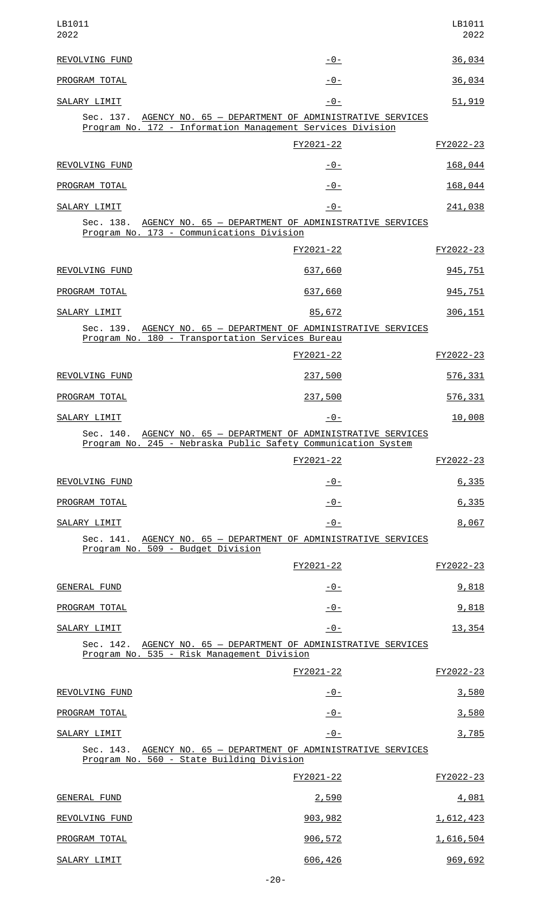| | | |
|---|---|---|
| REVOLVING FUND | -0- | 36,034 |
| PROGRAM TOTAL | -0- | 36,034 |
| SALARY LIMIT | -0- | 51,919 |

Sec. 137. AGENCY NO. 65 — DEPARTMENT OF ADMINISTRATIVE SERVICES
Program No. 172 - Information Management Services Division

| | FY2021-22 | FY2022-23 |
|---|---|---|
| REVOLVING FUND | -0- | 168,044 |
| PROGRAM TOTAL | -0- | 168,044 |
| SALARY LIMIT | -0- | 241,038 |

Sec. 138. AGENCY NO. 65 — DEPARTMENT OF ADMINISTRATIVE SERVICES
Program No. 173 - Communications Division

| | FY2021-22 | FY2022-23 |
|---|---|---|
| REVOLVING FUND | 637,660 | 945,751 |
| PROGRAM TOTAL | 637,660 | 945,751 |
| SALARY LIMIT | 85,672 | 306,151 |

Sec. 139. AGENCY NO. 65 — DEPARTMENT OF ADMINISTRATIVE SERVICES
Program No. 180 - Transportation Services Bureau

| | FY2021-22 | FY2022-23 |
|---|---|---|
| REVOLVING FUND | 237,500 | 576,331 |
| PROGRAM TOTAL | 237,500 | 576,331 |
| SALARY LIMIT | -0- | 10,008 |

Sec. 140. AGENCY NO. 65 — DEPARTMENT OF ADMINISTRATIVE SERVICES
Program No. 245 - Nebraska Public Safety Communication System

| | FY2021-22 | FY2022-23 |
|---|---|---|
| REVOLVING FUND | -0- | 6,335 |
| PROGRAM TOTAL | -0- | 6,335 |
| SALARY LIMIT | -0- | 8,067 |

Sec. 141. AGENCY NO. 65 — DEPARTMENT OF ADMINISTRATIVE SERVICES
Program No. 509 - Budget Division

| | FY2021-22 | FY2022-23 |
|---|---|---|
| GENERAL FUND | -0- | 9,818 |
| PROGRAM TOTAL | -0- | 9,818 |
| SALARY LIMIT | -0- | 13,354 |

Sec. 142. AGENCY NO. 65 — DEPARTMENT OF ADMINISTRATIVE SERVICES
Program No. 535 - Risk Management Division

| | FY2021-22 | FY2022-23 |
|---|---|---|
| REVOLVING FUND | -0- | 3,580 |
| PROGRAM TOTAL | -0- | 3,580 |
| SALARY LIMIT | -0- | 3,785 |

Sec. 143. AGENCY NO. 65 — DEPARTMENT OF ADMINISTRATIVE SERVICES
Program No. 560 - State Building Division

| | FY2021-22 | FY2022-23 |
|---|---|---|
| GENERAL FUND | 2,590 | 4,081 |
| REVOLVING FUND | 903,982 | 1,612,423 |
| PROGRAM TOTAL | 906,572 | 1,616,504 |
| SALARY LIMIT | 606,426 | 969,692 |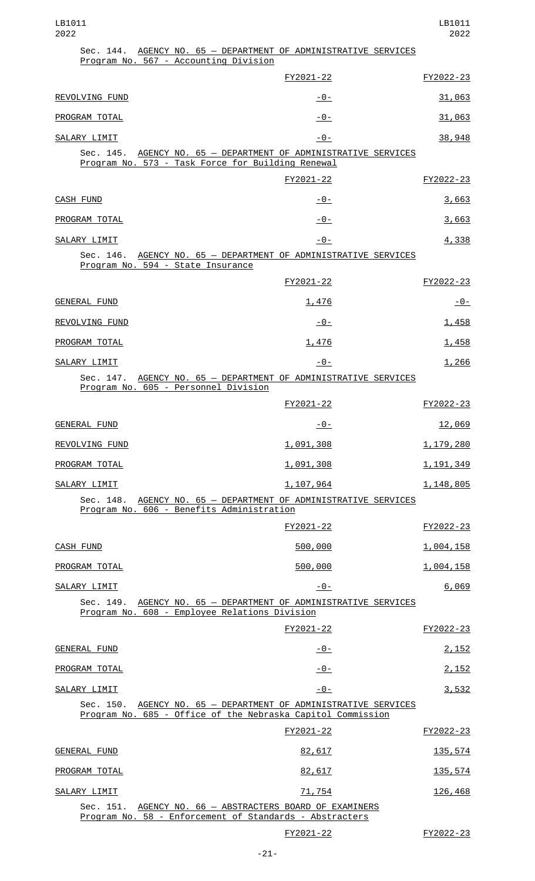Sec. 144. AGENCY NO. 65 — DEPARTMENT OF ADMINISTRATIVE SERVICES
Program No. 567 - Accounting Division

| | FY2021-22 | FY2022-23 |
|---|---|---|
| REVOLVING FUND | -0- | 31,063 |
| PROGRAM TOTAL | -0- | 31,063 |
| SALARY LIMIT | -0- | 38,948 |

Sec. 145. AGENCY NO. 65 — DEPARTMENT OF ADMINISTRATIVE SERVICES
Program No. 573 - Task Force for Building Renewal

| | FY2021-22 | FY2022-23 |
|---|---|---|
| CASH FUND | -0- | 3,663 |
| PROGRAM TOTAL | -0- | 3,663 |
| SALARY LIMIT | -0- | 4,338 |

Sec. 146. AGENCY NO. 65 — DEPARTMENT OF ADMINISTRATIVE SERVICES
Program No. 594 - State Insurance

| | FY2021-22 | FY2022-23 |
|---|---|---|
| GENERAL FUND | 1,476 | -0- |
| REVOLVING FUND | -0- | 1,458 |
| PROGRAM TOTAL | 1,476 | 1,458 |
| SALARY LIMIT | -0- | 1,266 |

Sec. 147. AGENCY NO. 65 — DEPARTMENT OF ADMINISTRATIVE SERVICES
Program No. 605 - Personnel Division

| | FY2021-22 | FY2022-23 |
|---|---|---|
| GENERAL FUND | -0- | 12,069 |
| REVOLVING FUND | 1,091,308 | 1,179,280 |
| PROGRAM TOTAL | 1,091,308 | 1,191,349 |
| SALARY LIMIT | 1,107,964 | 1,148,805 |

Sec. 148. AGENCY NO. 65 — DEPARTMENT OF ADMINISTRATIVE SERVICES
Program No. 606 - Benefits Administration

| | FY2021-22 | FY2022-23 |
|---|---|---|
| CASH FUND | 500,000 | 1,004,158 |
| PROGRAM TOTAL | 500,000 | 1,004,158 |
| SALARY LIMIT | -0- | 6,069 |

Sec. 149. AGENCY NO. 65 — DEPARTMENT OF ADMINISTRATIVE SERVICES
Program No. 608 - Employee Relations Division

| | FY2021-22 | FY2022-23 |
|---|---|---|
| GENERAL FUND | -0- | 2,152 |
| PROGRAM TOTAL | -0- | 2,152 |
| SALARY LIMIT | -0- | 3,532 |

Sec. 150. AGENCY NO. 65 — DEPARTMENT OF ADMINISTRATIVE SERVICES
Program No. 685 - Office of the Nebraska Capitol Commission

| | FY2021-22 | FY2022-23 |
|---|---|---|
| GENERAL FUND | 82,617 | 135,574 |
| PROGRAM TOTAL | 82,617 | 135,574 |
| SALARY LIMIT | 71,754 | 126,468 |

Sec. 151. AGENCY NO. 66 — ABSTRACTERS BOARD OF EXAMINERS
Program No. 58 - Enforcement of Standards - Abstracters

| | FY2021-22 | FY2022-23 |
|---|---|---|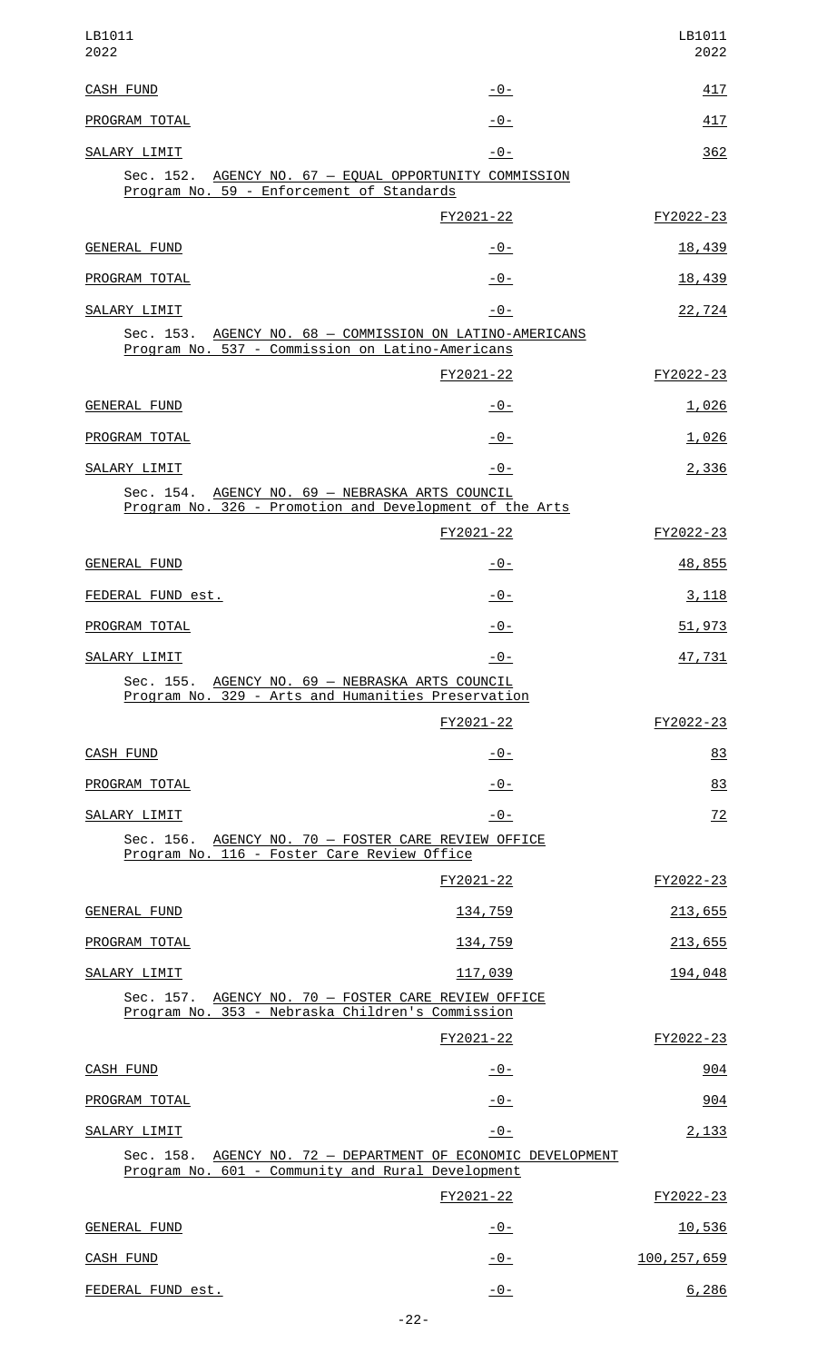| | | |
|---|---|---|
| CASH FUND | -0- | 417 |
| PROGRAM TOTAL | -0- | 417 |
| SALARY LIMIT | -0- | 362 |

Sec. 152. AGENCY NO. 67 — EQUAL OPPORTUNITY COMMISSION
Program No. 59 - Enforcement of Standards

| | FY2021-22 | FY2022-23 |
|---|---|---|
| GENERAL FUND | -0- | 18,439 |
| PROGRAM TOTAL | -0- | 18,439 |
| SALARY LIMIT | -0- | 22,724 |

Sec. 153. AGENCY NO. 68 — COMMISSION ON LATINO-AMERICANS
Program No. 537 - Commission on Latino-Americans

| | FY2021-22 | FY2022-23 |
|---|---|---|
| GENERAL FUND | -0- | 1,026 |
| PROGRAM TOTAL | -0- | 1,026 |
| SALARY LIMIT | -0- | 2,336 |

Sec. 154. AGENCY NO. 69 — NEBRASKA ARTS COUNCIL
Program No. 326 - Promotion and Development of the Arts

| | FY2021-22 | FY2022-23 |
|---|---|---|
| GENERAL FUND | -0- | 48,855 |
| FEDERAL FUND est. | -0- | 3,118 |
| PROGRAM TOTAL | -0- | 51,973 |
| SALARY LIMIT | -0- | 47,731 |

Sec. 155. AGENCY NO. 69 — NEBRASKA ARTS COUNCIL
Program No. 329 - Arts and Humanities Preservation

| | FY2021-22 | FY2022-23 |
|---|---|---|
| CASH FUND | -0- | 83 |
| PROGRAM TOTAL | -0- | 83 |
| SALARY LIMIT | -0- | 72 |

Sec. 156. AGENCY NO. 70 — FOSTER CARE REVIEW OFFICE
Program No. 116 - Foster Care Review Office

| | FY2021-22 | FY2022-23 |
|---|---|---|
| GENERAL FUND | 134,759 | 213,655 |
| PROGRAM TOTAL | 134,759 | 213,655 |
| SALARY LIMIT | 117,039 | 194,048 |

Sec. 157. AGENCY NO. 70 — FOSTER CARE REVIEW OFFICE
Program No. 353 - Nebraska Children's Commission

| | FY2021-22 | FY2022-23 |
|---|---|---|
| CASH FUND | -0- | 904 |
| PROGRAM TOTAL | -0- | 904 |
| SALARY LIMIT | -0- | 2,133 |

Sec. 158. AGENCY NO. 72 — DEPARTMENT OF ECONOMIC DEVELOPMENT
Program No. 601 - Community and Rural Development

| | FY2021-22 | FY2022-23 |
|---|---|---|
| GENERAL FUND | -0- | 10,536 |
| CASH FUND | -0- | 100,257,659 |
| FEDERAL FUND est. | -0- | 6,286 |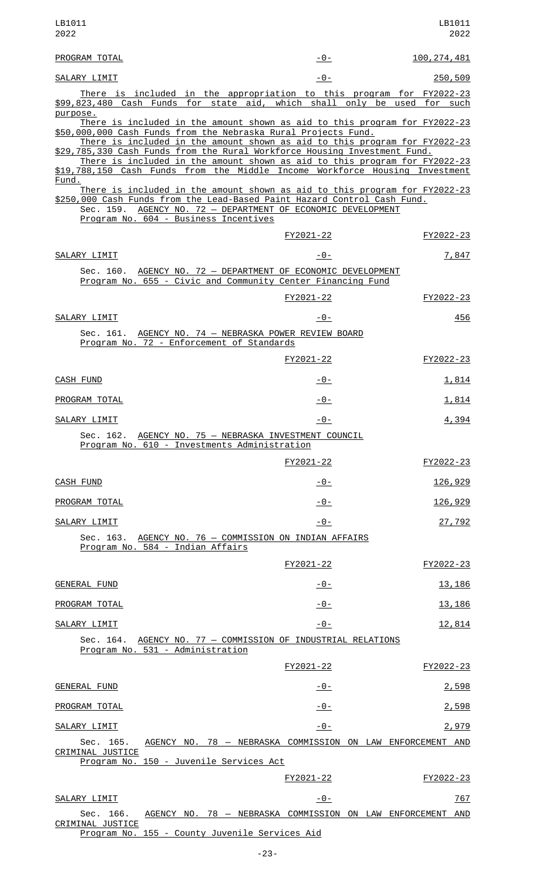| | | |
|---|---|---|
| PROGRAM TOTAL | -0- | 100,274,481 |
| SALARY LIMIT | -0- | 250,509 |

There is included in the appropriation to this program for FY2022-23 $99,823,480 Cash Funds for state aid, which shall only be used for such purpose.

There is included in the amount shown as aid to this program for FY2022-23 $50,000,000 Cash Funds from the Nebraska Rural Projects Fund.

There is included in the amount shown as aid to this program for FY2022-23 $29,785,330 Cash Funds from the Rural Workforce Housing Investment Fund.

There is included in the amount shown as aid to this program for FY2022-23 $19,788,150 Cash Funds from the Middle Income Workforce Housing Investment Fund.

There is included in the amount shown as aid to this program for FY2022-23 $250,000 Cash Funds from the Lead-Based Paint Hazard Control Cash Fund.

Sec. 159. AGENCY NO. 72 — DEPARTMENT OF ECONOMIC DEVELOPMENT
Program No. 604 - Business Incentives

| | FY2021-22 | FY2022-23 |
|---|---|---|
| SALARY LIMIT | -0- | 7,847 |

Sec. 160. AGENCY NO. 72 — DEPARTMENT OF ECONOMIC DEVELOPMENT
Program No. 655 - Civic and Community Center Financing Fund

| | FY2021-22 | FY2022-23 |
|---|---|---|
| SALARY LIMIT | -0- | 456 |

Sec. 161. AGENCY NO. 74 — NEBRASKA POWER REVIEW BOARD
Program No. 72 - Enforcement of Standards

| | FY2021-22 | FY2022-23 |
|---|---|---|
| CASH FUND | -0- | 1,814 |
| PROGRAM TOTAL | -0- | 1,814 |
| SALARY LIMIT | -0- | 4,394 |

Sec. 162. AGENCY NO. 75 — NEBRASKA INVESTMENT COUNCIL
Program No. 610 - Investments Administration

| | FY2021-22 | FY2022-23 |
|---|---|---|
| CASH FUND | -0- | 126,929 |
| PROGRAM TOTAL | -0- | 126,929 |
| SALARY LIMIT | -0- | 27,792 |

Sec. 163. AGENCY NO. 76 — COMMISSION ON INDIAN AFFAIRS
Program No. 584 - Indian Affairs

| | FY2021-22 | FY2022-23 |
|---|---|---|
| GENERAL FUND | -0- | 13,186 |
| PROGRAM TOTAL | -0- | 13,186 |
| SALARY LIMIT | -0- | 12,814 |

Sec. 164. AGENCY NO. 77 — COMMISSION OF INDUSTRIAL RELATIONS
Program No. 531 - Administration

| | FY2021-22 | FY2022-23 |
|---|---|---|
| GENERAL FUND | -0- | 2,598 |
| PROGRAM TOTAL | -0- | 2,598 |
| SALARY LIMIT | -0- | 2,979 |

Sec. 165. AGENCY NO. 78 — NEBRASKA COMMISSION ON LAW ENFORCEMENT AND CRIMINAL JUSTICE
Program No. 150 - Juvenile Services Act

| | FY2021-22 | FY2022-23 |
|---|---|---|
| SALARY LIMIT | -0- | 767 |

Sec. 166. AGENCY NO. 78 — NEBRASKA COMMISSION ON LAW ENFORCEMENT AND CRIMINAL JUSTICE
Program No. 155 - County Juvenile Services Aid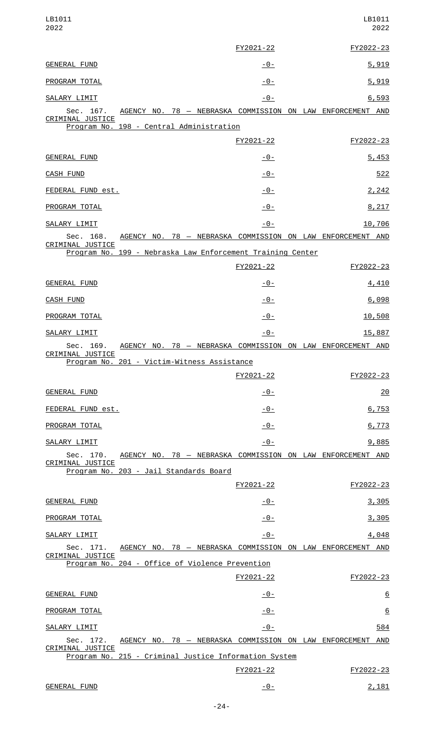| | FY2021-22 | FY2022-23 |
|---|---|---|
| GENERAL FUND | -0- | 5,919 |
| PROGRAM TOTAL | -0- | 5,919 |
| SALARY LIMIT | -0- | 6,593 |

Sec. 167. AGENCY NO. 78 — NEBRASKA COMMISSION ON LAW ENFORCEMENT AND CRIMINAL JUSTICE

Program No. 198 - Central Administration

| | FY2021-22 | FY2022-23 |
|---|---|---|
| GENERAL FUND | -0- | 5,453 |
| CASH FUND | -0- | 522 |
| FEDERAL FUND est. | -0- | 2,242 |
| PROGRAM TOTAL | -0- | 8,217 |
| SALARY LIMIT | -0- | 10,706 |

Sec. 168. AGENCY NO. 78 — NEBRASKA COMMISSION ON LAW ENFORCEMENT AND CRIMINAL JUSTICE

Program No. 199 - Nebraska Law Enforcement Training Center

| | FY2021-22 | FY2022-23 |
|---|---|---|
| GENERAL FUND | -0- | 4,410 |
| CASH FUND | -0- | 6,098 |
| PROGRAM TOTAL | -0- | 10,508 |
| SALARY LIMIT | -0- | 15,887 |

Sec. 169. AGENCY NO. 78 — NEBRASKA COMMISSION ON LAW ENFORCEMENT AND CRIMINAL JUSTICE

Program No. 201 - Victim-Witness Assistance

| | FY2021-22 | FY2022-23 |
|---|---|---|
| GENERAL FUND | -0- | 20 |
| FEDERAL FUND est. | -0- | 6,753 |
| PROGRAM TOTAL | -0- | 6,773 |
| SALARY LIMIT | -0- | 9,885 |

Sec. 170. AGENCY NO. 78 — NEBRASKA COMMISSION ON LAW ENFORCEMENT AND CRIMINAL JUSTICE

Program No. 203 - Jail Standards Board

| | FY2021-22 | FY2022-23 |
|---|---|---|
| GENERAL FUND | -0- | 3,305 |
| PROGRAM TOTAL | -0- | 3,305 |
| SALARY LIMIT | -0- | 4,048 |

Sec. 171. AGENCY NO. 78 — NEBRASKA COMMISSION ON LAW ENFORCEMENT AND CRIMINAL JUSTICE

Program No. 204 - Office of Violence Prevention

| | FY2021-22 | FY2022-23 |
|---|---|---|
| GENERAL FUND | -0- | 6 |
| PROGRAM TOTAL | -0- | 6 |
| SALARY LIMIT | -0- | 584 |

Sec. 172. AGENCY NO. 78 — NEBRASKA COMMISSION ON LAW ENFORCEMENT AND CRIMINAL JUSTICE

Program No. 215 - Criminal Justice Information System

| | FY2021-22 | FY2022-23 |
|---|---|---|
| GENERAL FUND | -0- | 2,181 |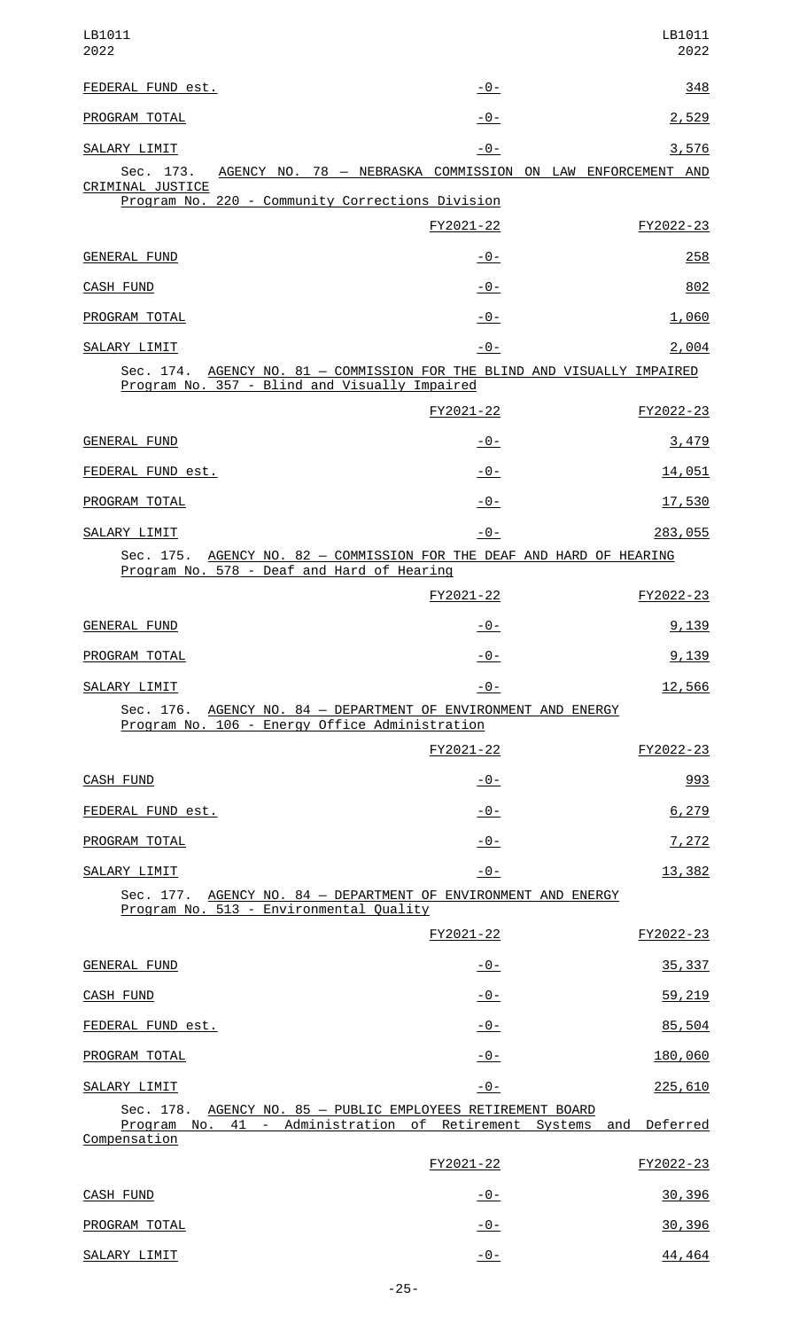| | | |
|---|---|---|
| FEDERAL FUND est. | -0- | 348 |
| PROGRAM TOTAL | -0- | 2,529 |
| SALARY LIMIT | -0- | 3,576 |

Sec. 173. AGENCY NO. 78 — NEBRASKA COMMISSION ON LAW ENFORCEMENT AND CRIMINAL JUSTICE

Program No. 220 - Community Corrections Division

| | FY2021-22 | FY2022-23 |
|---|---|---|
| GENERAL FUND | -0- | 258 |
| CASH FUND | -0- | 802 |
| PROGRAM TOTAL | -0- | 1,060 |
| SALARY LIMIT | -0- | 2,004 |

Sec. 174. AGENCY NO. 81 — COMMISSION FOR THE BLIND AND VISUALLY IMPAIRED

Program No. 357 - Blind and Visually Impaired

| | FY2021-22 | FY2022-23 |
|---|---|---|
| GENERAL FUND | -0- | 3,479 |
| FEDERAL FUND est. | -0- | 14,051 |
| PROGRAM TOTAL | -0- | 17,530 |
| SALARY LIMIT | -0- | 283,055 |

Sec. 175. AGENCY NO. 82 — COMMISSION FOR THE DEAF AND HARD OF HEARING

Program No. 578 - Deaf and Hard of Hearing

| | FY2021-22 | FY2022-23 |
|---|---|---|
| GENERAL FUND | -0- | 9,139 |
| PROGRAM TOTAL | -0- | 9,139 |
| SALARY LIMIT | -0- | 12,566 |

Sec. 176. AGENCY NO. 84 — DEPARTMENT OF ENVIRONMENT AND ENERGY

Program No. 106 - Energy Office Administration

| | FY2021-22 | FY2022-23 |
|---|---|---|
| CASH FUND | -0- | 993 |
| FEDERAL FUND est. | -0- | 6,279 |
| PROGRAM TOTAL | -0- | 7,272 |
| SALARY LIMIT | -0- | 13,382 |

Sec. 177. AGENCY NO. 84 — DEPARTMENT OF ENVIRONMENT AND ENERGY

Program No. 513 - Environmental Quality

| | FY2021-22 | FY2022-23 |
|---|---|---|
| GENERAL FUND | -0- | 35,337 |
| CASH FUND | -0- | 59,219 |
| FEDERAL FUND est. | -0- | 85,504 |
| PROGRAM TOTAL | -0- | 180,060 |
| SALARY LIMIT | -0- | 225,610 |

Sec. 178. AGENCY NO. 85 — PUBLIC EMPLOYEES RETIREMENT BOARD

Program No. 41 - Administration of Retirement Systems and Deferred Compensation

| | FY2021-22 | FY2022-23 |
|---|---|---|
| CASH FUND | -0- | 30,396 |
| PROGRAM TOTAL | -0- | 30,396 |
| SALARY LIMIT | -0- | 44,464 |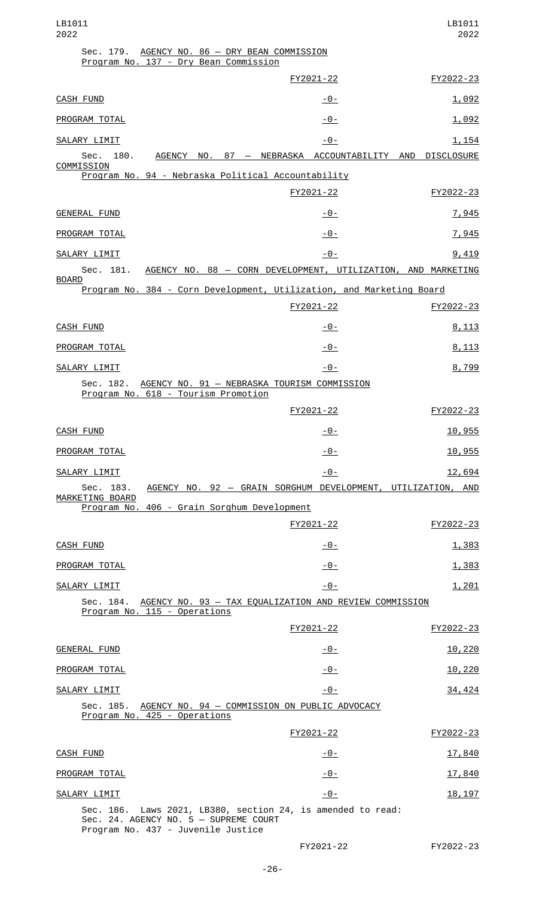Sec. 179. AGENCY NO. 86 — DRY BEAN COMMISSION
Program No. 137 - Dry Bean Commission

| | FY2021-22 | FY2022-23 |
|---|---|---|
| CASH FUND | -0- | 1,092 |
| PROGRAM TOTAL | -0- | 1,092 |
| SALARY LIMIT | -0- | 1,154 |

Sec. 180. AGENCY NO. 87 — NEBRASKA ACCOUNTABILITY AND DISCLOSURE COMMISSION
Program No. 94 - Nebraska Political Accountability

| | FY2021-22 | FY2022-23 |
|---|---|---|
| GENERAL FUND | -0- | 7,945 |
| PROGRAM TOTAL | -0- | 7,945 |
| SALARY LIMIT | -0- | 9,419 |

Sec. 181. AGENCY NO. 88 — CORN DEVELOPMENT, UTILIZATION, AND MARKETING BOARD
Program No. 384 - Corn Development, Utilization, and Marketing Board

| | FY2021-22 | FY2022-23 |
|---|---|---|
| CASH FUND | -0- | 8,113 |
| PROGRAM TOTAL | -0- | 8,113 |
| SALARY LIMIT | -0- | 8,799 |

Sec. 182. AGENCY NO. 91 — NEBRASKA TOURISM COMMISSION
Program No. 618 - Tourism Promotion

| | FY2021-22 | FY2022-23 |
|---|---|---|
| CASH FUND | -0- | 10,955 |
| PROGRAM TOTAL | -0- | 10,955 |
| SALARY LIMIT | -0- | 12,694 |

Sec. 183. AGENCY NO. 92 — GRAIN SORGHUM DEVELOPMENT, UTILIZATION, AND MARKETING BOARD
Program No. 406 - Grain Sorghum Development

| | FY2021-22 | FY2022-23 |
|---|---|---|
| CASH FUND | -0- | 1,383 |
| PROGRAM TOTAL | -0- | 1,383 |
| SALARY LIMIT | -0- | 1,201 |

Sec. 184. AGENCY NO. 93 — TAX EQUALIZATION AND REVIEW COMMISSION
Program No. 115 - Operations

| | FY2021-22 | FY2022-23 |
|---|---|---|
| GENERAL FUND | -0- | 10,220 |
| PROGRAM TOTAL | -0- | 10,220 |
| SALARY LIMIT | -0- | 34,424 |

Sec. 185. AGENCY NO. 94 — COMMISSION ON PUBLIC ADVOCACY
Program No. 425 - Operations

| | FY2021-22 | FY2022-23 |
|---|---|---|
| CASH FUND | -0- | 17,840 |
| PROGRAM TOTAL | -0- | 17,840 |
| SALARY LIMIT | -0- | 18,197 |

Sec. 186. Laws 2021, LB380, section 24, is amended to read:
Sec. 24. AGENCY NO. 5 — SUPREME COURT
Program No. 437 - Juvenile Justice

| | FY2021-22 | FY2022-23 |
|---|---|---|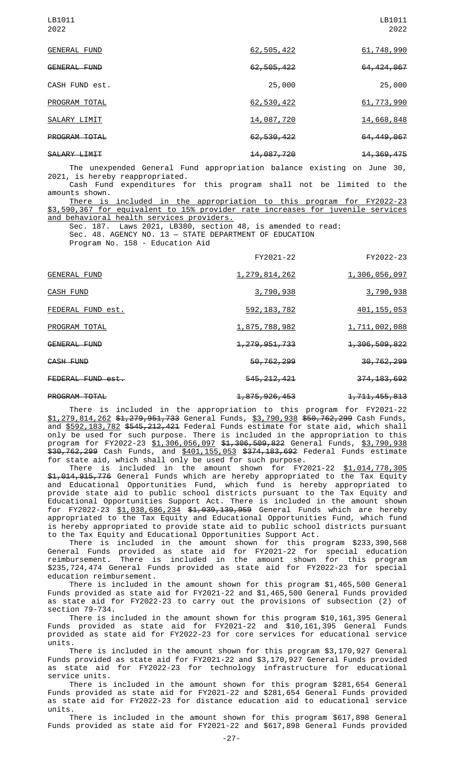| | | |
|---|---|---|
| GENERAL FUND | 62,505,422 | 61,748,990 |
| ~~GENERAL FUND~~ | ~~62,505,422~~ | ~~64,424,067~~ |
| CASH FUND est. | 25,000 | 25,000 |
| PROGRAM TOTAL | 62,530,422 | 61,773,990 |
| SALARY LIMIT | 14,087,720 | 14,668,848 |
| ~~PROGRAM TOTAL~~ | ~~62,530,422~~ | ~~64,449,067~~ |
| ~~SALARY LIMIT~~ | ~~14,087,720~~ | ~~14,369,475~~ |

The unexpended General Fund appropriation balance existing on June 30, 2021, is hereby reappropriated.

Cash Fund expenditures for this program shall not be limited to the amounts shown.

There is included in the appropriation to this program for FY2022-23 $3,590,367 for equivalent to 15% provider rate increases for juvenile services and behavioral health services providers.

Sec. 187. Laws 2021, LB380, section 48, is amended to read:

Sec. 48. AGENCY NO. 13 — STATE DEPARTMENT OF EDUCATION

Program No. 158 - Education Aid

| | FY2021-22 | FY2022-23 |
|---|---|---|
| GENERAL FUND | 1,279,814,262 | 1,306,056,097 |
| CASH FUND | 3,790,938 | 3,790,938 |
| FEDERAL FUND est. | 592,183,782 | 401,155,053 |
| PROGRAM TOTAL | 1,875,788,982 | 1,711,002,088 |
| ~~GENERAL FUND~~ | ~~1,279,951,733~~ | ~~1,306,509,822~~ |
| ~~CASH FUND~~ | ~~50,762,299~~ | ~~30,762,299~~ |
| ~~FEDERAL FUND est.~~ | ~~545,212,421~~ | ~~374,183,692~~ |
| ~~PROGRAM TOTAL~~ | ~~1,875,926,453~~ | ~~1,711,455,813~~ |

There is included in the appropriation to this program for FY2021-22 $1,279,814,262 ~~$1,279,951,733~~ General Funds, $3,790,938 ~~$50,762,299~~ Cash Funds, and $592,183,782 ~~$545,212,421~~ Federal Funds estimate for state aid, which shall only be used for such purpose. There is included in the appropriation to this program for FY2022-23 $1,306,056,097 ~~$1,306,509,822~~ General Funds, $3,790,938 ~~$30,762,299~~ Cash Funds, and $401,155,053 ~~$374,183,692~~ Federal Funds estimate for state aid, which shall only be used for such purpose.

There is included in the amount shown for FY2021-22 $1,014,778,305 ~~$1,014,915,776~~ General Funds which are hereby appropriated to the Tax Equity and Educational Opportunities Fund, which fund is hereby appropriated to provide state aid to public school districts pursuant to the Tax Equity and Educational Opportunities Support Act. There is included in the amount shown for FY2022-23 $1,038,686,234 ~~$1,039,139,959~~ General Funds which are hereby appropriated to the Tax Equity and Educational Opportunities Fund, which fund is hereby appropriated to provide state aid to public school districts pursuant to the Tax Equity and Educational Opportunities Support Act.

There is included in the amount shown for this program $233,390,568 General Funds provided as state aid for FY2021-22 for special education reimbursement. There is included in the amount shown for this program $235,724,474 General Funds provided as state aid for FY2022-23 for special education reimbursement.

There is included in the amount shown for this program $1,465,500 General Funds provided as state aid for FY2021-22 and $1,465,500 General Funds provided as state aid for FY2022-23 to carry out the provisions of subsection (2) of section 79-734.

There is included in the amount shown for this program $10,161,395 General Funds provided as state aid for FY2021-22 and $10,161,395 General Funds provided as state aid for FY2022-23 for core services for educational service units.

There is included in the amount shown for this program $3,170,927 General Funds provided as state aid for FY2021-22 and $3,170,927 General Funds provided as state aid for FY2022-23 for technology infrastructure for educational service units.

There is included in the amount shown for this program $281,654 General Funds provided as state aid for FY2021-22 and $281,654 General Funds provided as state aid for FY2022-23 for distance education aid to educational service units.

There is included in the amount shown for this program $617,898 General Funds provided as state aid for FY2021-22 and $617,898 General Funds provided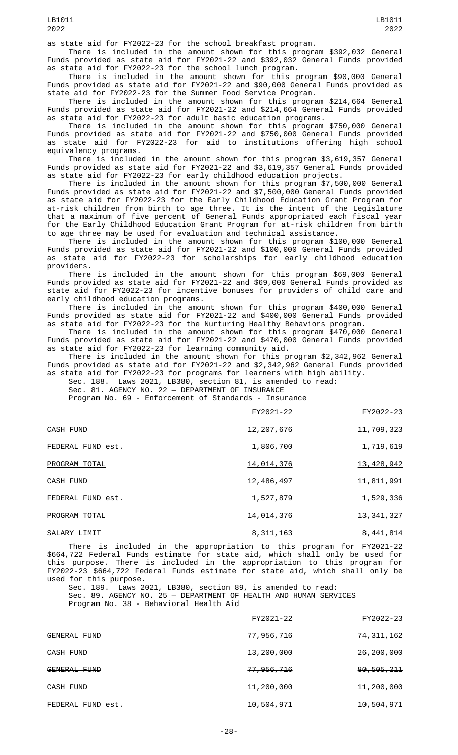as state aid for FY2022-23 for the school breakfast program.

There is included in the amount shown for this program $392,032 General Funds provided as state aid for FY2021-22 and $392,032 General Funds provided as state aid for FY2022-23 for the school lunch program.

There is included in the amount shown for this program $90,000 General Funds provided as state aid for FY2021-22 and $90,000 General Funds provided as state aid for FY2022-23 for the Summer Food Service Program.

There is included in the amount shown for this program $214,664 General Funds provided as state aid for FY2021-22 and $214,664 General Funds provided as state aid for FY2022-23 for adult basic education programs.

There is included in the amount shown for this program $750,000 General Funds provided as state aid for FY2021-22 and $750,000 General Funds provided as state aid for FY2022-23 for aid to institutions offering high school equivalency programs.

There is included in the amount shown for this program $3,619,357 General Funds provided as state aid for FY2021-22 and $3,619,357 General Funds provided as state aid for FY2022-23 for early childhood education projects.

There is included in the amount shown for this program $7,500,000 General Funds provided as state aid for FY2021-22 and $7,500,000 General Funds provided as state aid for FY2022-23 for the Early Childhood Education Grant Program for at-risk children from birth to age three. It is the intent of the Legislature that a maximum of five percent of General Funds appropriated each fiscal year for the Early Childhood Education Grant Program for at-risk children from birth to age three may be used for evaluation and technical assistance.

There is included in the amount shown for this program $100,000 General Funds provided as state aid for FY2021-22 and $100,000 General Funds provided as state aid for FY2022-23 for scholarships for early childhood education providers.

There is included in the amount shown for this program $69,000 General Funds provided as state aid for FY2021-22 and $69,000 General Funds provided as state aid for FY2022-23 for incentive bonuses for providers of child care and early childhood education programs.

There is included in the amount shown for this program $400,000 General Funds provided as state aid for FY2021-22 and $400,000 General Funds provided as state aid for FY2022-23 for the Nurturing Healthy Behaviors program.

There is included in the amount shown for this program $470,000 General Funds provided as state aid for FY2021-22 and $470,000 General Funds provided as state aid for FY2022-23 for learning community aid.

There is included in the amount shown for this program $2,342,962 General Funds provided as state aid for FY2021-22 and $2,342,962 General Funds provided as state aid for FY2022-23 for programs for learners with high ability.

Sec. 188. Laws 2021, LB380, section 81, is amended to read:

Sec. 81. AGENCY NO. 22 — DEPARTMENT OF INSURANCE

Program No. 69 - Enforcement of Standards - Insurance

| | FY2021-22 | FY2022-23 |
|---|---|---|
| CASH FUND | 12,207,676 | 11,709,323 |
| FEDERAL FUND est. | 1,806,700 | 1,719,619 |
| PROGRAM TOTAL | 14,014,376 | 13,428,942 |
| ~~CASH FUND~~ | ~~12,486,497~~ | ~~11,811,991~~ |
| ~~FEDERAL FUND est.~~ | ~~1,527,879~~ | ~~1,529,336~~ |
| ~~PROGRAM TOTAL~~ | ~~14,014,376~~ | ~~13,341,327~~ |
| SALARY LIMIT | 8,311,163 | 8,441,814 |

There is included in the appropriation to this program for FY2021-22 $664,722 Federal Funds estimate for state aid, which shall only be used for this purpose. There is included in the appropriation to this program for FY2022-23 $664,722 Federal Funds estimate for state aid, which shall only be used for this purpose.

Sec. 189. Laws 2021, LB380, section 89, is amended to read:

Sec. 89. AGENCY NO. 25 — DEPARTMENT OF HEALTH AND HUMAN SERVICES

Program No. 38 - Behavioral Health Aid

| | FY2021-22 | FY2022-23 |
|---|---|---|
| GENERAL FUND | 77,956,716 | 74,311,162 |
| CASH FUND | 13,200,000 | 26,200,000 |
| ~~GENERAL FUND~~ | ~~77,956,716~~ | ~~80,505,211~~ |
| ~~CASH FUND~~ | ~~11,200,000~~ | ~~11,200,000~~ |
| FEDERAL FUND est. | 10,504,971 | 10,504,971 |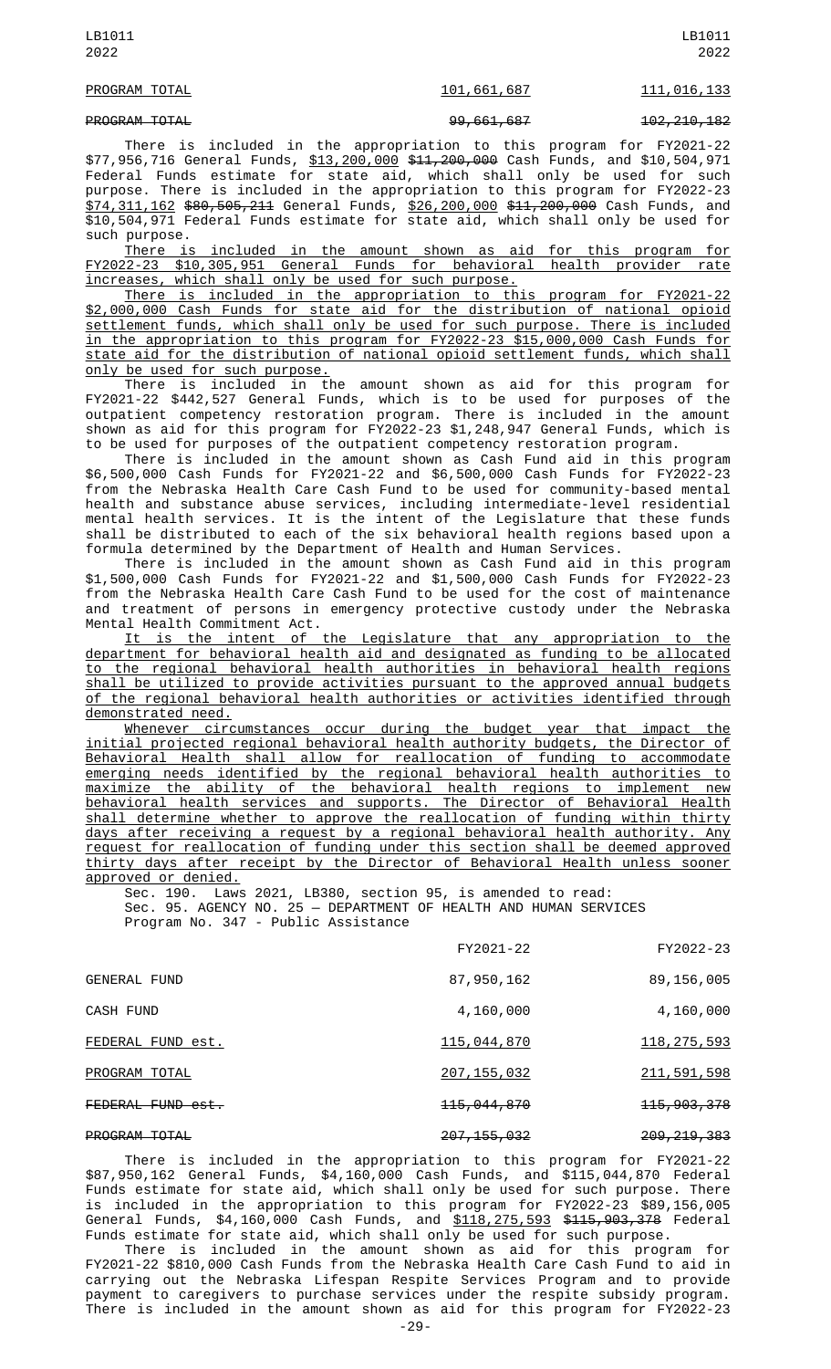| PROGRAM TOTAL | 101,661,687 | 111,016,133 |
|---|---|---|
| ~~PROGRAM TOTAL~~ | ~~99,661,687~~ | ~~102,210,182~~ |

There is included in the appropriation to this program for FY2021-22 $77,956,716 General Funds, $13,200,000 ~~$11,200,000~~ Cash Funds, and $10,504,971 Federal Funds estimate for state aid, which shall only be used for such purpose. There is included in the appropriation to this program for FY2022-23 $74,311,162 ~~$80,505,211~~ General Funds, $26,200,000 ~~$11,200,000~~ Cash Funds, and $10,504,971 Federal Funds estimate for state aid, which shall only be used for such purpose.

There is included in the amount shown as aid for this program for FY2022-23 $10,305,951 General Funds for behavioral health provider rate increases, which shall only be used for such purpose.

There is included in the appropriation to this program for FY2021-22 $2,000,000 Cash Funds for state aid for the distribution of national opioid settlement funds, which shall only be used for such purpose. There is included in the appropriation to this program for FY2022-23 $15,000,000 Cash Funds for state aid for the distribution of national opioid settlement funds, which shall only be used for such purpose.

There is included in the amount shown as aid for this program for FY2021-22 $442,527 General Funds, which is to be used for purposes of the outpatient competency restoration program. There is included in the amount shown as aid for this program for FY2022-23 $1,248,947 General Funds, which is to be used for purposes of the outpatient competency restoration program.

There is included in the amount shown as Cash Fund aid in this program $6,500,000 Cash Funds for FY2021-22 and $6,500,000 Cash Funds for FY2022-23 from the Nebraska Health Care Cash Fund to be used for community-based mental health and substance abuse services, including intermediate-level residential mental health services. It is the intent of the Legislature that these funds shall be distributed to each of the six behavioral health regions based upon a formula determined by the Department of Health and Human Services.

There is included in the amount shown as Cash Fund aid in this program $1,500,000 Cash Funds for FY2021-22 and $1,500,000 Cash Funds for FY2022-23 from the Nebraska Health Care Cash Fund to be used for the cost of maintenance and treatment of persons in emergency protective custody under the Nebraska Mental Health Commitment Act.

It is the intent of the Legislature that any appropriation to the department for behavioral health aid and designated as funding to be allocated to the regional behavioral health authorities in behavioral health regions shall be utilized to provide activities pursuant to the approved annual budgets of the regional behavioral health authorities or activities identified through demonstrated need.

Whenever circumstances occur during the budget year that impact the initial projected regional behavioral health authority budgets, the Director of Behavioral Health shall allow for reallocation of funding to accommodate emerging needs identified by the regional behavioral health authorities to maximize the ability of the behavioral health regions to implement new behavioral health services and supports. The Director of Behavioral Health shall determine whether to approve the reallocation of funding within thirty days after receiving a request by a regional behavioral health authority. Any request for reallocation of funding under this section shall be deemed approved thirty days after receipt by the Director of Behavioral Health unless sooner approved or denied.

Sec. 190. Laws 2021, LB380, section 95, is amended to read:

Sec. 95. AGENCY NO. 25 — DEPARTMENT OF HEALTH AND HUMAN SERVICES

Program No. 347 - Public Assistance

| | FY2021-22 | FY2022-23 |
|---|---|---|
| GENERAL FUND | 87,950,162 | 89,156,005 |
| CASH FUND | 4,160,000 | 4,160,000 |
| FEDERAL FUND est. | 115,044,870 | 118,275,593 |
| PROGRAM TOTAL | 207,155,032 | 211,591,598 |
| ~~FEDERAL FUND est.~~ | ~~115,044,870~~ | ~~115,903,378~~ |
| ~~PROGRAM TOTAL~~ | ~~207,155,032~~ | ~~209,219,383~~ |

There is included in the appropriation to this program for FY2021-22 $87,950,162 General Funds, $4,160,000 Cash Funds, and $115,044,870 Federal Funds estimate for state aid, which shall only be used for such purpose. There is included in the appropriation to this program for FY2022-23 $89,156,005 General Funds, $4,160,000 Cash Funds, and $118,275,593 ~~$115,903,378~~ Federal Funds estimate for state aid, which shall only be used for such purpose.

There is included in the amount shown as aid for this program for FY2021-22 $810,000 Cash Funds from the Nebraska Health Care Cash Fund to aid in carrying out the Nebraska Lifespan Respite Services Program and to provide payment to caregivers to purchase services under the respite subsidy program. There is included in the amount shown as aid for this program for FY2022-23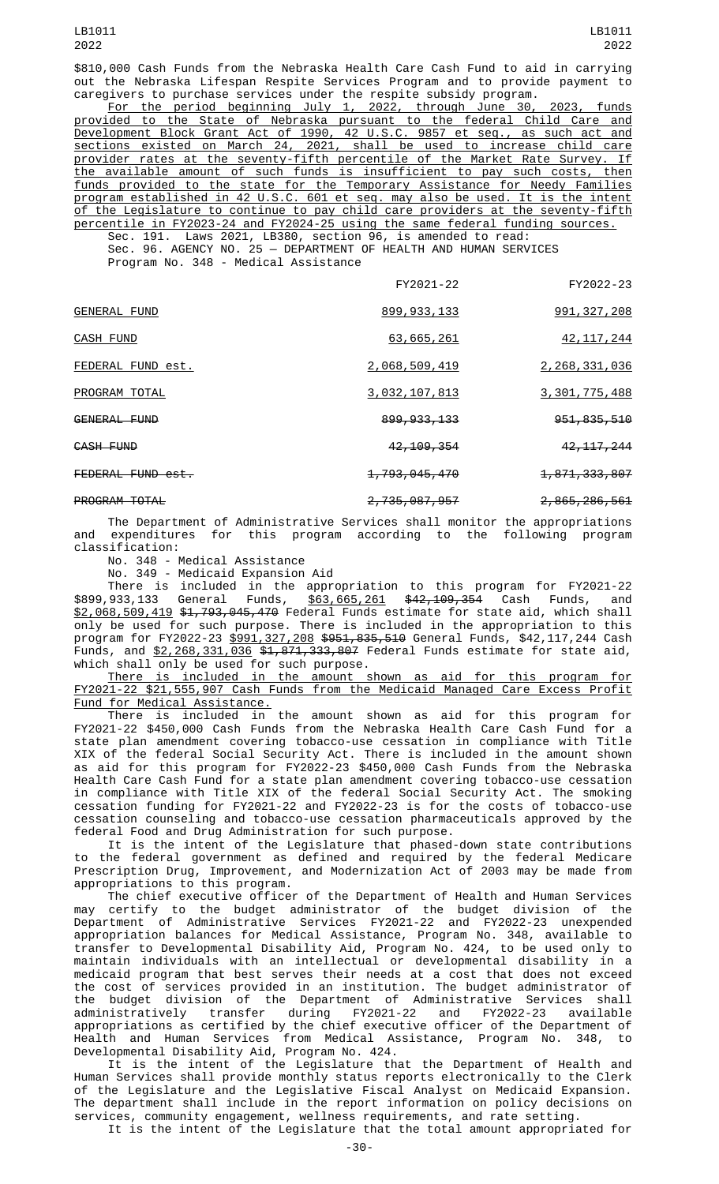$810,000 Cash Funds from the Nebraska Health Care Cash Fund to aid in carrying out the Nebraska Lifespan Respite Services Program and to provide payment to caregivers to purchase services under the respite subsidy program.

For the period beginning July 1, 2022, through June 30, 2023, funds provided to the State of Nebraska pursuant to the federal Child Care and Development Block Grant Act of 1990, 42 U.S.C. 9857 et seq., as such act and sections existed on March 24, 2021, shall be used to increase child care provider rates at the seventy-fifth percentile of the Market Rate Survey. If the available amount of such funds is insufficient to pay such costs, then funds provided to the state for the Temporary Assistance for Needy Families program established in 42 U.S.C. 601 et seq. may also be used. It is the intent of the Legislature to continue to pay child care providers at the seventy-fifth percentile in FY2023-24 and FY2024-25 using the same federal funding sources.

Sec. 191. Laws 2021, LB380, section 96, is amended to read:

Sec. 96. AGENCY NO. 25 — DEPARTMENT OF HEALTH AND HUMAN SERVICES

Program No. 348 - Medical Assistance

| | FY2021-22 | FY2022-23 |
|---|---|---|
| GENERAL FUND | 899,933,133 | 991,327,208 |
| CASH FUND | 63,665,261 | 42,117,244 |
| FEDERAL FUND est. | 2,068,509,419 | 2,268,331,036 |
| PROGRAM TOTAL | 3,032,107,813 | 3,301,775,488 |
| ~~GENERAL FUND~~ | ~~899,933,133~~ | ~~951,835,510~~ |
| ~~CASH FUND~~ | ~~42,109,354~~ | ~~42,117,244~~ |
| ~~FEDERAL FUND est.~~ | ~~1,793,045,470~~ | ~~1,871,333,807~~ |
| ~~PROGRAM TOTAL~~ | ~~2,735,087,957~~ | ~~2,865,286,561~~ |

The Department of Administrative Services shall monitor the appropriations and expenditures for this program according to the following program classification:

No. 348 - Medical Assistance

No. 349 - Medicaid Expansion Aid

There is included in the appropriation to this program for FY2021-22 $899,933,133 General Funds, $63,665,261 ~~$42,109,354~~ Cash Funds, and $2,068,509,419 ~~$1,793,045,470~~ Federal Funds estimate for state aid, which shall only be used for such purpose. There is included in the appropriation to this program for FY2022-23 $991,327,208 ~~$951,835,510~~ General Funds, $42,117,244 Cash Funds, and $2,268,331,036 ~~$1,871,333,807~~ Federal Funds estimate for state aid, which shall only be used for such purpose.

There is included in the amount shown as aid for this program for FY2021-22 $21,555,907 Cash Funds from the Medicaid Managed Care Excess Profit Fund for Medical Assistance.

There is included in the amount shown as aid for this program for FY2021-22 $450,000 Cash Funds from the Nebraska Health Care Cash Fund for a state plan amendment covering tobacco-use cessation in compliance with Title XIX of the federal Social Security Act. There is included in the amount shown as aid for this program for FY2022-23 $450,000 Cash Funds from the Nebraska Health Care Cash Fund for a state plan amendment covering tobacco-use cessation in compliance with Title XIX of the federal Social Security Act. The smoking cessation funding for FY2021-22 and FY2022-23 is for the costs of tobacco-use cessation counseling and tobacco-use cessation pharmaceuticals approved by the federal Food and Drug Administration for such purpose.

It is the intent of the Legislature that phased-down state contributions to the federal government as defined and required by the federal Medicare Prescription Drug, Improvement, and Modernization Act of 2003 may be made from appropriations to this program.

The chief executive officer of the Department of Health and Human Services may certify to the budget administrator of the budget division of the Department of Administrative Services FY2021-22 and FY2022-23 unexpended appropriation balances for Medical Assistance, Program No. 348, available to transfer to Developmental Disability Aid, Program No. 424, to be used only to maintain individuals with an intellectual or developmental disability in a medicaid program that best serves their needs at a cost that does not exceed the cost of services provided in an institution. The budget administrator of the budget division of the Department of Administrative Services shall administratively transfer during FY2021-22 and FY2022-23 available appropriations as certified by the chief executive officer of the Department of Health and Human Services from Medical Assistance, Program No. 348, to Developmental Disability Aid, Program No. 424.

It is the intent of the Legislature that the Department of Health and Human Services shall provide monthly status reports electronically to the Clerk of the Legislature and the Legislative Fiscal Analyst on Medicaid Expansion. The department shall include in the report information on policy decisions on services, community engagement, wellness requirements, and rate setting.

It is the intent of the Legislature that the total amount appropriated for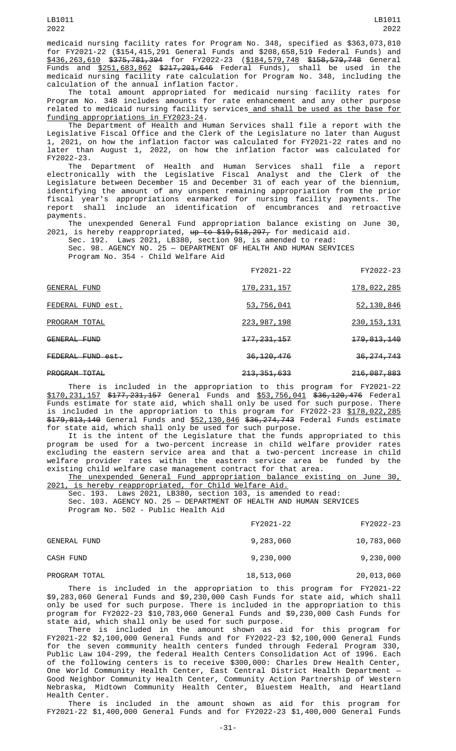medicaid nursing facility rates for Program No. 348, specified as $363,073,810 for FY2021-22 ($154,415,291 General Funds and $208,658,519 Federal Funds) and $436,263,610 ~~$375,781,394~~ for FY2022-23 ($184,579,748 ~~$158,579,748~~ General Funds and $251,683,862 ~~$217,201,646~~ Federal Funds), shall be used in the medicaid nursing facility rate calculation for Program No. 348, including the calculation of the annual inflation factor.

The total amount appropriated for medicaid nursing facility rates for Program No. 348 includes amounts for rate enhancement and any other purpose related to medicaid nursing facility services and shall be used as the base for funding appropriations in FY2023-24.

The Department of Health and Human Services shall file a report with the Legislative Fiscal Office and the Clerk of the Legislature no later than August 1, 2021, on how the inflation factor was calculated for FY2021-22 rates and no later than August 1, 2022, on how the inflation factor was calculated for FY2022-23.

The Department of Health and Human Services shall file a report electronically with the Legislative Fiscal Analyst and the Clerk of the Legislature between December 15 and December 31 of each year of the biennium, identifying the amount of any unspent remaining appropriation from the prior fiscal year's appropriations earmarked for nursing facility payments. The report shall include an identification of encumbrances and retroactive payments.

The unexpended General Fund appropriation balance existing on June 30, 2021, is hereby reappropriated, ~~up to $19,518,297,~~ for medicaid aid.

Sec. 192. Laws 2021, LB380, section 98, is amended to read:

Sec. 98. AGENCY NO. 25 — DEPARTMENT OF HEALTH AND HUMAN SERVICES

Program No. 354 - Child Welfare Aid

| | FY2021-22 | FY2022-23 |
|---|---|---|
| GENERAL FUND | 170,231,157 | 178,022,285 |
| FEDERAL FUND est. | 53,756,041 | 52,130,846 |
| PROGRAM TOTAL | 223,987,198 | 230,153,131 |
| ~~GENERAL FUND~~ | ~~177,231,157~~ | ~~179,813,140~~ |
| ~~FEDERAL FUND est.~~ | ~~36,120,476~~ | ~~36,274,743~~ |
| ~~PROGRAM TOTAL~~ | ~~213,351,633~~ | ~~216,087,883~~ |

There is included in the appropriation to this program for FY2021-22 $170,231,157 ~~$177,231,157~~ General Funds and $53,756,041 ~~$36,120,476~~ Federal Funds estimate for state aid, which shall only be used for such purpose. There is included in the appropriation to this program for FY2022-23 $178,022,285 ~~$179,813,140~~ General Funds and $52,130,846 ~~$36,274,743~~ Federal Funds estimate for state aid, which shall only be used for such purpose.

It is the intent of the Legislature that the funds appropriated to this program be used for a two-percent increase in child welfare provider rates excluding the eastern service area and that a two-percent increase in child welfare provider rates within the eastern service area be funded by the existing child welfare case management contract for that area.

The unexpended General Fund appropriation balance existing on June 30, 2021, is hereby reappropriated, for Child Welfare Aid.

Sec. 193. Laws 2021, LB380, section 103, is amended to read:

Sec. 103. AGENCY NO. 25 — DEPARTMENT OF HEALTH AND HUMAN SERVICES

Program No. 502 - Public Health Aid

| | FY2021-22 | FY2022-23 |
|---|---|---|
| GENERAL FUND | 9,283,060 | 10,783,060 |
| CASH FUND | 9,230,000 | 9,230,000 |
| PROGRAM TOTAL | 18,513,060 | 20,013,060 |

There is included in the appropriation to this program for FY2021-22 $9,283,060 General Funds and $9,230,000 Cash Funds for state aid, which shall only be used for such purpose. There is included in the appropriation to this program for FY2022-23 $10,783,060 General Funds and $9,230,000 Cash Funds for state aid, which shall only be used for such purpose.

There is included in the amount shown as aid for this program for FY2021-22 $2,100,000 General Funds and for FY2022-23 $2,100,000 General Funds for the seven community health centers funded through Federal Program 330, Public Law 104-299, the federal Health Centers Consolidation Act of 1996. Each of the following centers is to receive $300,000: Charles Drew Health Center, One World Community Health Center, East Central District Health Department — Good Neighbor Community Health Center, Community Action Partnership of Western Nebraska, Midtown Community Health Center, Bluestem Health, and Heartland Health Center.

There is included in the amount shown as aid for this program for FY2021-22 $1,400,000 General Funds and for FY2022-23 $1,400,000 General Funds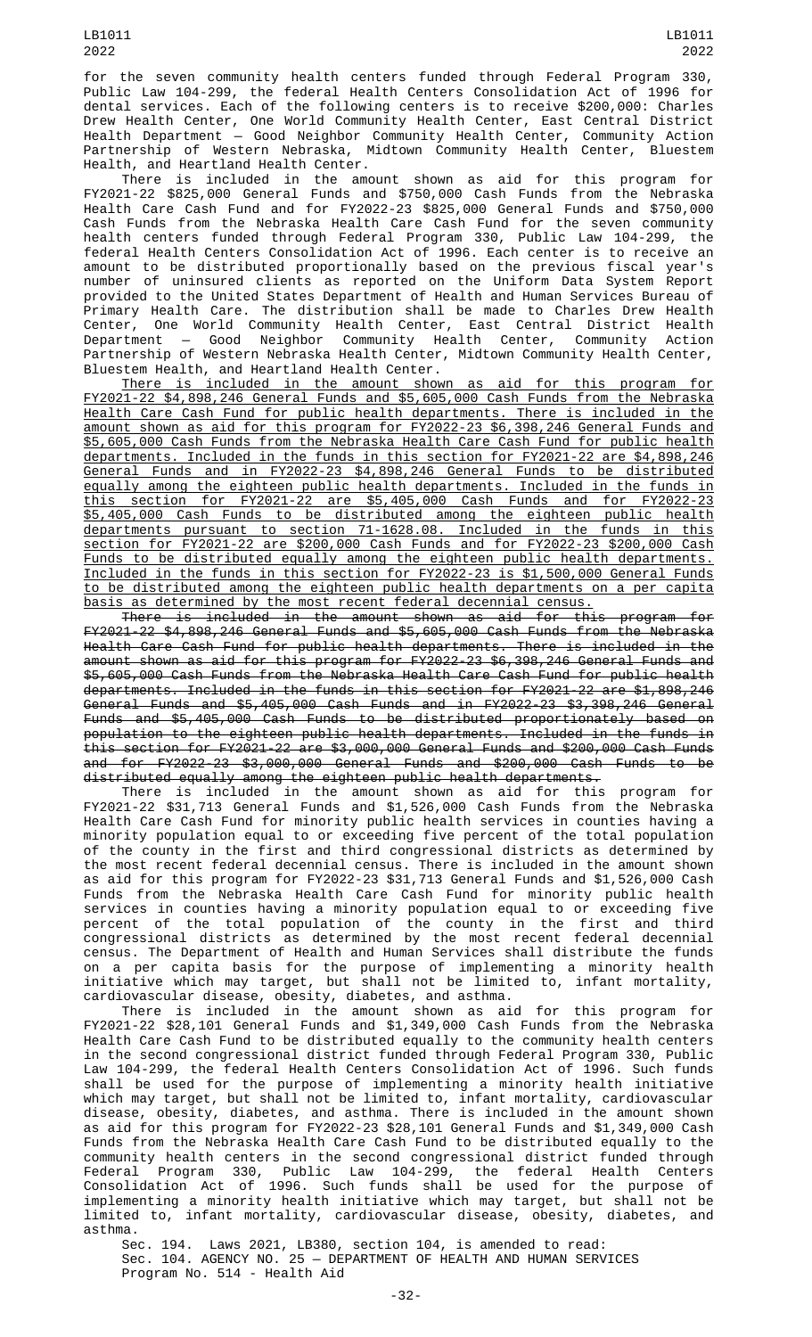for the seven community health centers funded through Federal Program 330, Public Law 104-299, the federal Health Centers Consolidation Act of 1996 for dental services. Each of the following centers is to receive $200,000: Charles Drew Health Center, One World Community Health Center, East Central District Health Department — Good Neighbor Community Health Center, Community Action Partnership of Western Nebraska, Midtown Community Health Center, Bluestem Health, and Heartland Health Center.

There is included in the amount shown as aid for this program for FY2021-22 $825,000 General Funds and $750,000 Cash Funds from the Nebraska Health Care Cash Fund and for FY2022-23 $825,000 General Funds and $750,000 Cash Funds from the Nebraska Health Care Cash Fund for the seven community health centers funded through Federal Program 330, Public Law 104-299, the federal Health Centers Consolidation Act of 1996. Each center is to receive an amount to be distributed proportionally based on the previous fiscal year's number of uninsured clients as reported on the Uniform Data System Report provided to the United States Department of Health and Human Services Bureau of Primary Health Care. The distribution shall be made to Charles Drew Health Center, One World Community Health Center, East Central District Health Department — Good Neighbor Community Health Center, Community Action Partnership of Western Nebraska Health Center, Midtown Community Health Center, Bluestem Health, and Heartland Health Center.

There is included in the amount shown as aid for this program for FY2021-22 $4,898,246 General Funds and $5,605,000 Cash Funds from the Nebraska Health Care Cash Fund for public health departments. There is included in the amount shown as aid for this program for FY2022-23 $6,398,246 General Funds and $5,605,000 Cash Funds from the Nebraska Health Care Cash Fund for public health departments. Included in the funds in this section for FY2021-22 are $4,898,246 General Funds and in FY2022-23 $4,898,246 General Funds to be distributed equally among the eighteen public health departments. Included in the funds in this section for FY2021-22 are $5,405,000 Cash Funds and for FY2022-23 $5,405,000 Cash Funds to be distributed among the eighteen public health departments pursuant to section 71-1628.08. Included in the funds in this section for FY2021-22 are $200,000 Cash Funds and for FY2022-23 $200,000 Cash Funds to be distributed equally among the eighteen public health departments. Included in the funds in this section for FY2022-23 is $1,500,000 General Funds to be distributed among the eighteen public health departments on a per capita basis as determined by the most recent federal decennial census.

~~There is included in the amount shown as aid for this program for FY2021-22 $4,898,246 General Funds and $5,605,000 Cash Funds from the Nebraska Health Care Cash Fund for public health departments. There is included in the amount shown as aid for this program for FY2022-23 $6,398,246 General Funds and $5,605,000 Cash Funds from the Nebraska Health Care Cash Fund for public health departments. Included in the funds in this section for FY2021-22 are $1,898,246 General Funds and $5,405,000 Cash Funds and in FY2022-23 $3,398,246 General Funds and $5,405,000 Cash Funds to be distributed proportionately based on population to the eighteen public health departments. Included in the funds in this section for FY2021-22 are $3,000,000 General Funds and $200,000 Cash Funds and for FY2022-23 $3,000,000 General Funds and $200,000 Cash Funds to be distributed equally among the eighteen public health departments.~~

There is included in the amount shown as aid for this program for FY2021-22 $31,713 General Funds and $1,526,000 Cash Funds from the Nebraska Health Care Cash Fund for minority public health services in counties having a minority population equal to or exceeding five percent of the total population of the county in the first and third congressional districts as determined by the most recent federal decennial census. There is included in the amount shown as aid for this program for FY2022-23 $31,713 General Funds and $1,526,000 Cash Funds from the Nebraska Health Care Cash Fund for minority public health services in counties having a minority population equal to or exceeding five percent of the total population of the county in the first and third congressional districts as determined by the most recent federal decennial census. The Department of Health and Human Services shall distribute the funds on a per capita basis for the purpose of implementing a minority health initiative which may target, but shall not be limited to, infant mortality, cardiovascular disease, obesity, diabetes, and asthma.

There is included in the amount shown as aid for this program for FY2021-22 $28,101 General Funds and $1,349,000 Cash Funds from the Nebraska Health Care Cash Fund to be distributed equally to the community health centers in the second congressional district funded through Federal Program 330, Public Law 104-299, the federal Health Centers Consolidation Act of 1996. Such funds shall be used for the purpose of implementing a minority health initiative which may target, but shall not be limited to, infant mortality, cardiovascular disease, obesity, diabetes, and asthma. There is included in the amount shown as aid for this program for FY2022-23 $28,101 General Funds and $1,349,000 Cash Funds from the Nebraska Health Care Cash Fund to be distributed equally to the community health centers in the second congressional district funded through Federal Program 330, Public Law 104-299, the federal Health Centers Consolidation Act of 1996. Such funds shall be used for the purpose of implementing a minority health initiative which may target, but shall not be limited to, infant mortality, cardiovascular disease, obesity, diabetes, and asthma.

Sec. 194. Laws 2021, LB380, section 104, is amended to read:

Sec. 104. AGENCY NO. 25 — DEPARTMENT OF HEALTH AND HUMAN SERVICES

Program No. 514 - Health Aid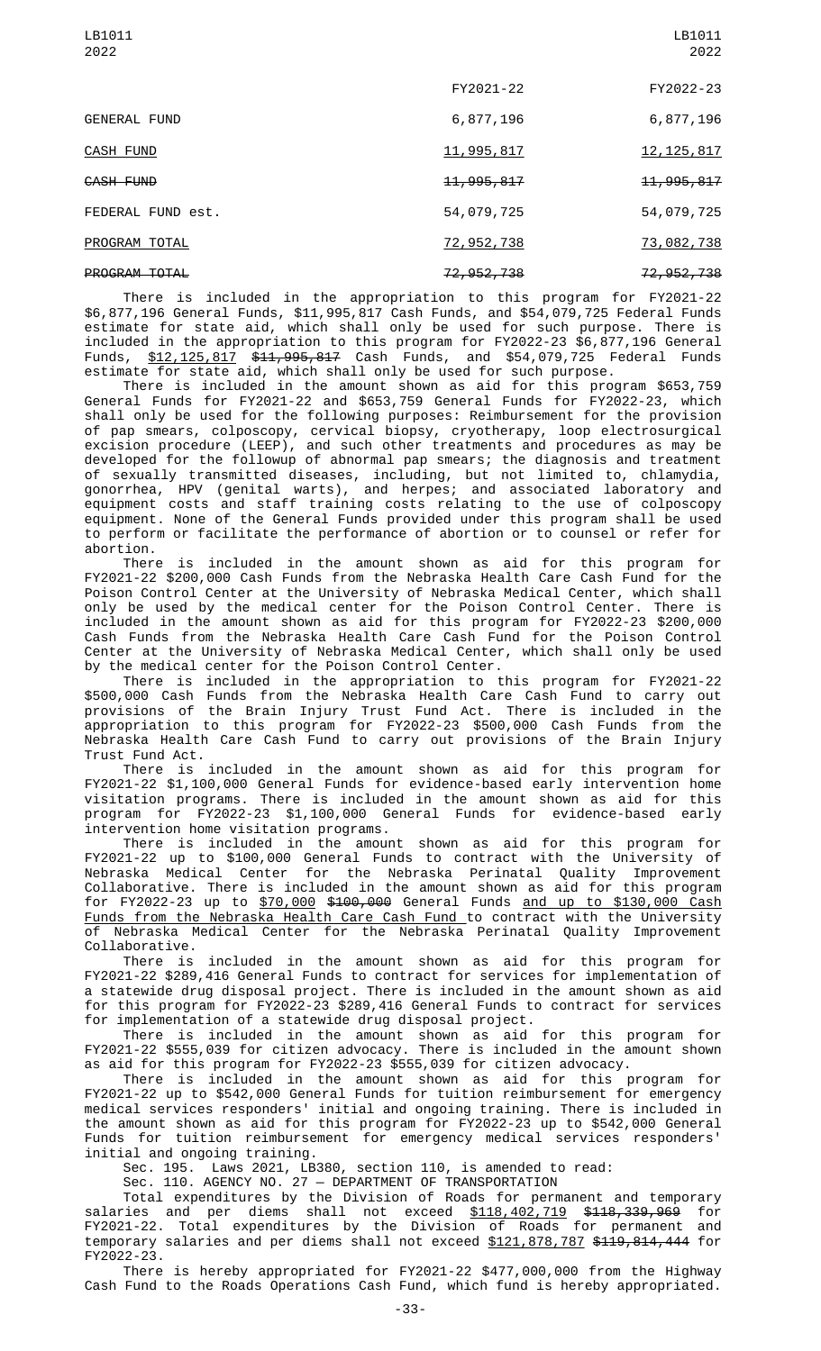| | FY2021-22 | FY2022-23 |
|---|---|---|
| GENERAL FUND | 6,877,196 | 6,877,196 |
| CASH FUND | 11,995,817 | 12,125,817 |
| ~~CASH FUND~~ | ~~11,995,817~~ | ~~11,995,817~~ |
| FEDERAL FUND est. | 54,079,725 | 54,079,725 |
| PROGRAM TOTAL | 72,952,738 | 73,082,738 |
| ~~PROGRAM TOTAL~~ | ~~72,952,738~~ | ~~72,952,738~~ |

There is included in the appropriation to this program for FY2021-22 $6,877,196 General Funds, $11,995,817 Cash Funds, and $54,079,725 Federal Funds estimate for state aid, which shall only be used for such purpose. There is included in the appropriation to this program for FY2022-23 $6,877,196 General Funds, $12,125,817 ~~$11,995,817~~ Cash Funds, and $54,079,725 Federal Funds estimate for state aid, which shall only be used for such purpose.

There is included in the amount shown as aid for this program $653,759 General Funds for FY2021-22 and $653,759 General Funds for FY2022-23, which shall only be used for the following purposes: Reimbursement for the provision of pap smears, colposcopy, cervical biopsy, cryotherapy, loop electrosurgical excision procedure (LEEP), and such other treatments and procedures as may be developed for the followup of abnormal pap smears; the diagnosis and treatment of sexually transmitted diseases, including, but not limited to, chlamydia, gonorrhea, HPV (genital warts), and herpes; and associated laboratory and equipment costs and staff training costs relating to the use of colposcopy equipment. None of the General Funds provided under this program shall be used to perform or facilitate the performance of abortion or to counsel or refer for abortion.

There is included in the amount shown as aid for this program for FY2021-22 $200,000 Cash Funds from the Nebraska Health Care Cash Fund for the Poison Control Center at the University of Nebraska Medical Center, which shall only be used by the medical center for the Poison Control Center. There is included in the amount shown as aid for this program for FY2022-23 $200,000 Cash Funds from the Nebraska Health Care Cash Fund for the Poison Control Center at the University of Nebraska Medical Center, which shall only be used by the medical center for the Poison Control Center.

There is included in the appropriation to this program for FY2021-22 $500,000 Cash Funds from the Nebraska Health Care Cash Fund to carry out provisions of the Brain Injury Trust Fund Act. There is included in the appropriation to this program for FY2022-23 $500,000 Cash Funds from the Nebraska Health Care Cash Fund to carry out provisions of the Brain Injury Trust Fund Act.

There is included in the amount shown as aid for this program for FY2021-22 $1,100,000 General Funds for evidence-based early intervention home visitation programs. There is included in the amount shown as aid for this program for FY2022-23 $1,100,000 General Funds for evidence-based early intervention home visitation programs.

There is included in the amount shown as aid for this program for FY2021-22 up to $100,000 General Funds to contract with the University of Nebraska Medical Center for the Nebraska Perinatal Quality Improvement Collaborative. There is included in the amount shown as aid for this program for FY2022-23 up to $70,000 ~~$100,000~~ General Funds and up to $130,000 Cash Funds from the Nebraska Health Care Cash Fund to contract with the University of Nebraska Medical Center for the Nebraska Perinatal Quality Improvement Collaborative.

There is included in the amount shown as aid for this program for FY2021-22 $289,416 General Funds to contract for services for implementation of a statewide drug disposal project. There is included in the amount shown as aid for this program for FY2022-23 $289,416 General Funds to contract for services for implementation of a statewide drug disposal project.

There is included in the amount shown as aid for this program for FY2021-22 $555,039 for citizen advocacy. There is included in the amount shown as aid for this program for FY2022-23 $555,039 for citizen advocacy.

There is included in the amount shown as aid for this program for FY2021-22 up to $542,000 General Funds for tuition reimbursement for emergency medical services responders' initial and ongoing training. There is included in the amount shown as aid for this program for FY2022-23 up to $542,000 General Funds for tuition reimbursement for emergency medical services responders' initial and ongoing training.

Sec. 195. Laws 2021, LB380, section 110, is amended to read:

Sec. 110. AGENCY NO. 27 — DEPARTMENT OF TRANSPORTATION

Total expenditures by the Division of Roads for permanent and temporary salaries and per diems shall not exceed $118,402,719 ~~$118,339,969~~ for FY2021-22. Total expenditures by the Division of Roads for permanent and temporary salaries and per diems shall not exceed $121,878,787 ~~$119,814,444~~ for FY2022-23.

There is hereby appropriated for FY2021-22 $477,000,000 from the Highway Cash Fund to the Roads Operations Cash Fund, which fund is hereby appropriated.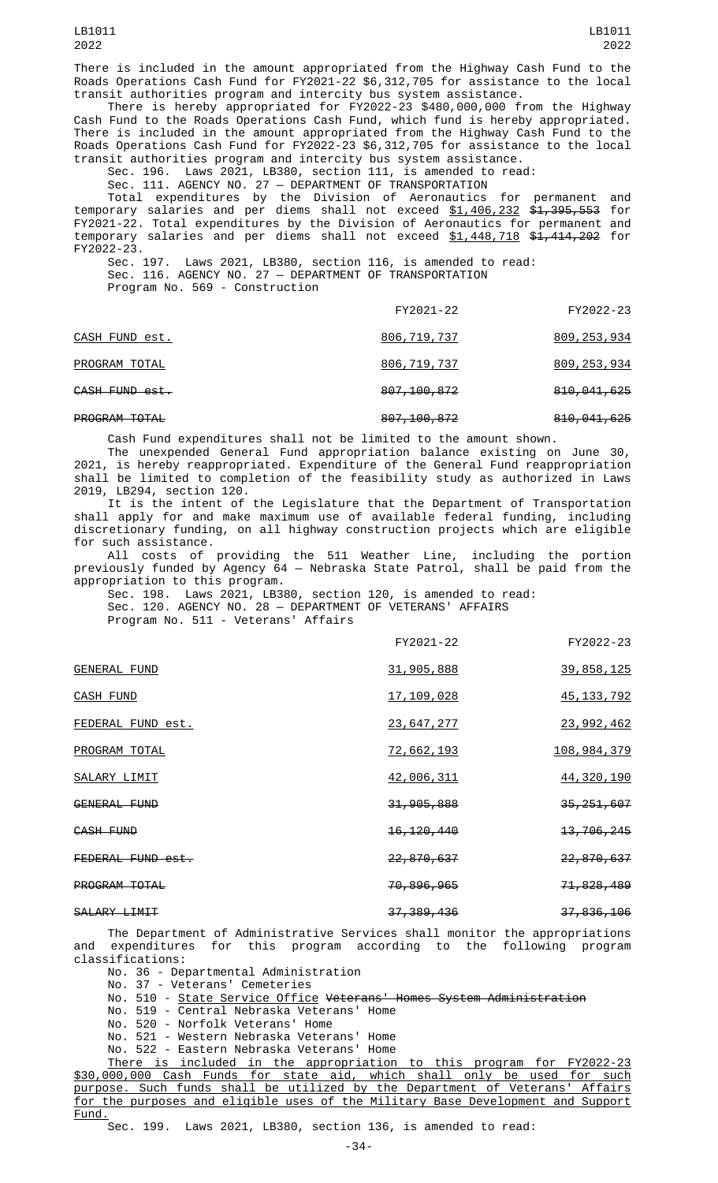There is included in the amount appropriated from the Highway Cash Fund to the Roads Operations Cash Fund for FY2021-22 $6,312,705 for assistance to the local transit authorities program and intercity bus system assistance.

There is hereby appropriated for FY2022-23 $480,000,000 from the Highway Cash Fund to the Roads Operations Cash Fund, which fund is hereby appropriated. There is included in the amount appropriated from the Highway Cash Fund to the Roads Operations Cash Fund for FY2022-23 $6,312,705 for assistance to the local transit authorities program and intercity bus system assistance.

Sec. 196. Laws 2021, LB380, section 111, is amended to read:

Sec. 111. AGENCY NO. 27 — DEPARTMENT OF TRANSPORTATION

Total expenditures by the Division of Aeronautics for permanent and temporary salaries and per diems shall not exceed <u>$1,406,232</u> ~~$1,395,553~~ for FY2021-22. Total expenditures by the Division of Aeronautics for permanent and temporary salaries and per diems shall not exceed <u>$1,448,718</u> ~~$1,414,202~~ for FY2022-23.

Sec. 197. Laws 2021, LB380, section 116, is amended to read:

Sec. 116. AGENCY NO. 27 — DEPARTMENT OF TRANSPORTATION

Program No. 569 - Construction

| | FY2021-22 | FY2022-23 |
|---|---|---|
| <u>CASH FUND est.</u> | <u>806,719,737</u> | <u>809,253,934</u> |
| <u>PROGRAM TOTAL</u> | <u>806,719,737</u> | <u>809,253,934</u> |
| ~~CASH FUND est.~~ | ~~807,100,872~~ | ~~810,041,625~~ |
| ~~PROGRAM TOTAL~~ | ~~807,100,872~~ | ~~810,041,625~~ |

Cash Fund expenditures shall not be limited to the amount shown.

The unexpended General Fund appropriation balance existing on June 30, 2021, is hereby reappropriated. Expenditure of the General Fund reappropriation shall be limited to completion of the feasibility study as authorized in Laws 2019, LB294, section 120.

It is the intent of the Legislature that the Department of Transportation shall apply for and make maximum use of available federal funding, including discretionary funding, on all highway construction projects which are eligible for such assistance.

All costs of providing the 511 Weather Line, including the portion previously funded by Agency 64 — Nebraska State Patrol, shall be paid from the appropriation to this program.

Sec. 198. Laws 2021, LB380, section 120, is amended to read:

Sec. 120. AGENCY NO. 28 — DEPARTMENT OF VETERANS' AFFAIRS

Program No. 511 - Veterans' Affairs

| | FY2021-22 | FY2022-23 |
|---|---|---|
| <u>GENERAL FUND</u> | <u>31,905,888</u> | <u>39,858,125</u> |
| <u>CASH FUND</u> | <u>17,109,028</u> | <u>45,133,792</u> |
| <u>FEDERAL FUND est.</u> | <u>23,647,277</u> | <u>23,992,462</u> |
| <u>PROGRAM TOTAL</u> | <u>72,662,193</u> | <u>108,984,379</u> |
| <u>SALARY LIMIT</u> | <u>42,006,311</u> | <u>44,320,190</u> |
| ~~GENERAL FUND~~ | ~~31,905,888~~ | ~~35,251,607~~ |
| ~~CASH FUND~~ | ~~16,120,440~~ | ~~13,706,245~~ |
| ~~FEDERAL FUND est.~~ | ~~22,870,637~~ | ~~22,870,637~~ |
| ~~PROGRAM TOTAL~~ | ~~70,896,965~~ | ~~71,828,489~~ |
| ~~SALARY LIMIT~~ | ~~37,389,436~~ | ~~37,836,106~~ |

The Department of Administrative Services shall monitor the appropriations and expenditures for this program according to the following program classifications:

No. 36 - Departmental Administration
No. 37 - Veterans' Cemeteries
No. 510 - <u>State Service Office</u> ~~Veterans' Homes System Administration~~
No. 519 - Central Nebraska Veterans' Home
No. 520 - Norfolk Veterans' Home
No. 521 - Western Nebraska Veterans' Home
No. 522 - Eastern Nebraska Veterans' Home

<u>There is included in the appropriation to this program for FY2022-23 $30,000,000 Cash Funds for state aid, which shall only be used for such purpose. Such funds shall be utilized by the Department of Veterans' Affairs for the purposes and eligible uses of the Military Base Development and Support Fund.</u>

Sec. 199. Laws 2021, LB380, section 136, is amended to read: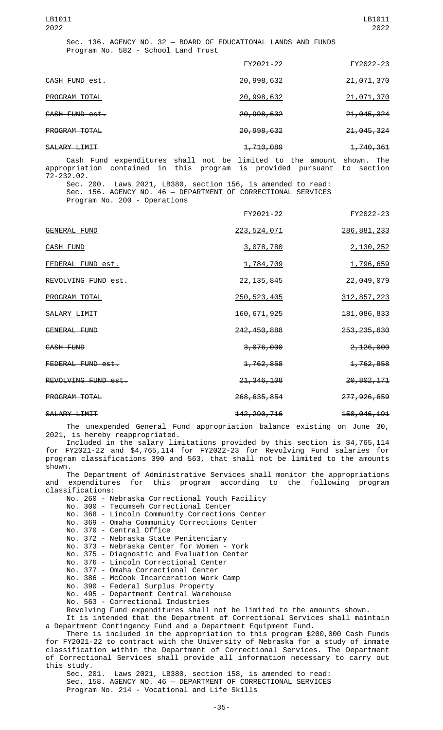Sec. 136. AGENCY NO. 32 — BOARD OF EDUCATIONAL LANDS AND FUNDS
Program No. 582 - School Land Trust

| | FY2021-22 | FY2022-23 |
|---|---|---|
| CASH FUND est. | 20,998,632 | 21,071,370 |
| PROGRAM TOTAL | 20,998,632 | 21,071,370 |
| ~~CASH FUND est.~~ | ~~20,998,632~~ | ~~21,045,324~~ |
| ~~PROGRAM TOTAL~~ | ~~20,998,632~~ | ~~21,045,324~~ |
| ~~SALARY LIMIT~~ | ~~1,710,089~~ | ~~1,740,361~~ |

Cash Fund expenditures shall not be limited to the amount shown. The appropriation contained in this program is provided pursuant to section 72-232.02.

Sec. 200. Laws 2021, LB380, section 156, is amended to read:
Sec. 156. AGENCY NO. 46 — DEPARTMENT OF CORRECTIONAL SERVICES
Program No. 200 - Operations

| | FY2021-22 | FY2022-23 |
|---|---|---|
| GENERAL FUND | 223,524,071 | 286,881,233 |
| CASH FUND | 3,078,780 | 2,130,252 |
| FEDERAL FUND est. | 1,784,709 | 1,796,659 |
| REVOLVING FUND est. | 22,135,845 | 22,049,079 |
| PROGRAM TOTAL | 250,523,405 | 312,857,223 |
| SALARY LIMIT | 160,671,925 | 181,086,833 |
| ~~GENERAL FUND~~ | ~~242,450,888~~ | ~~253,235,630~~ |
| ~~CASH FUND~~ | ~~3,076,000~~ | ~~2,126,000~~ |
| ~~FEDERAL FUND est.~~ | ~~1,762,858~~ | ~~1,762,858~~ |
| ~~REVOLVING FUND est.~~ | ~~21,346,108~~ | ~~20,802,171~~ |
| ~~PROGRAM TOTAL~~ | ~~268,635,854~~ | ~~277,926,659~~ |
| ~~SALARY LIMIT~~ | ~~142,290,716~~ | ~~150,046,191~~ |

The unexpended General Fund appropriation balance existing on June 30, 2021, is hereby reappropriated.

Included in the salary limitations provided by this section is $4,765,114 for FY2021-22 and $4,765,114 for FY2022-23 for Revolving Fund salaries for program classifications 390 and 563, that shall not be limited to the amounts shown.

The Department of Administrative Services shall monitor the appropriations and expenditures for this program according to the following program classifications:

No. 260 - Nebraska Correctional Youth Facility
No. 300 - Tecumseh Correctional Center
No. 368 - Lincoln Community Corrections Center
No. 369 - Omaha Community Corrections Center
No. 370 - Central Office
No. 372 - Nebraska State Penitentiary
No. 373 - Nebraska Center for Women - York
No. 375 - Diagnostic and Evaluation Center
No. 376 - Lincoln Correctional Center
No. 377 - Omaha Correctional Center
No. 386 - McCook Incarceration Work Camp
No. 390 - Federal Surplus Property
No. 495 - Department Central Warehouse
No. 563 - Correctional Industries

Revolving Fund expenditures shall not be limited to the amounts shown.

It is intended that the Department of Correctional Services shall maintain a Department Contingency Fund and a Department Equipment Fund.

There is included in the appropriation to this program $200,000 Cash Funds for FY2021-22 to contract with the University of Nebraska for a study of inmate classification within the Department of Correctional Services. The Department of Correctional Services shall provide all information necessary to carry out this study.

Sec. 201. Laws 2021, LB380, section 158, is amended to read:
Sec. 158. AGENCY NO. 46 — DEPARTMENT OF CORRECTIONAL SERVICES
Program No. 214 - Vocational and Life Skills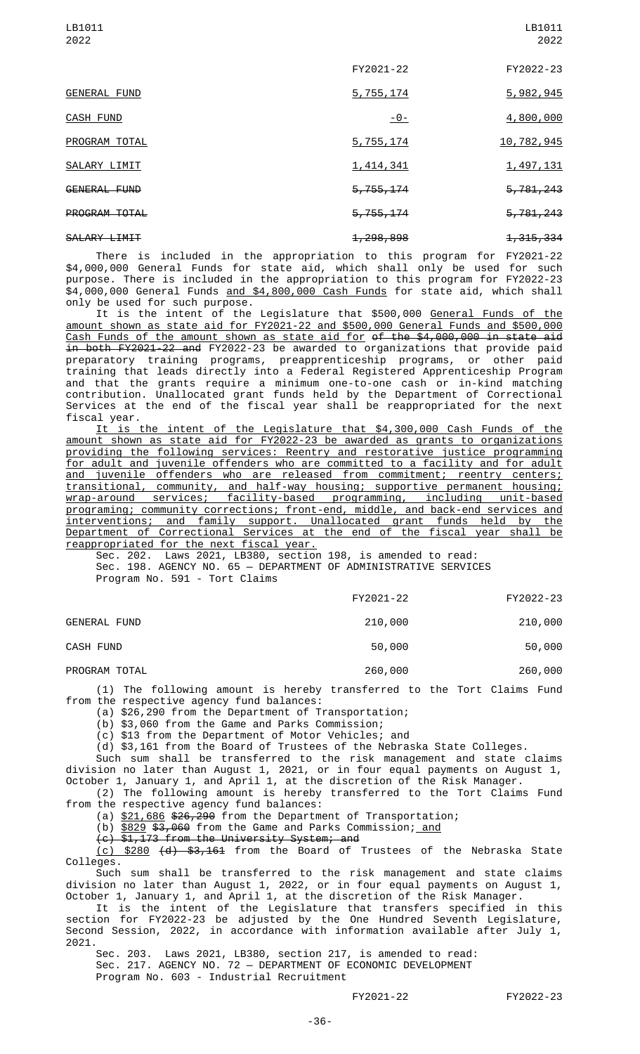| | FY2021-22 | FY2022-23 |
|---|---|---|
| GENERAL FUND | 5,755,174 | 5,982,945 |
| CASH FUND | -0- | 4,800,000 |
| PROGRAM TOTAL | 5,755,174 | 10,782,945 |
| SALARY LIMIT | 1,414,341 | 1,497,131 |
| GENERAL FUND | 5,755,174 | 5,781,243 |
| PROGRAM TOTAL | 5,755,174 | 5,781,243 |
| SALARY LIMIT | 1,298,898 | 1,315,334 |

There is included in the appropriation to this program for FY2021-22 $4,000,000 General Funds for state aid, which shall only be used for such purpose. There is included in the appropriation to this program for FY2022-23 $4,000,000 General Funds and $4,800,000 Cash Funds for state aid, which shall only be used for such purpose.

It is the intent of the Legislature that $500,000 General Funds of the amount shown as state aid for FY2021-22 and $500,000 General Funds and $500,000 Cash Funds of the amount shown as state aid for of the $4,000,000 in state aid in both FY2021-22 and FY2022-23 be awarded to organizations that provide paid preparatory training programs, preapprenticeship programs, or other paid training that leads directly into a Federal Registered Apprenticeship Program and that the grants require a minimum one-to-one cash or in-kind matching contribution. Unallocated grant funds held by the Department of Correctional Services at the end of the fiscal year shall be reappropriated for the next fiscal year.

It is the intent of the Legislature that $4,300,000 Cash Funds of the amount shown as state aid for FY2022-23 be awarded as grants to organizations providing the following services: Reentry and restorative justice programming for adult and juvenile offenders who are committed to a facility and for adult and juvenile offenders who are released from commitment; reentry centers; transitional, community, and half-way housing; supportive permanent housing; wrap-around services; facility-based programming, including unit-based programing; community corrections; front-end, middle, and back-end services and interventions; and family support. Unallocated grant funds held by the Department of Correctional Services at the end of the fiscal year shall be reappropriated for the next fiscal year.

Sec. 202. Laws 2021, LB380, section 198, is amended to read:

Sec. 198. AGENCY NO. 65 — DEPARTMENT OF ADMINISTRATIVE SERVICES

Program No. 591 - Tort Claims

| | FY2021-22 | FY2022-23 |
|---|---|---|
| GENERAL FUND | 210,000 | 210,000 |
| CASH FUND | 50,000 | 50,000 |
| PROGRAM TOTAL | 260,000 | 260,000 |

(1) The following amount is hereby transferred to the Tort Claims Fund from the respective agency fund balances:

(a) $26,290 from the Department of Transportation;

(b) $3,060 from the Game and Parks Commission;

(c) $13 from the Department of Motor Vehicles; and

(d) $3,161 from the Board of Trustees of the Nebraska State Colleges.

Such sum shall be transferred to the risk management and state claims division no later than August 1, 2021, or in four equal payments on August 1, October 1, January 1, and April 1, at the discretion of the Risk Manager.

(2) The following amount is hereby transferred to the Tort Claims Fund from the respective agency fund balances:

(a) $21,686 $26,290 from the Department of Transportation;

(b) $829 $3,060 from the Game and Parks Commission; and

(c) $1,173 from the University System; and

(c) $280 (d) $3,161 from the Board of Trustees of the Nebraska State Colleges.

Such sum shall be transferred to the risk management and state claims division no later than August 1, 2022, or in four equal payments on August 1, October 1, January 1, and April 1, at the discretion of the Risk Manager.

It is the intent of the Legislature that transfers specified in this section for FY2022-23 be adjusted by the One Hundred Seventh Legislature, Second Session, 2022, in accordance with information available after July 1, 2021.

Sec. 203. Laws 2021, LB380, section 217, is amended to read:

Sec. 217. AGENCY NO. 72 — DEPARTMENT OF ECONOMIC DEVELOPMENT

Program No. 603 - Industrial Recruitment

| | FY2021-22 | FY2022-23 |
|---|---|---|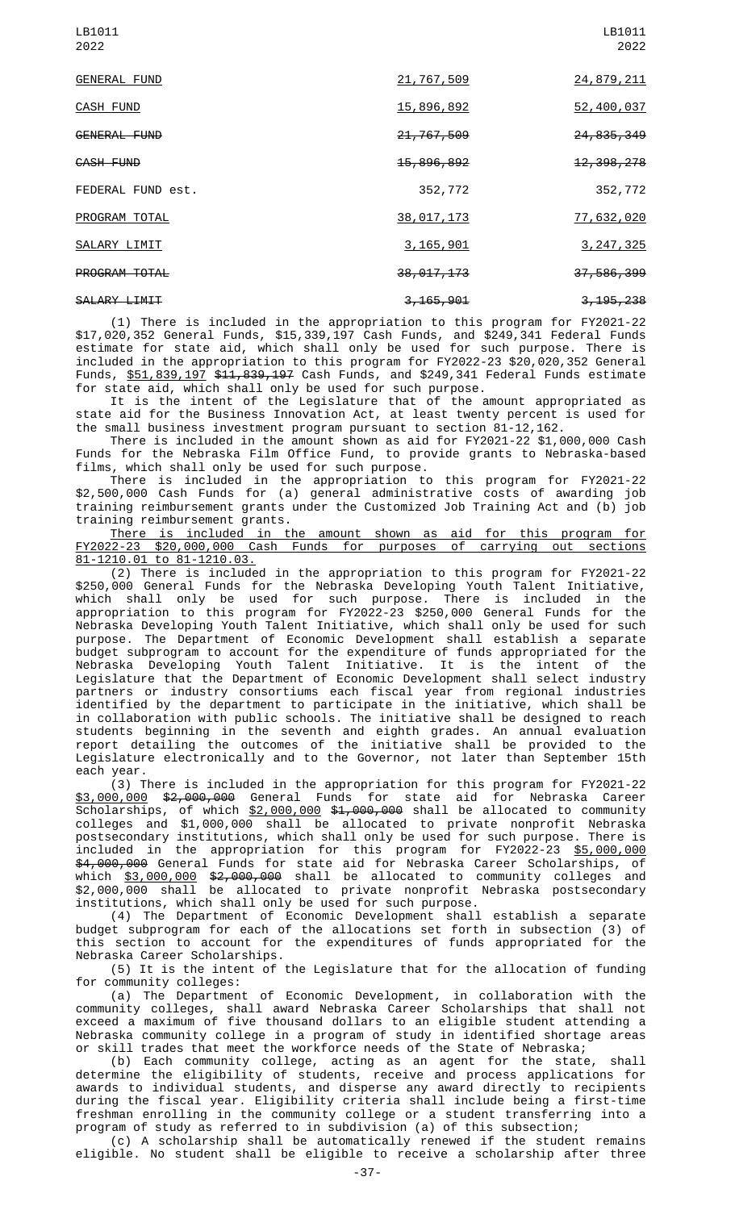| | | |
|---|---|---|
| GENERAL FUND | 21,767,509 | 24,879,211 |
| CASH FUND | 15,896,892 | 52,400,037 |
| ~~GENERAL FUND~~ | ~~21,767,509~~ | ~~24,835,349~~ |
| ~~CASH FUND~~ | ~~15,896,892~~ | ~~12,398,278~~ |
| FEDERAL FUND est. | 352,772 | 352,772 |
| PROGRAM TOTAL | 38,017,173 | 77,632,020 |
| SALARY LIMIT | 3,165,901 | 3,247,325 |
| ~~PROGRAM TOTAL~~ | ~~38,017,173~~ | ~~37,586,399~~ |
| ~~SALARY LIMIT~~ | ~~3,165,901~~ | ~~3,195,238~~ |

(1) There is included in the appropriation to this program for FY2021-22 $17,020,352 General Funds, $15,339,197 Cash Funds, and $249,341 Federal Funds estimate for state aid, which shall only be used for such purpose. There is included in the appropriation to this program for FY2022-23 $20,020,352 General Funds, $51,839,197 ~~$11,839,197~~ Cash Funds, and $249,341 Federal Funds estimate for state aid, which shall only be used for such purpose.

It is the intent of the Legislature that of the amount appropriated as state aid for the Business Innovation Act, at least twenty percent is used for the small business investment program pursuant to section 81-12,162.

There is included in the amount shown as aid for FY2021-22 $1,000,000 Cash Funds for the Nebraska Film Office Fund, to provide grants to Nebraska-based films, which shall only be used for such purpose.

There is included in the appropriation to this program for FY2021-22 $2,500,000 Cash Funds for (a) general administrative costs of awarding job training reimbursement grants under the Customized Job Training Act and (b) job training reimbursement grants.

There is included in the amount shown as aid for this program for FY2022-23 $20,000,000 Cash Funds for purposes of carrying out sections 81-1210.01 to 81-1210.03.

(2) There is included in the appropriation to this program for FY2021-22 $250,000 General Funds for the Nebraska Developing Youth Talent Initiative, which shall only be used for such purpose. There is included in the appropriation to this program for FY2022-23 $250,000 General Funds for the Nebraska Developing Youth Talent Initiative, which shall only be used for such purpose. The Department of Economic Development shall establish a separate budget subprogram to account for the expenditure of funds appropriated for the Nebraska Developing Youth Talent Initiative. It is the intent of the Legislature that the Department of Economic Development shall select industry partners or industry consortiums each fiscal year from regional industries identified by the department to participate in the initiative, which shall be in collaboration with public schools. The initiative shall be designed to reach students beginning in the seventh and eighth grades. An annual evaluation report detailing the outcomes of the initiative shall be provided to the Legislature electronically and to the Governor, not later than September 15th each year.

(3) There is included in the appropriation for this program for FY2021-22 $3,000,000 ~~$2,000,000~~ General Funds for state aid for Nebraska Career Scholarships, of which $2,000,000 ~~$1,000,000~~ shall be allocated to community colleges and $1,000,000 shall be allocated to private nonprofit Nebraska postsecondary institutions, which shall only be used for such purpose. There is included in the appropriation for this program for FY2022-23 $5,000,000 ~~$4,000,000~~ General Funds for state aid for Nebraska Career Scholarships, of which $3,000,000 ~~$2,000,000~~ shall be allocated to community colleges and $2,000,000 shall be allocated to private nonprofit Nebraska postsecondary institutions, which shall only be used for such purpose.

(4) The Department of Economic Development shall establish a separate budget subprogram for each of the allocations set forth in subsection (3) of this section to account for the expenditures of funds appropriated for the Nebraska Career Scholarships.

(5) It is the intent of the Legislature that for the allocation of funding for community colleges:

(a) The Department of Economic Development, in collaboration with the community colleges, shall award Nebraska Career Scholarships that shall not exceed a maximum of five thousand dollars to an eligible student attending a Nebraska community college in a program of study in identified shortage areas or skill trades that meet the workforce needs of the State of Nebraska;

(b) Each community college, acting as an agent for the state, shall determine the eligibility of students, receive and process applications for awards to individual students, and disperse any award directly to recipients during the fiscal year. Eligibility criteria shall include being a first-time freshman enrolling in the community college or a student transferring into a program of study as referred to in subdivision (a) of this subsection;

(c) A scholarship shall be automatically renewed if the student remains eligible. No student shall be eligible to receive a scholarship after three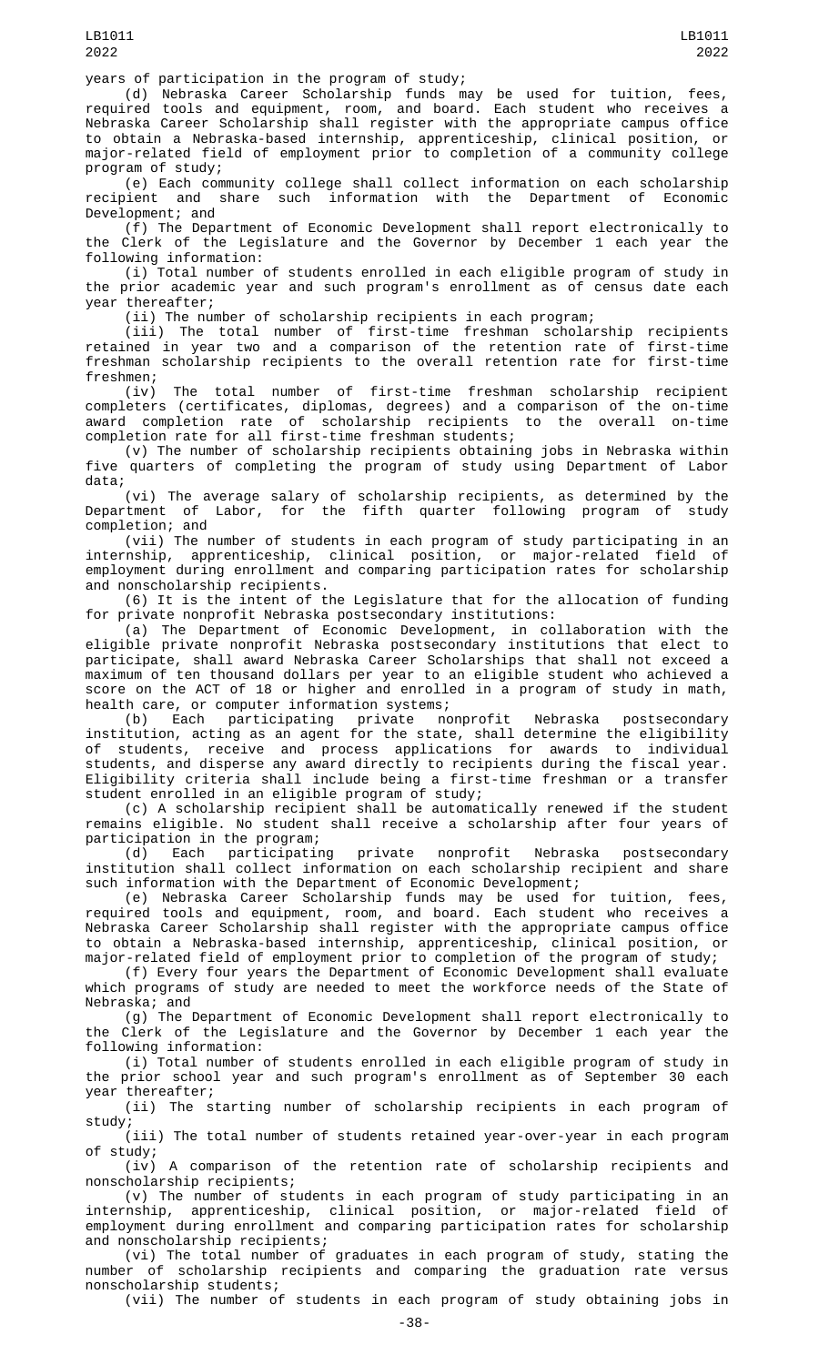years of participation in the program of study;

(d) Nebraska Career Scholarship funds may be used for tuition, fees, required tools and equipment, room, and board. Each student who receives a Nebraska Career Scholarship shall register with the appropriate campus office to obtain a Nebraska-based internship, apprenticeship, clinical position, or major-related field of employment prior to completion of a community college program of study;

(e) Each community college shall collect information on each scholarship recipient and share such information with the Department of Economic Development; and

(f) The Department of Economic Development shall report electronically to the Clerk of the Legislature and the Governor by December 1 each year the following information:

(i) Total number of students enrolled in each eligible program of study in the prior academic year and such program's enrollment as of census date each year thereafter;

(ii) The number of scholarship recipients in each program;

(iii) The total number of first-time freshman scholarship recipients retained in year two and a comparison of the retention rate of first-time freshman scholarship recipients to the overall retention rate for first-time freshmen;

(iv) The total number of first-time freshman scholarship recipient completers (certificates, diplomas, degrees) and a comparison of the on-time award completion rate of scholarship recipients to the overall on-time completion rate for all first-time freshman students;

(v) The number of scholarship recipients obtaining jobs in Nebraska within five quarters of completing the program of study using Department of Labor data;

(vi) The average salary of scholarship recipients, as determined by the Department of Labor, for the fifth quarter following program of study completion; and

(vii) The number of students in each program of study participating in an internship, apprenticeship, clinical position, or major-related field of employment during enrollment and comparing participation rates for scholarship and nonscholarship recipients.

(6) It is the intent of the Legislature that for the allocation of funding for private nonprofit Nebraska postsecondary institutions:

(a) The Department of Economic Development, in collaboration with the eligible private nonprofit Nebraska postsecondary institutions that elect to participate, shall award Nebraska Career Scholarships that shall not exceed a maximum of ten thousand dollars per year to an eligible student who achieved a score on the ACT of 18 or higher and enrolled in a program of study in math, health care, or computer information systems;

(b) Each participating private nonprofit Nebraska postsecondary institution, acting as an agent for the state, shall determine the eligibility of students, receive and process applications for awards to individual students, and disperse any award directly to recipients during the fiscal year. Eligibility criteria shall include being a first-time freshman or a transfer student enrolled in an eligible program of study;

(c) A scholarship recipient shall be automatically renewed if the student remains eligible. No student shall receive a scholarship after four years of participation in the program;

(d) Each participating private nonprofit Nebraska postsecondary institution shall collect information on each scholarship recipient and share such information with the Department of Economic Development;

(e) Nebraska Career Scholarship funds may be used for tuition, fees, required tools and equipment, room, and board. Each student who receives a Nebraska Career Scholarship shall register with the appropriate campus office to obtain a Nebraska-based internship, apprenticeship, clinical position, or major-related field of employment prior to completion of the program of study;

(f) Every four years the Department of Economic Development shall evaluate which programs of study are needed to meet the workforce needs of the State of Nebraska; and

(g) The Department of Economic Development shall report electronically to the Clerk of the Legislature and the Governor by December 1 each year the following information:

(i) Total number of students enrolled in each eligible program of study in the prior school year and such program's enrollment as of September 30 each year thereafter;

(ii) The starting number of scholarship recipients in each program of study;

(iii) The total number of students retained year-over-year in each program of study;

(iv) A comparison of the retention rate of scholarship recipients and nonscholarship recipients;

(v) The number of students in each program of study participating in an internship, apprenticeship, clinical position, or major-related field of employment during enrollment and comparing participation rates for scholarship and nonscholarship recipients;

(vi) The total number of graduates in each program of study, stating the number of scholarship recipients and comparing the graduation rate versus nonscholarship students;

(vii) The number of students in each program of study obtaining jobs in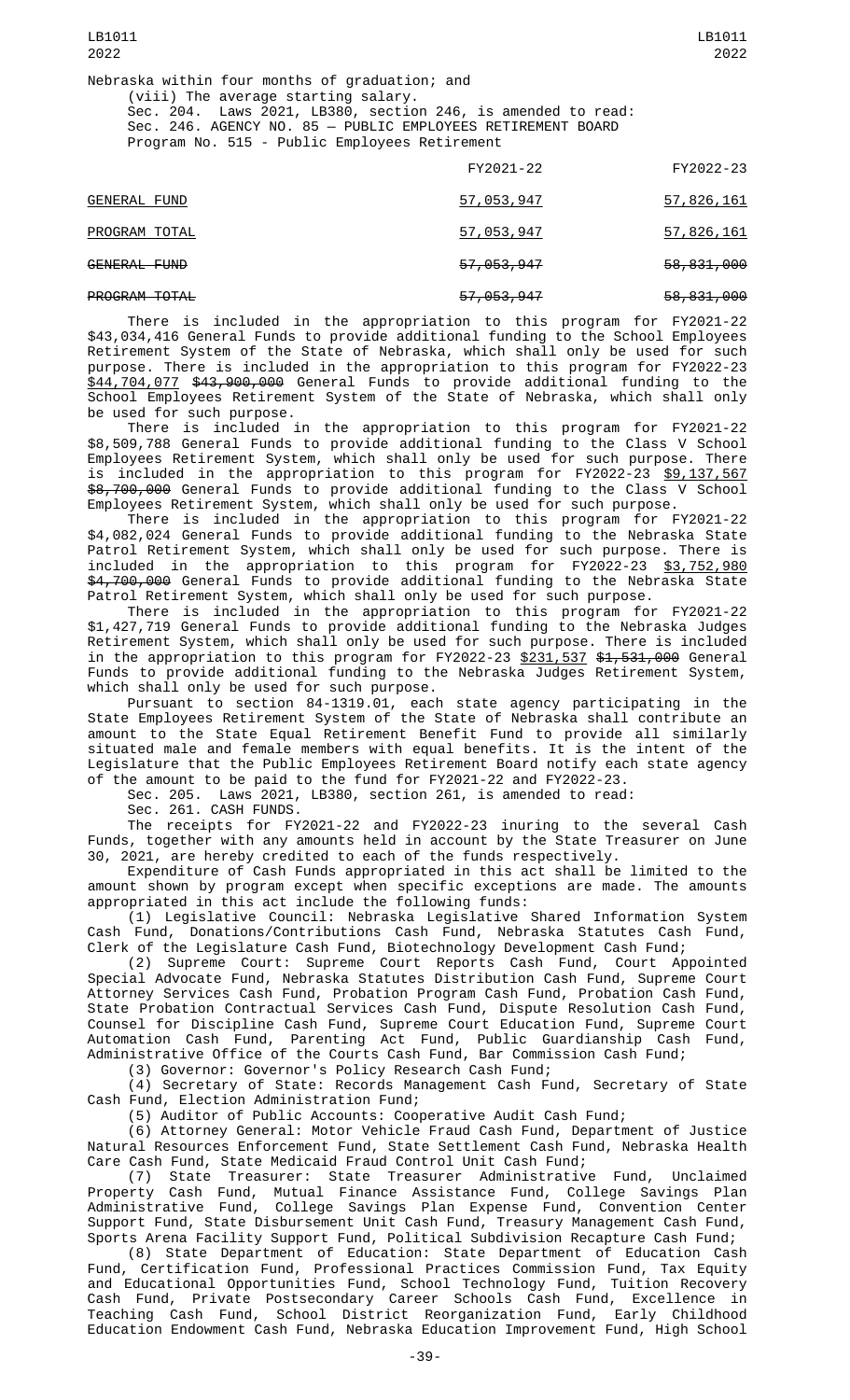Nebraska within four months of graduation; and

(viii) The average starting salary.

Sec. 204. Laws 2021, LB380, section 246, is amended to read:

Sec. 246. AGENCY NO. 85 — PUBLIC EMPLOYEES RETIREMENT BOARD

Program No. 515 - Public Employees Retirement

| | FY2021-22 | FY2022-23 |
|---|---|---|
| GENERAL FUND | 57,053,947 | 57,826,161 |
| PROGRAM TOTAL | 57,053,947 | 57,826,161 |
| ~~GENERAL FUND~~ | ~~57,053,947~~ | ~~58,831,000~~ |
| ~~PROGRAM TOTAL~~ | ~~57,053,947~~ | ~~58,831,000~~ |

There is included in the appropriation to this program for FY2021-22 $43,034,416 General Funds to provide additional funding to the School Employees Retirement System of the State of Nebraska, which shall only be used for such purpose. There is included in the appropriation to this program for FY2022-23 $44,704,077 ~~$43,900,000~~ General Funds to provide additional funding to the School Employees Retirement System of the State of Nebraska, which shall only be used for such purpose.

There is included in the appropriation to this program for FY2021-22 $8,509,788 General Funds to provide additional funding to the Class V School Employees Retirement System, which shall only be used for such purpose. There is included in the appropriation to this program for FY2022-23 $9,137,567 ~~$8,700,000~~ General Funds to provide additional funding to the Class V School Employees Retirement System, which shall only be used for such purpose.

There is included in the appropriation to this program for FY2021-22 $4,082,024 General Funds to provide additional funding to the Nebraska State Patrol Retirement System, which shall only be used for such purpose. There is included in the appropriation to this program for FY2022-23 $3,752,980 ~~$4,700,000~~ General Funds to provide additional funding to the Nebraska State Patrol Retirement System, which shall only be used for such purpose.

There is included in the appropriation to this program for FY2021-22 $1,427,719 General Funds to provide additional funding to the Nebraska Judges Retirement System, which shall only be used for such purpose. There is included in the appropriation to this program for FY2022-23 $231,537 ~~$1,531,000~~ General Funds to provide additional funding to the Nebraska Judges Retirement System, which shall only be used for such purpose.

Pursuant to section 84-1319.01, each state agency participating in the State Employees Retirement System of the State of Nebraska shall contribute an amount to the State Equal Retirement Benefit Fund to provide all similarly situated male and female members with equal benefits. It is the intent of the Legislature that the Public Employees Retirement Board notify each state agency of the amount to be paid to the fund for FY2021-22 and FY2022-23.

Sec. 205. Laws 2021, LB380, section 261, is amended to read:

Sec. 261. CASH FUNDS.

The receipts for FY2021-22 and FY2022-23 inuring to the several Cash Funds, together with any amounts held in account by the State Treasurer on June 30, 2021, are hereby credited to each of the funds respectively.

Expenditure of Cash Funds appropriated in this act shall be limited to the amount shown by program except when specific exceptions are made. The amounts appropriated in this act include the following funds:

(1) Legislative Council: Nebraska Legislative Shared Information System Cash Fund, Donations/Contributions Cash Fund, Nebraska Statutes Cash Fund, Clerk of the Legislature Cash Fund, Biotechnology Development Cash Fund;

(2) Supreme Court: Supreme Court Reports Cash Fund, Court Appointed Special Advocate Fund, Nebraska Statutes Distribution Cash Fund, Supreme Court Attorney Services Cash Fund, Probation Program Cash Fund, Probation Cash Fund, State Probation Contractual Services Cash Fund, Dispute Resolution Cash Fund, Counsel for Discipline Cash Fund, Supreme Court Education Fund, Supreme Court Automation Cash Fund, Parenting Act Fund, Public Guardianship Cash Fund, Administrative Office of the Courts Cash Fund, Bar Commission Cash Fund;

(3) Governor: Governor's Policy Research Cash Fund;

(4) Secretary of State: Records Management Cash Fund, Secretary of State Cash Fund, Election Administration Fund;

(5) Auditor of Public Accounts: Cooperative Audit Cash Fund;

(6) Attorney General: Motor Vehicle Fraud Cash Fund, Department of Justice Natural Resources Enforcement Fund, State Settlement Cash Fund, Nebraska Health Care Cash Fund, State Medicaid Fraud Control Unit Cash Fund;

(7) State Treasurer: State Treasurer Administrative Fund, Unclaimed Property Cash Fund, Mutual Finance Assistance Fund, College Savings Plan Administrative Fund, College Savings Plan Expense Fund, Convention Center Support Fund, State Disbursement Unit Cash Fund, Treasury Management Cash Fund, Sports Arena Facility Support Fund, Political Subdivision Recapture Cash Fund;

(8) State Department of Education: State Department of Education Cash Fund, Certification Fund, Professional Practices Commission Fund, Tax Equity and Educational Opportunities Fund, School Technology Fund, Tuition Recovery Cash Fund, Private Postsecondary Career Schools Cash Fund, Excellence in Teaching Cash Fund, School District Reorganization Fund, Early Childhood Education Endowment Cash Fund, Nebraska Education Improvement Fund, High School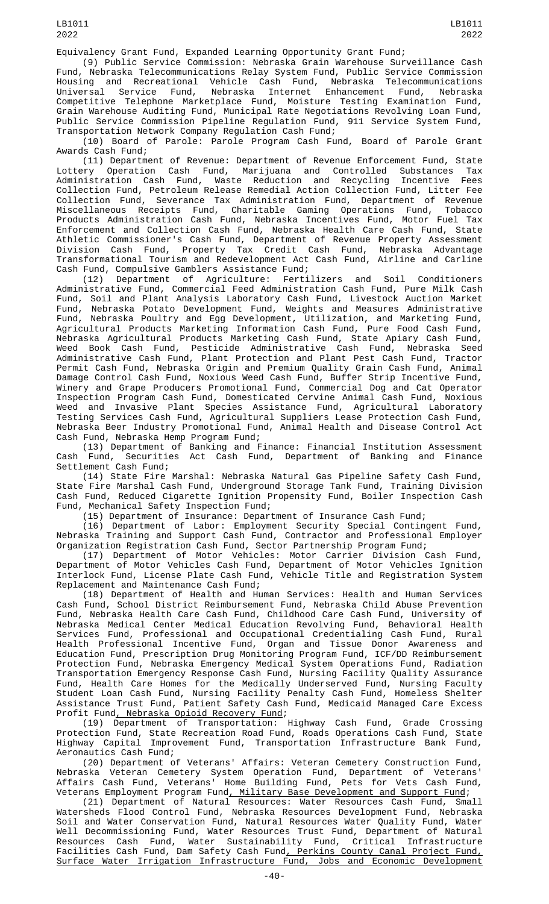Equivalency Grant Fund, Expanded Learning Opportunity Grant Fund;

(9) Public Service Commission: Nebraska Grain Warehouse Surveillance Cash Fund, Nebraska Telecommunications Relay System Fund, Public Service Commission Housing and Recreational Vehicle Cash Fund, Nebraska Telecommunications Universal Service Fund, Nebraska Internet Enhancement Fund, Nebraska Competitive Telephone Marketplace Fund, Moisture Testing Examination Fund, Grain Warehouse Auditing Fund, Municipal Rate Negotiations Revolving Loan Fund, Public Service Commission Pipeline Regulation Fund, 911 Service System Fund, Transportation Network Company Regulation Cash Fund;

(10) Board of Parole: Parole Program Cash Fund, Board of Parole Grant Awards Cash Fund;

(11) Department of Revenue: Department of Revenue Enforcement Fund, State Lottery Operation Cash Fund, Marijuana and Controlled Substances Tax Administration Cash Fund, Waste Reduction and Recycling Incentive Fees Collection Fund, Petroleum Release Remedial Action Collection Fund, Litter Fee Collection Fund, Severance Tax Administration Fund, Department of Revenue Miscellaneous Receipts Fund, Charitable Gaming Operations Fund, Tobacco Products Administration Cash Fund, Nebraska Incentives Fund, Motor Fuel Tax Enforcement and Collection Cash Fund, Nebraska Health Care Cash Fund, State Athletic Commissioner's Cash Fund, Department of Revenue Property Assessment Division Cash Fund, Property Tax Credit Cash Fund, Nebraska Advantage Transformational Tourism and Redevelopment Act Cash Fund, Airline and Carline Cash Fund, Compulsive Gamblers Assistance Fund;

(12) Department of Agriculture: Fertilizers and Soil Conditioners Administrative Fund, Commercial Feed Administration Cash Fund, Pure Milk Cash Fund, Soil and Plant Analysis Laboratory Cash Fund, Livestock Auction Market Fund, Nebraska Potato Development Fund, Weights and Measures Administrative Fund, Nebraska Poultry and Egg Development, Utilization, and Marketing Fund, Agricultural Products Marketing Information Cash Fund, Pure Food Cash Fund, Nebraska Agricultural Products Marketing Cash Fund, State Apiary Cash Fund, Weed Book Cash Fund, Pesticide Administrative Cash Fund, Nebraska Seed Administrative Cash Fund, Plant Protection and Plant Pest Cash Fund, Tractor Permit Cash Fund, Nebraska Origin and Premium Quality Grain Cash Fund, Animal Damage Control Cash Fund, Noxious Weed Cash Fund, Buffer Strip Incentive Fund, Winery and Grape Producers Promotional Fund, Commercial Dog and Cat Operator Inspection Program Cash Fund, Domesticated Cervine Animal Cash Fund, Noxious Weed and Invasive Plant Species Assistance Fund, Agricultural Laboratory Testing Services Cash Fund, Agricultural Suppliers Lease Protection Cash Fund, Nebraska Beer Industry Promotional Fund, Animal Health and Disease Control Act Cash Fund, Nebraska Hemp Program Fund;

(13) Department of Banking and Finance: Financial Institution Assessment Cash Fund, Securities Act Cash Fund, Department of Banking and Finance Settlement Cash Fund;

(14) State Fire Marshal: Nebraska Natural Gas Pipeline Safety Cash Fund, State Fire Marshal Cash Fund, Underground Storage Tank Fund, Training Division Cash Fund, Reduced Cigarette Ignition Propensity Fund, Boiler Inspection Cash Fund, Mechanical Safety Inspection Fund;

(15) Department of Insurance: Department of Insurance Cash Fund;

(16) Department of Labor: Employment Security Special Contingent Fund, Nebraska Training and Support Cash Fund, Contractor and Professional Employer Organization Registration Cash Fund, Sector Partnership Program Fund;

(17) Department of Motor Vehicles: Motor Carrier Division Cash Fund, Department of Motor Vehicles Cash Fund, Department of Motor Vehicles Ignition Interlock Fund, License Plate Cash Fund, Vehicle Title and Registration System Replacement and Maintenance Cash Fund;

(18) Department of Health and Human Services: Health and Human Services Cash Fund, School District Reimbursement Fund, Nebraska Child Abuse Prevention Fund, Nebraska Health Care Cash Fund, Childhood Care Cash Fund, University of Nebraska Medical Center Medical Education Revolving Fund, Behavioral Health Services Fund, Professional and Occupational Credentialing Cash Fund, Rural Health Professional Incentive Fund, Organ and Tissue Donor Awareness and Education Fund, Prescription Drug Monitoring Program Fund, ICF/DD Reimbursement Protection Fund, Nebraska Emergency Medical System Operations Fund, Radiation Transportation Emergency Response Cash Fund, Nursing Facility Quality Assurance Fund, Health Care Homes for the Medically Underserved Fund, Nursing Faculty Student Loan Cash Fund, Nursing Facility Penalty Cash Fund, Homeless Shelter Assistance Trust Fund, Patient Safety Cash Fund, Medicaid Managed Care Excess Profit Fund<u>, Nebraska Opioid Recovery Fund</u>;

(19) Department of Transportation: Highway Cash Fund, Grade Crossing Protection Fund, State Recreation Road Fund, Roads Operations Cash Fund, State Highway Capital Improvement Fund, Transportation Infrastructure Bank Fund, Aeronautics Cash Fund;

(20) Department of Veterans' Affairs: Veteran Cemetery Construction Fund, Nebraska Veteran Cemetery System Operation Fund, Department of Veterans' Affairs Cash Fund, Veterans' Home Building Fund, Pets for Vets Cash Fund, Veterans Employment Program Fund<u>, Military Base Development and Support Fund</u>;

(21) Department of Natural Resources: Water Resources Cash Fund, Small Watersheds Flood Control Fund, Nebraska Resources Development Fund, Nebraska Soil and Water Conservation Fund, Natural Resources Water Quality Fund, Water Well Decommissioning Fund, Water Resources Trust Fund, Department of Natural Resources Cash Fund, Water Sustainability Fund, Critical Infrastructure Facilities Cash Fund, Dam Safety Cash Fund<u>, Perkins County Canal Project Fund, Surface Water Irrigation Infrastructure Fund, Jobs and Economic Development</u>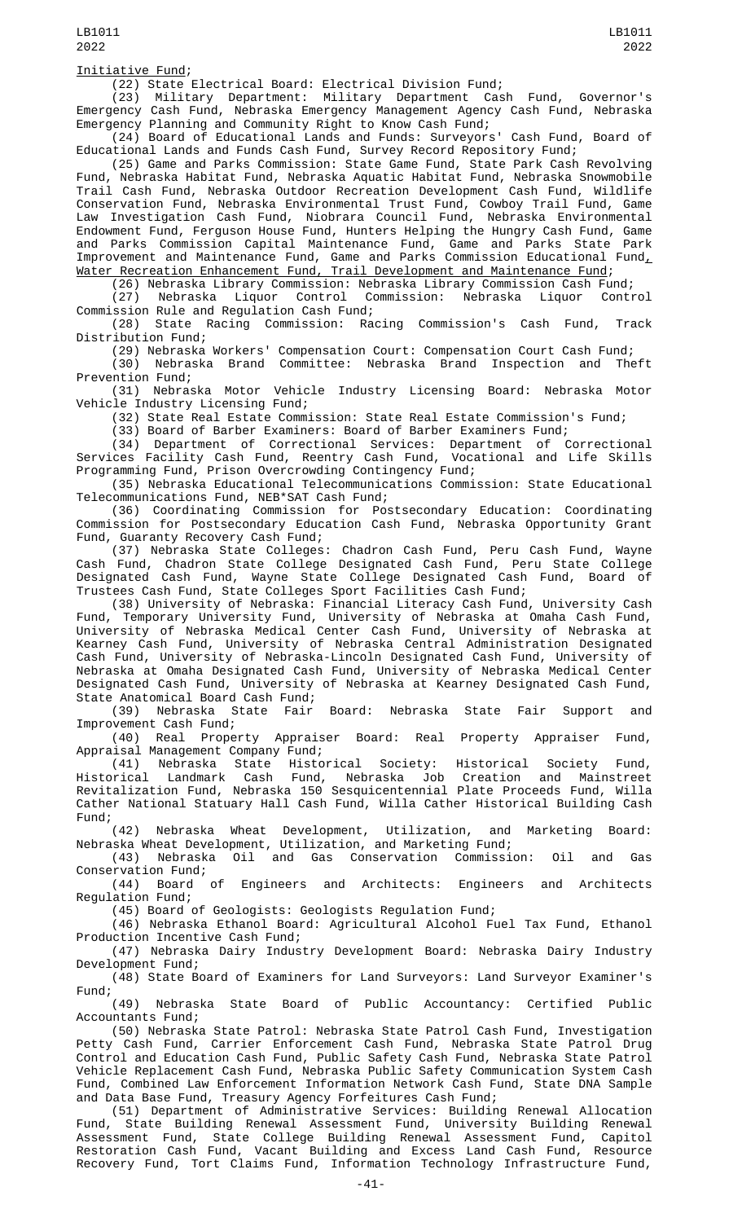Initiative Fund;

(22) State Electrical Board: Electrical Division Fund;

(23) Military Department: Military Department Cash Fund, Governor's Emergency Cash Fund, Nebraska Emergency Management Agency Cash Fund, Nebraska Emergency Planning and Community Right to Know Cash Fund;

(24) Board of Educational Lands and Funds: Surveyors' Cash Fund, Board of Educational Lands and Funds Cash Fund, Survey Record Repository Fund;

(25) Game and Parks Commission: State Game Fund, State Park Cash Revolving Fund, Nebraska Habitat Fund, Nebraska Aquatic Habitat Fund, Nebraska Snowmobile Trail Cash Fund, Nebraska Outdoor Recreation Development Cash Fund, Wildlife Conservation Fund, Nebraska Environmental Trust Fund, Cowboy Trail Fund, Game Law Investigation Cash Fund, Niobrara Council Fund, Nebraska Environmental Endowment Fund, Ferguson House Fund, Hunters Helping the Hungry Cash Fund, Game and Parks Commission Capital Maintenance Fund, Game and Parks State Park Improvement and Maintenance Fund, Game and Parks Commission Educational Fund, Water Recreation Enhancement Fund, Trail Development and Maintenance Fund;

(26) Nebraska Library Commission: Nebraska Library Commission Cash Fund;

(27) Nebraska Liquor Control Commission: Nebraska Liquor Control Commission Rule and Regulation Cash Fund;

(28) State Racing Commission: Racing Commission's Cash Fund, Track Distribution Fund;

(29) Nebraska Workers' Compensation Court: Compensation Court Cash Fund;

(30) Nebraska Brand Committee: Nebraska Brand Inspection and Theft Prevention Fund;

(31) Nebraska Motor Vehicle Industry Licensing Board: Nebraska Motor Vehicle Industry Licensing Fund;

(32) State Real Estate Commission: State Real Estate Commission's Fund;

(33) Board of Barber Examiners: Board of Barber Examiners Fund;

(34) Department of Correctional Services: Department of Correctional Services Facility Cash Fund, Reentry Cash Fund, Vocational and Life Skills Programming Fund, Prison Overcrowding Contingency Fund;

(35) Nebraska Educational Telecommunications Commission: State Educational Telecommunications Fund, NEB*SAT Cash Fund;

(36) Coordinating Commission for Postsecondary Education: Coordinating Commission for Postsecondary Education Cash Fund, Nebraska Opportunity Grant Fund, Guaranty Recovery Cash Fund;

(37) Nebraska State Colleges: Chadron Cash Fund, Peru Cash Fund, Wayne Cash Fund, Chadron State College Designated Cash Fund, Peru State College Designated Cash Fund, Wayne State College Designated Cash Fund, Board of Trustees Cash Fund, State Colleges Sport Facilities Cash Fund;

(38) University of Nebraska: Financial Literacy Cash Fund, University Cash Fund, Temporary University Fund, University of Nebraska at Omaha Cash Fund, University of Nebraska Medical Center Cash Fund, University of Nebraska at Kearney Cash Fund, University of Nebraska Central Administration Designated Cash Fund, University of Nebraska-Lincoln Designated Cash Fund, University of Nebraska at Omaha Designated Cash Fund, University of Nebraska Medical Center Designated Cash Fund, University of Nebraska at Kearney Designated Cash Fund, State Anatomical Board Cash Fund;

(39) Nebraska State Fair Board: Nebraska State Fair Support and Improvement Cash Fund;

(40) Real Property Appraiser Board: Real Property Appraiser Fund, Appraisal Management Company Fund;

(41) Nebraska State Historical Society: Historical Society Fund, Historical Landmark Cash Fund, Nebraska Job Creation and Mainstreet Revitalization Fund, Nebraska 150 Sesquicentennial Plate Proceeds Fund, Willa Cather National Statuary Hall Cash Fund, Willa Cather Historical Building Cash Fund;

(42) Nebraska Wheat Development, Utilization, and Marketing Board: Nebraska Wheat Development, Utilization, and Marketing Fund;

(43) Nebraska Oil and Gas Conservation Commission: Oil and Gas Conservation Fund;

(44) Board of Engineers and Architects: Engineers and Architects Regulation Fund;

(45) Board of Geologists: Geologists Regulation Fund;

(46) Nebraska Ethanol Board: Agricultural Alcohol Fuel Tax Fund, Ethanol Production Incentive Cash Fund;

(47) Nebraska Dairy Industry Development Board: Nebraska Dairy Industry Development Fund;

(48) State Board of Examiners for Land Surveyors: Land Surveyor Examiner's Fund;

(49) Nebraska State Board of Public Accountancy: Certified Public Accountants Fund;

(50) Nebraska State Patrol: Nebraska State Patrol Cash Fund, Investigation Petty Cash Fund, Carrier Enforcement Cash Fund, Nebraska State Patrol Drug Control and Education Cash Fund, Public Safety Cash Fund, Nebraska State Patrol Vehicle Replacement Cash Fund, Nebraska Public Safety Communication System Cash Fund, Combined Law Enforcement Information Network Cash Fund, State DNA Sample and Data Base Fund, Treasury Agency Forfeitures Cash Fund;

(51) Department of Administrative Services: Building Renewal Allocation Fund, State Building Renewal Assessment Fund, University Building Renewal Assessment Fund, State College Building Renewal Assessment Fund, Capitol Restoration Cash Fund, Vacant Building and Excess Land Cash Fund, Resource Recovery Fund, Tort Claims Fund, Information Technology Infrastructure Fund,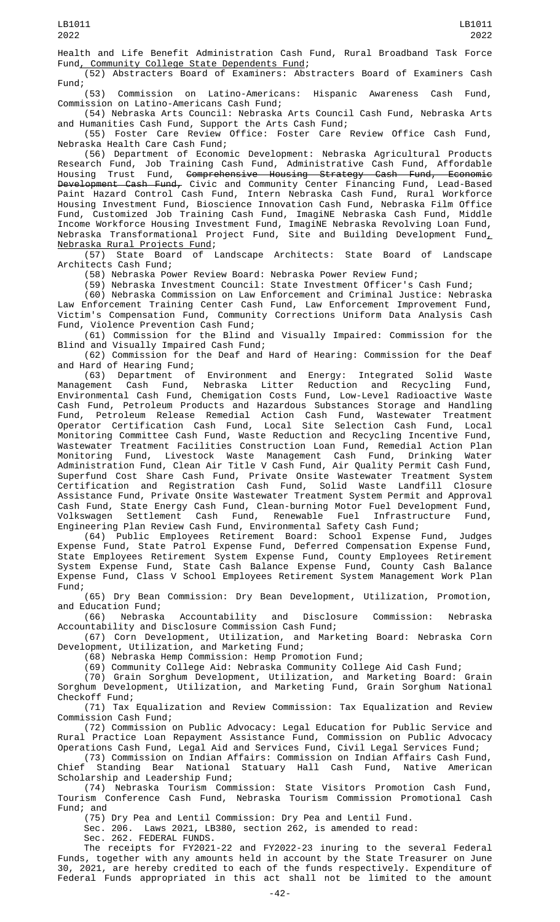Health and Life Benefit Administration Cash Fund, Rural Broadband Task Force Fund, Community College State Dependents Fund;

(52) Abstracters Board of Examiners: Abstracters Board of Examiners Cash Fund;

(53) Commission on Latino-Americans: Hispanic Awareness Cash Fund, Commission on Latino-Americans Cash Fund;

(54) Nebraska Arts Council: Nebraska Arts Council Cash Fund, Nebraska Arts and Humanities Cash Fund, Support the Arts Cash Fund;

(55) Foster Care Review Office: Foster Care Review Office Cash Fund, Nebraska Health Care Cash Fund;

(56) Department of Economic Development: Nebraska Agricultural Products Research Fund, Job Training Cash Fund, Administrative Cash Fund, Affordable Housing Trust Fund, ~~Comprehensive Housing Strategy Cash Fund, Economic Development Cash Fund,~~ Civic and Community Center Financing Fund, Lead-Based Paint Hazard Control Cash Fund, Intern Nebraska Cash Fund, Rural Workforce Housing Investment Fund, Bioscience Innovation Cash Fund, Nebraska Film Office Fund, Customized Job Training Cash Fund, ImagiNE Nebraska Cash Fund, Middle Income Workforce Housing Investment Fund, ImagiNE Nebraska Revolving Loan Fund, Nebraska Transformational Project Fund, Site and Building Development Fund, Nebraska Rural Projects Fund;

(57) State Board of Landscape Architects: State Board of Landscape Architects Cash Fund;

(58) Nebraska Power Review Board: Nebraska Power Review Fund;

(59) Nebraska Investment Council: State Investment Officer's Cash Fund;

(60) Nebraska Commission on Law Enforcement and Criminal Justice: Nebraska Law Enforcement Training Center Cash Fund, Law Enforcement Improvement Fund, Victim's Compensation Fund, Community Corrections Uniform Data Analysis Cash Fund, Violence Prevention Cash Fund;

(61) Commission for the Blind and Visually Impaired: Commission for the Blind and Visually Impaired Cash Fund;

(62) Commission for the Deaf and Hard of Hearing: Commission for the Deaf and Hard of Hearing Fund;

(63) Department of Environment and Energy: Integrated Solid Waste Management Cash Fund, Nebraska Litter Reduction and Recycling Fund, Environmental Cash Fund, Chemigation Costs Fund, Low-Level Radioactive Waste Cash Fund, Petroleum Products and Hazardous Substances Storage and Handling Fund, Petroleum Release Remedial Action Cash Fund, Wastewater Treatment Operator Certification Cash Fund, Local Site Selection Cash Fund, Local Monitoring Committee Cash Fund, Waste Reduction and Recycling Incentive Fund, Wastewater Treatment Facilities Construction Loan Fund, Remedial Action Plan Monitoring Fund, Livestock Waste Management Cash Fund, Drinking Water Administration Fund, Clean Air Title V Cash Fund, Air Quality Permit Cash Fund, Superfund Cost Share Cash Fund, Private Onsite Wastewater Treatment System Certification and Registration Cash Fund, Solid Waste Landfill Closure Assistance Fund, Private Onsite Wastewater Treatment System Permit and Approval Cash Fund, State Energy Cash Fund, Clean-burning Motor Fuel Development Fund, Volkswagen Settlement Cash Fund, Renewable Fuel Infrastructure Fund, Engineering Plan Review Cash Fund, Environmental Safety Cash Fund;

(64) Public Employees Retirement Board: School Expense Fund, Judges Expense Fund, State Patrol Expense Fund, Deferred Compensation Expense Fund, State Employees Retirement System Expense Fund, County Employees Retirement System Expense Fund, State Cash Balance Expense Fund, County Cash Balance Expense Fund, Class V School Employees Retirement System Management Work Plan Fund;

(65) Dry Bean Commission: Dry Bean Development, Utilization, Promotion, and Education Fund;

(66) Nebraska Accountability and Disclosure Commission: Nebraska Accountability and Disclosure Commission Cash Fund;

(67) Corn Development, Utilization, and Marketing Board: Nebraska Corn Development, Utilization, and Marketing Fund;

(68) Nebraska Hemp Commission: Hemp Promotion Fund;

(69) Community College Aid: Nebraska Community College Aid Cash Fund;

(70) Grain Sorghum Development, Utilization, and Marketing Board: Grain Sorghum Development, Utilization, and Marketing Fund, Grain Sorghum National Checkoff Fund;

(71) Tax Equalization and Review Commission: Tax Equalization and Review Commission Cash Fund;

(72) Commission on Public Advocacy: Legal Education for Public Service and Rural Practice Loan Repayment Assistance Fund, Commission on Public Advocacy Operations Cash Fund, Legal Aid and Services Fund, Civil Legal Services Fund;

(73) Commission on Indian Affairs: Commission on Indian Affairs Cash Fund, Chief Standing Bear National Statuary Hall Cash Fund, Native American Scholarship and Leadership Fund;

(74) Nebraska Tourism Commission: State Visitors Promotion Cash Fund, Tourism Conference Cash Fund, Nebraska Tourism Commission Promotional Cash Fund; and

(75) Dry Pea and Lentil Commission: Dry Pea and Lentil Fund.

Sec. 206. Laws 2021, LB380, section 262, is amended to read:

Sec. 262. FEDERAL FUNDS.

The receipts for FY2021-22 and FY2022-23 inuring to the several Federal Funds, together with any amounts held in account by the State Treasurer on June 30, 2021, are hereby credited to each of the funds respectively. Expenditure of Federal Funds appropriated in this act shall not be limited to the amount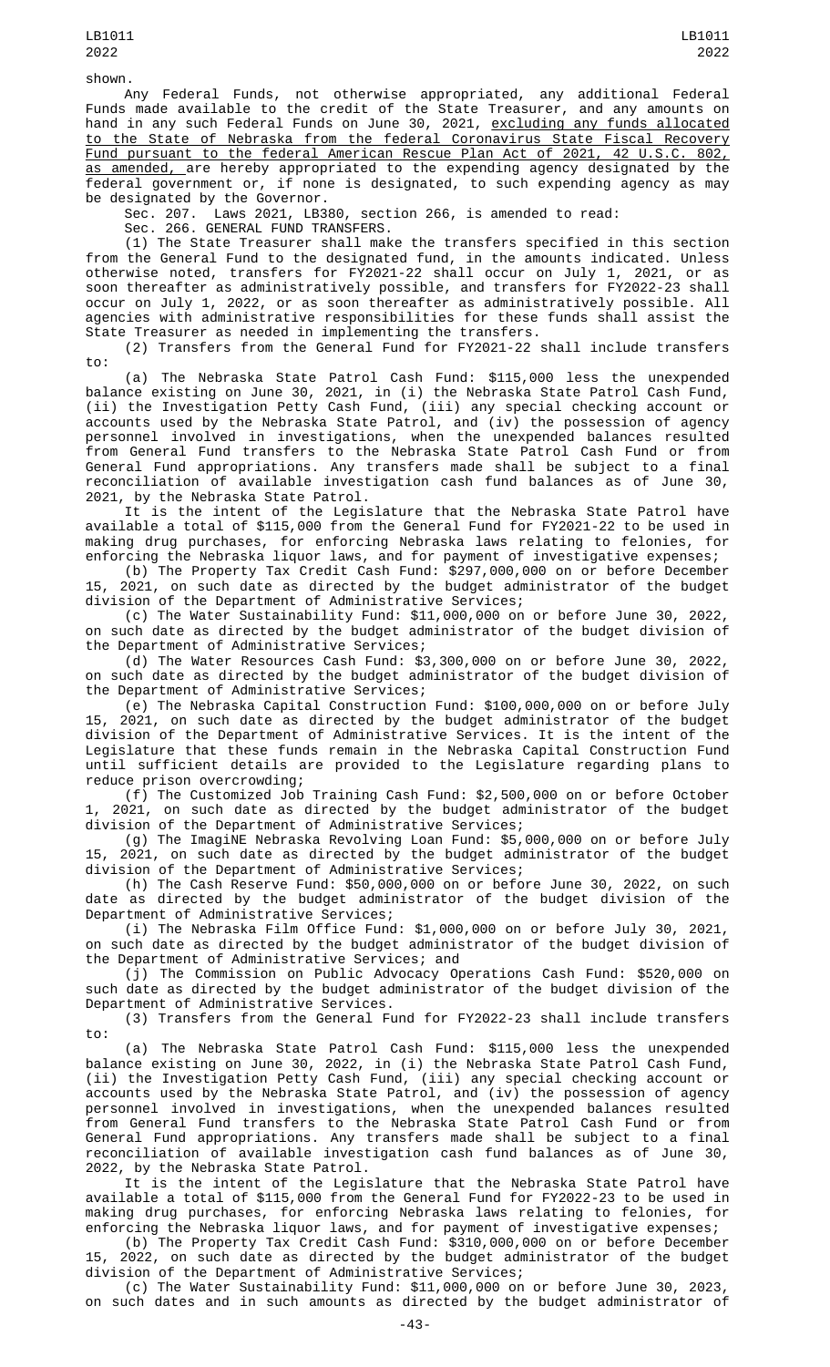shown.

Any Federal Funds, not otherwise appropriated, any additional Federal Funds made available to the credit of the State Treasurer, and any amounts on hand in any such Federal Funds on June 30, 2021, excluding any funds allocated to the State of Nebraska from the federal Coronavirus State Fiscal Recovery Fund pursuant to the federal American Rescue Plan Act of 2021, 42 U.S.C. 802, as amended, are hereby appropriated to the expending agency designated by the federal government or, if none is designated, to such expending agency as may be designated by the Governor.

Sec. 207. Laws 2021, LB380, section 266, is amended to read:

Sec. 266. GENERAL FUND TRANSFERS.

(1) The State Treasurer shall make the transfers specified in this section from the General Fund to the designated fund, in the amounts indicated. Unless otherwise noted, transfers for FY2021-22 shall occur on July 1, 2021, or as soon thereafter as administratively possible, and transfers for FY2022-23 shall occur on July 1, 2022, or as soon thereafter as administratively possible. All agencies with administrative responsibilities for these funds shall assist the State Treasurer as needed in implementing the transfers.

(2) Transfers from the General Fund for FY2021-22 shall include transfers to:

(a) The Nebraska State Patrol Cash Fund: $115,000 less the unexpended balance existing on June 30, 2021, in (i) the Nebraska State Patrol Cash Fund, (ii) the Investigation Petty Cash Fund, (iii) any special checking account or accounts used by the Nebraska State Patrol, and (iv) the possession of agency personnel involved in investigations, when the unexpended balances resulted from General Fund transfers to the Nebraska State Patrol Cash Fund or from General Fund appropriations. Any transfers made shall be subject to a final reconciliation of available investigation cash fund balances as of June 30, 2021, by the Nebraska State Patrol.

It is the intent of the Legislature that the Nebraska State Patrol have available a total of $115,000 from the General Fund for FY2021-22 to be used in making drug purchases, for enforcing Nebraska laws relating to felonies, for enforcing the Nebraska liquor laws, and for payment of investigative expenses;

(b) The Property Tax Credit Cash Fund: $297,000,000 on or before December 15, 2021, on such date as directed by the budget administrator of the budget division of the Department of Administrative Services;

(c) The Water Sustainability Fund: $11,000,000 on or before June 30, 2022, on such date as directed by the budget administrator of the budget division of the Department of Administrative Services;

(d) The Water Resources Cash Fund: $3,300,000 on or before June 30, 2022, on such date as directed by the budget administrator of the budget division of the Department of Administrative Services;

(e) The Nebraska Capital Construction Fund: $100,000,000 on or before July 15, 2021, on such date as directed by the budget administrator of the budget division of the Department of Administrative Services. It is the intent of the Legislature that these funds remain in the Nebraska Capital Construction Fund until sufficient details are provided to the Legislature regarding plans to reduce prison overcrowding;

(f) The Customized Job Training Cash Fund: $2,500,000 on or before October 1, 2021, on such date as directed by the budget administrator of the budget division of the Department of Administrative Services;

(g) The ImagiNE Nebraska Revolving Loan Fund: $5,000,000 on or before July 15, 2021, on such date as directed by the budget administrator of the budget division of the Department of Administrative Services;

(h) The Cash Reserve Fund: $50,000,000 on or before June 30, 2022, on such date as directed by the budget administrator of the budget division of the Department of Administrative Services;

(i) The Nebraska Film Office Fund: $1,000,000 on or before July 30, 2021, on such date as directed by the budget administrator of the budget division of the Department of Administrative Services; and

(j) The Commission on Public Advocacy Operations Cash Fund: $520,000 on such date as directed by the budget administrator of the budget division of the Department of Administrative Services.

(3) Transfers from the General Fund for FY2022-23 shall include transfers to:

(a) The Nebraska State Patrol Cash Fund: $115,000 less the unexpended balance existing on June 30, 2022, in (i) the Nebraska State Patrol Cash Fund, (ii) the Investigation Petty Cash Fund, (iii) any special checking account or accounts used by the Nebraska State Patrol, and (iv) the possession of agency personnel involved in investigations, when the unexpended balances resulted from General Fund transfers to the Nebraska State Patrol Cash Fund or from General Fund appropriations. Any transfers made shall be subject to a final reconciliation of available investigation cash fund balances as of June 30, 2022, by the Nebraska State Patrol.

It is the intent of the Legislature that the Nebraska State Patrol have available a total of $115,000 from the General Fund for FY2022-23 to be used in making drug purchases, for enforcing Nebraska laws relating to felonies, for enforcing the Nebraska liquor laws, and for payment of investigative expenses;

(b) The Property Tax Credit Cash Fund: $310,000,000 on or before December 15, 2022, on such date as directed by the budget administrator of the budget division of the Department of Administrative Services;

(c) The Water Sustainability Fund: $11,000,000 on or before June 30, 2023, on such dates and in such amounts as directed by the budget administrator of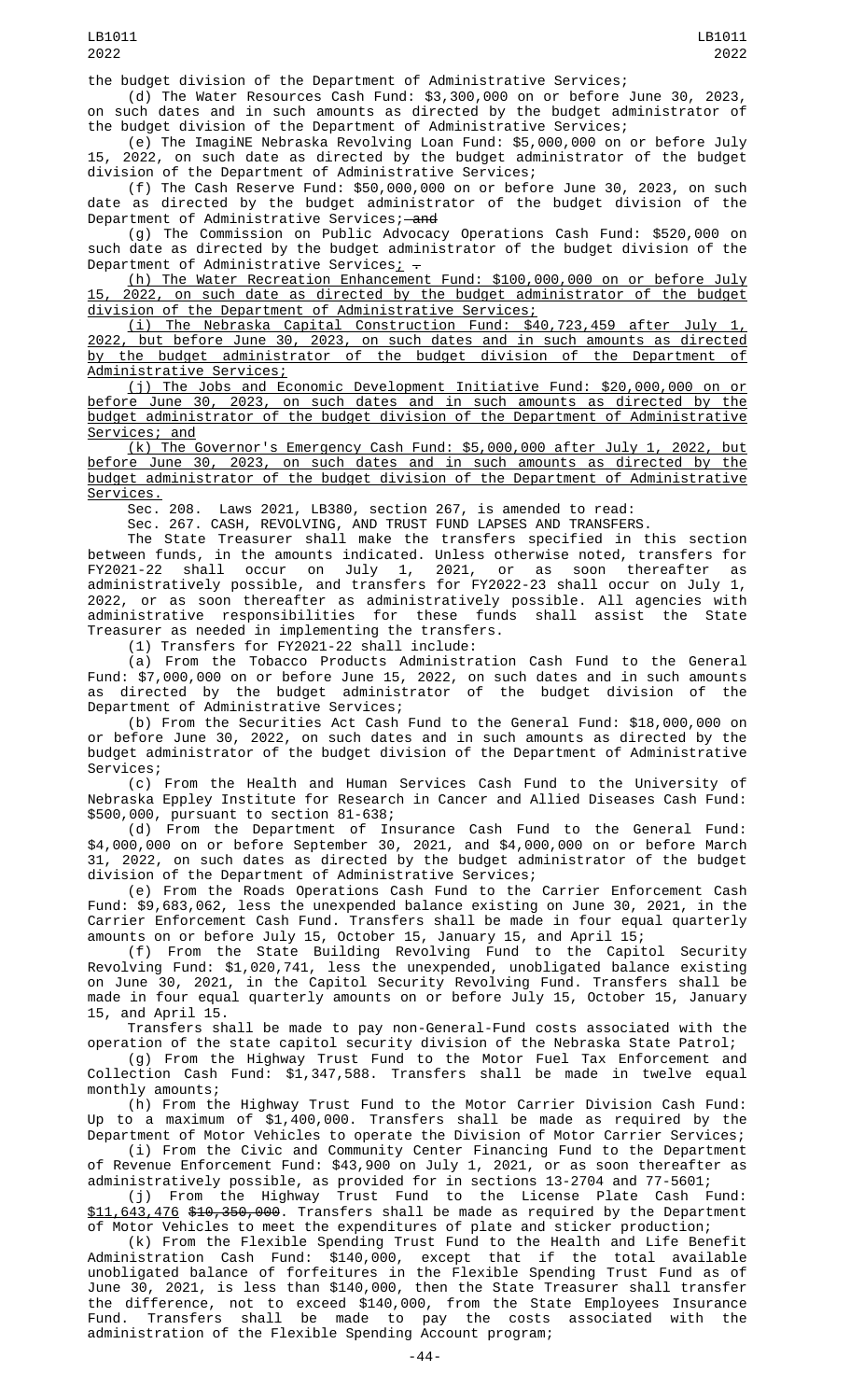the budget division of the Department of Administrative Services;

(d) The Water Resources Cash Fund: $3,300,000 on or before June 30, 2023, on such dates and in such amounts as directed by the budget administrator of the budget division of the Department of Administrative Services;

(e) The ImagiNE Nebraska Revolving Loan Fund: $5,000,000 on or before July 15, 2022, on such date as directed by the budget administrator of the budget division of the Department of Administrative Services;

(f) The Cash Reserve Fund: $50,000,000 on or before June 30, 2023, on such date as directed by the budget administrator of the budget division of the Department of Administrative Services; ~~and~~

(g) The Commission on Public Advocacy Operations Cash Fund: $520,000 on such date as directed by the budget administrator of the budget division of the Department of Administrative Services; ~~.~~

(h) The Water Recreation Enhancement Fund: $100,000,000 on or before July 15, 2022, on such date as directed by the budget administrator of the budget division of the Department of Administrative Services;

(i) The Nebraska Capital Construction Fund: $40,723,459 after July 1, 2022, but before June 30, 2023, on such dates and in such amounts as directed by the budget administrator of the budget division of the Department of Administrative Services;

(j) The Jobs and Economic Development Initiative Fund: $20,000,000 on or before June 30, 2023, on such dates and in such amounts as directed by the budget administrator of the budget division of the Department of Administrative Services; and

(k) The Governor's Emergency Cash Fund: $5,000,000 after July 1, 2022, but before June 30, 2023, on such dates and in such amounts as directed by the budget administrator of the budget division of the Department of Administrative Services.

Sec. 208. Laws 2021, LB380, section 267, is amended to read:

Sec. 267. CASH, REVOLVING, AND TRUST FUND LAPSES AND TRANSFERS.

The State Treasurer shall make the transfers specified in this section between funds, in the amounts indicated. Unless otherwise noted, transfers for FY2021-22 shall occur on July 1, 2021, or as soon thereafter as administratively possible, and transfers for FY2022-23 shall occur on July 1, 2022, or as soon thereafter as administratively possible. All agencies with administrative responsibilities for these funds shall assist the State Treasurer as needed in implementing the transfers.

(1) Transfers for FY2021-22 shall include:

(a) From the Tobacco Products Administration Cash Fund to the General Fund: $7,000,000 on or before June 15, 2022, on such dates and in such amounts as directed by the budget administrator of the budget division of the Department of Administrative Services;

(b) From the Securities Act Cash Fund to the General Fund: $18,000,000 on or before June 30, 2022, on such dates and in such amounts as directed by the budget administrator of the budget division of the Department of Administrative Services;

(c) From the Health and Human Services Cash Fund to the University of Nebraska Eppley Institute for Research in Cancer and Allied Diseases Cash Fund: $500,000, pursuant to section 81-638;

(d) From the Department of Insurance Cash Fund to the General Fund: $4,000,000 on or before September 30, 2021, and $4,000,000 on or before March 31, 2022, on such dates as directed by the budget administrator of the budget division of the Department of Administrative Services;

(e) From the Roads Operations Cash Fund to the Carrier Enforcement Cash Fund: $9,683,062, less the unexpended balance existing on June 30, 2021, in the Carrier Enforcement Cash Fund. Transfers shall be made in four equal quarterly amounts on or before July 15, October 15, January 15, and April 15;

(f) From the State Building Revolving Fund to the Capitol Security Revolving Fund: $1,020,741, less the unexpended, unobligated balance existing on June 30, 2021, in the Capitol Security Revolving Fund. Transfers shall be made in four equal quarterly amounts on or before July 15, October 15, January 15, and April 15.

Transfers shall be made to pay non-General-Fund costs associated with the operation of the state capitol security division of the Nebraska State Patrol;

(g) From the Highway Trust Fund to the Motor Fuel Tax Enforcement and Collection Cash Fund: $1,347,588. Transfers shall be made in twelve equal monthly amounts;

(h) From the Highway Trust Fund to the Motor Carrier Division Cash Fund: Up to a maximum of $1,400,000. Transfers shall be made as required by the Department of Motor Vehicles to operate the Division of Motor Carrier Services;

(i) From the Civic and Community Center Financing Fund to the Department of Revenue Enforcement Fund: $43,900 on July 1, 2021, or as soon thereafter as administratively possible, as provided for in sections 13-2704 and 77-5601;

(j) From the Highway Trust Fund to the License Plate Cash Fund: $11,643,476 ~~$10,350,000~~. Transfers shall be made as required by the Department of Motor Vehicles to meet the expenditures of plate and sticker production;

(k) From the Flexible Spending Trust Fund to the Health and Life Benefit Administration Cash Fund: $140,000, except that if the total available unobligated balance of forfeitures in the Flexible Spending Trust Fund as of June 30, 2021, is less than $140,000, then the State Treasurer shall transfer the difference, not to exceed $140,000, from the State Employees Insurance Fund. Transfers shall be made to pay the costs associated with the administration of the Flexible Spending Account program;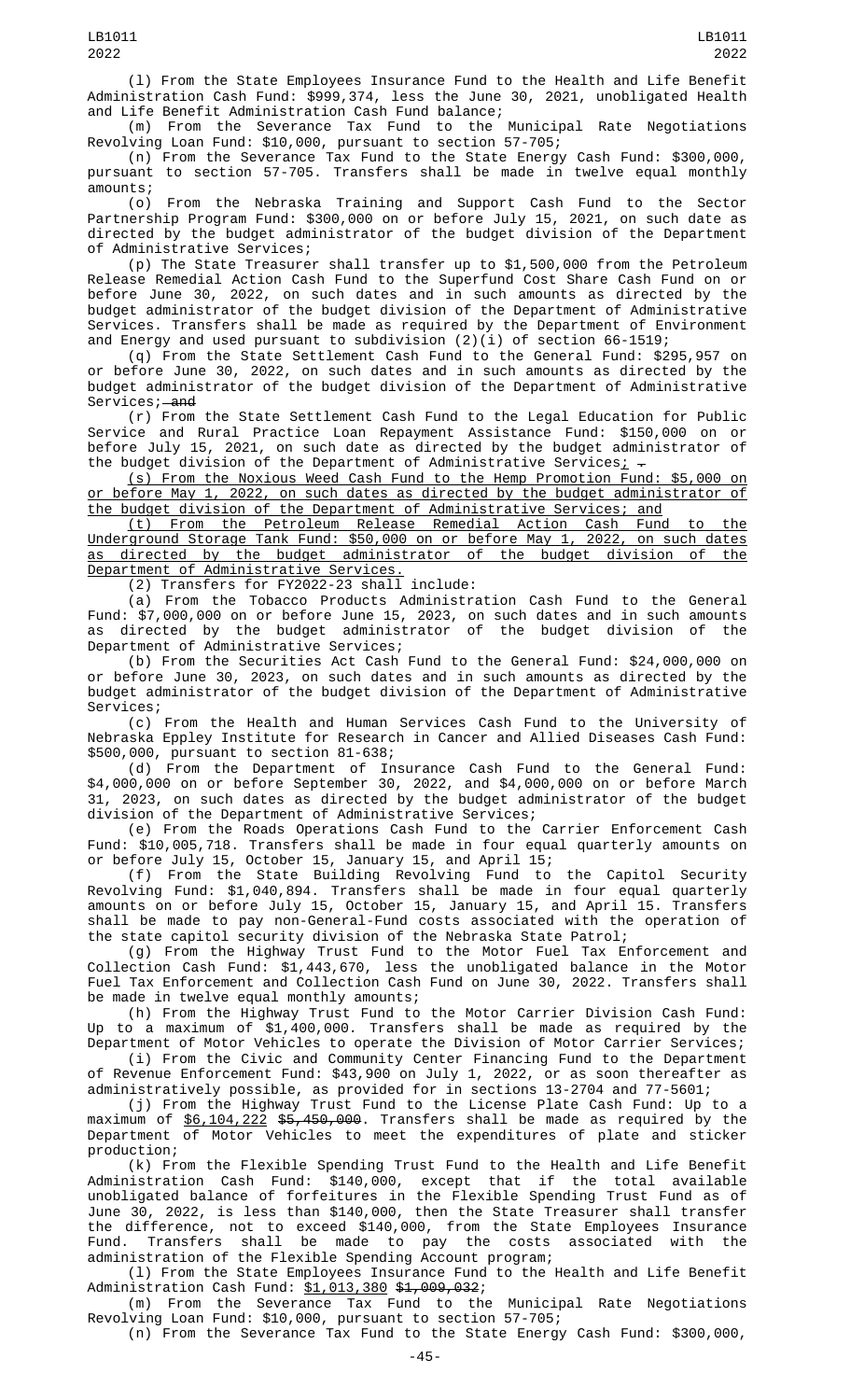(l) From the State Employees Insurance Fund to the Health and Life Benefit Administration Cash Fund: $999,374, less the June 30, 2021, unobligated Health and Life Benefit Administration Cash Fund balance;

(m) From the Severance Tax Fund to the Municipal Rate Negotiations Revolving Loan Fund: $10,000, pursuant to section 57-705;

(n) From the Severance Tax Fund to the State Energy Cash Fund: $300,000, pursuant to section 57-705. Transfers shall be made in twelve equal monthly amounts;

(o) From the Nebraska Training and Support Cash Fund to the Sector Partnership Program Fund: $300,000 on or before July 15, 2021, on such date as directed by the budget administrator of the budget division of the Department of Administrative Services;

(p) The State Treasurer shall transfer up to $1,500,000 from the Petroleum Release Remedial Action Cash Fund to the Superfund Cost Share Cash Fund on or before June 30, 2022, on such dates and in such amounts as directed by the budget administrator of the budget division of the Department of Administrative Services. Transfers shall be made as required by the Department of Environment and Energy and used pursuant to subdivision (2)(i) of section 66-1519;

(q) From the State Settlement Cash Fund to the General Fund: $295,957 on or before June 30, 2022, on such dates and in such amounts as directed by the budget administrator of the budget division of the Department of Administrative Services; ~~and~~

(r) From the State Settlement Cash Fund to the Legal Education for Public Service and Rural Practice Loan Repayment Assistance Fund: $150,000 on or before July 15, 2021, on such date as directed by the budget administrator of the budget division of the Department of Administrative Services; ~~.~~

(s) From the Noxious Weed Cash Fund to the Hemp Promotion Fund: $5,000 on or before May 1, 2022, on such dates as directed by the budget administrator of the budget division of the Department of Administrative Services; and

(t) From the Petroleum Release Remedial Action Cash Fund to the Underground Storage Tank Fund: $50,000 on or before May 1, 2022, on such dates as directed by the budget administrator of the budget division of the Department of Administrative Services.

(2) Transfers for FY2022-23 shall include:

(a) From the Tobacco Products Administration Cash Fund to the General Fund: $7,000,000 on or before June 15, 2023, on such dates and in such amounts as directed by the budget administrator of the budget division of the Department of Administrative Services;

(b) From the Securities Act Cash Fund to the General Fund: $24,000,000 on or before June 30, 2023, on such dates and in such amounts as directed by the budget administrator of the budget division of the Department of Administrative Services;

(c) From the Health and Human Services Cash Fund to the University of Nebraska Eppley Institute for Research in Cancer and Allied Diseases Cash Fund: $500,000, pursuant to section 81-638;

(d) From the Department of Insurance Cash Fund to the General Fund: $4,000,000 on or before September 30, 2022, and $4,000,000 on or before March 31, 2023, on such dates as directed by the budget administrator of the budget division of the Department of Administrative Services;

(e) From the Roads Operations Cash Fund to the Carrier Enforcement Cash Fund: $10,005,718. Transfers shall be made in four equal quarterly amounts on or before July 15, October 15, January 15, and April 15;

(f) From the State Building Revolving Fund to the Capitol Security Revolving Fund: $1,040,894. Transfers shall be made in four equal quarterly amounts on or before July 15, October 15, January 15, and April 15. Transfers shall be made to pay non-General-Fund costs associated with the operation of the state capitol security division of the Nebraska State Patrol;

(g) From the Highway Trust Fund to the Motor Fuel Tax Enforcement and Collection Cash Fund: $1,443,670, less the unobligated balance in the Motor Fuel Tax Enforcement and Collection Cash Fund on June 30, 2022. Transfers shall be made in twelve equal monthly amounts;

(h) From the Highway Trust Fund to the Motor Carrier Division Cash Fund: Up to a maximum of $1,400,000. Transfers shall be made as required by the Department of Motor Vehicles to operate the Division of Motor Carrier Services;

(i) From the Civic and Community Center Financing Fund to the Department of Revenue Enforcement Fund: $43,900 on July 1, 2022, or as soon thereafter as administratively possible, as provided for in sections 13-2704 and 77-5601;

(j) From the Highway Trust Fund to the License Plate Cash Fund: Up to a maximum of $6,104,222 ~~$5,450,000~~. Transfers shall be made as required by the Department of Motor Vehicles to meet the expenditures of plate and sticker production;

(k) From the Flexible Spending Trust Fund to the Health and Life Benefit Administration Cash Fund: $140,000, except that if the total available unobligated balance of forfeitures in the Flexible Spending Trust Fund as of June 30, 2022, is less than $140,000, then the State Treasurer shall transfer the difference, not to exceed $140,000, from the State Employees Insurance Fund. Transfers shall be made to pay the costs associated with the administration of the Flexible Spending Account program;

(l) From the State Employees Insurance Fund to the Health and Life Benefit Administration Cash Fund: $1,013,380 ~~$1,009,032~~;

(m) From the Severance Tax Fund to the Municipal Rate Negotiations Revolving Loan Fund: $10,000, pursuant to section 57-705;

(n) From the Severance Tax Fund to the State Energy Cash Fund: $300,000,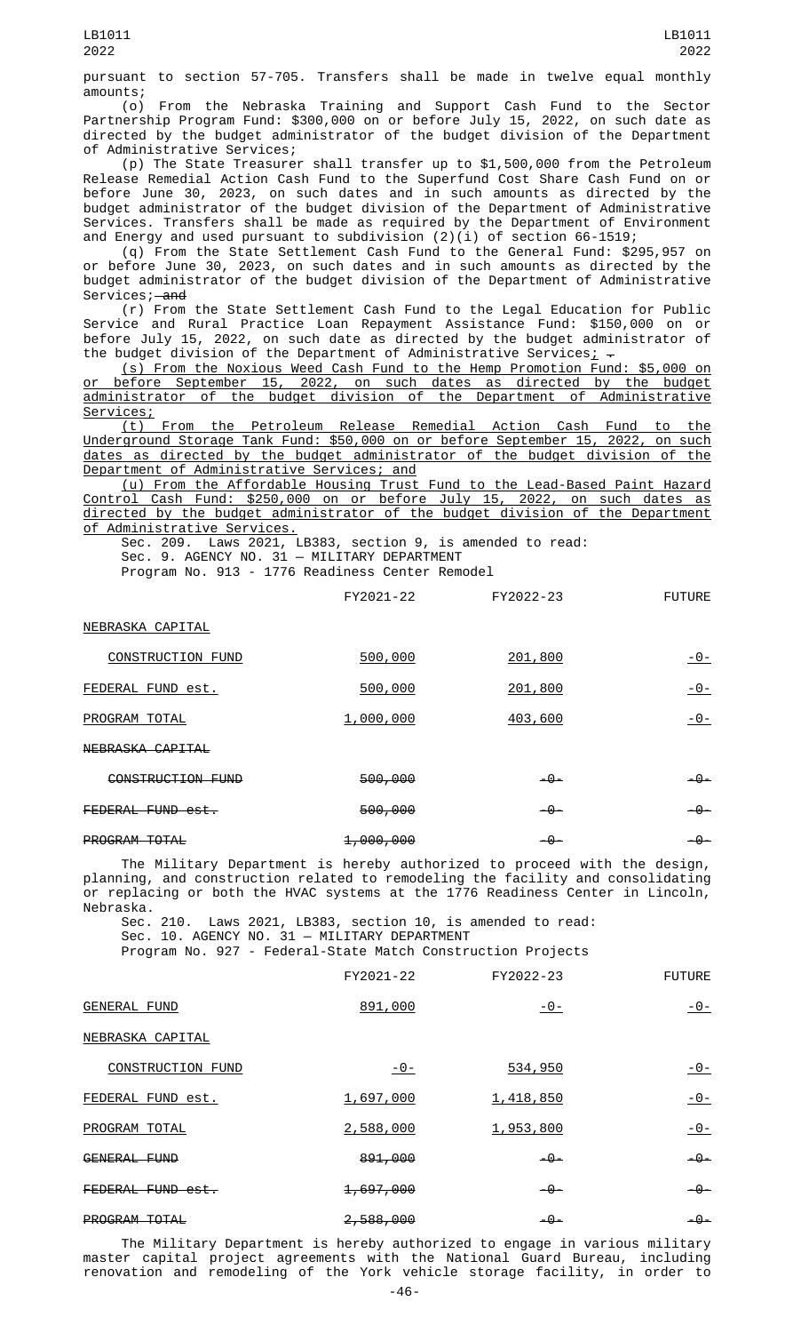pursuant to section 57-705. Transfers shall be made in twelve equal monthly amounts;

(o) From the Nebraska Training and Support Cash Fund to the Sector Partnership Program Fund: $300,000 on or before July 15, 2022, on such date as directed by the budget administrator of the budget division of the Department of Administrative Services;

(p) The State Treasurer shall transfer up to $1,500,000 from the Petroleum Release Remedial Action Cash Fund to the Superfund Cost Share Cash Fund on or before June 30, 2023, on such dates and in such amounts as directed by the budget administrator of the budget division of the Department of Administrative Services. Transfers shall be made as required by the Department of Environment and Energy and used pursuant to subdivision (2)(i) of section 66-1519;

(q) From the State Settlement Cash Fund to the General Fund: $295,957 on or before June 30, 2023, on such dates and in such amounts as directed by the budget administrator of the budget division of the Department of Administrative Services; ~~and~~

(r) From the State Settlement Cash Fund to the Legal Education for Public Service and Rural Practice Loan Repayment Assistance Fund: $150,000 on or before July 15, 2022, on such date as directed by the budget administrator of the budget division of the Department of Administrative Services; ~~.~~

(s) From the Noxious Weed Cash Fund to the Hemp Promotion Fund: $5,000 on or before September 15, 2022, on such dates as directed by the budget administrator of the budget division of the Department of Administrative Services;

(t) From the Petroleum Release Remedial Action Cash Fund to the Underground Storage Tank Fund: $50,000 on or before September 15, 2022, on such dates as directed by the budget administrator of the budget division of the Department of Administrative Services; and

(u) From the Affordable Housing Trust Fund to the Lead-Based Paint Hazard Control Cash Fund: $250,000 on or before July 15, 2022, on such dates as directed by the budget administrator of the budget division of the Department of Administrative Services.

Sec. 209. Laws 2021, LB383, section 9, is amended to read:

Sec. 9. AGENCY NO. 31 — MILITARY DEPARTMENT

Program No. 913 - 1776 Readiness Center Remodel

| | FY2021-22 | FY2022-23 | FUTURE |
|---|---|---|---|
| NEBRASKA CAPITAL | | | |
| CONSTRUCTION FUND | 500,000 | 201,800 | -0- |
| FEDERAL FUND est. | 500,000 | 201,800 | -0- |
| PROGRAM TOTAL | 1,000,000 | 403,600 | -0- |
| ~~NEBRASKA CAPITAL~~ | | | |
| ~~CONSTRUCTION FUND~~ | ~~500,000~~ | ~~-0-~~ | ~~-0-~~ |
| ~~FEDERAL FUND est.~~ | ~~500,000~~ | ~~-0-~~ | ~~-0-~~ |
| ~~PROGRAM TOTAL~~ | ~~1,000,000~~ | ~~-0-~~ | ~~-0-~~ |

The Military Department is hereby authorized to proceed with the design, planning, and construction related to remodeling the facility and consolidating or replacing or both the HVAC systems at the 1776 Readiness Center in Lincoln, Nebraska.

Sec. 210. Laws 2021, LB383, section 10, is amended to read:

Sec. 10. AGENCY NO. 31 — MILITARY DEPARTMENT

Program No. 927 - Federal-State Match Construction Projects

| | FY2021-22 | FY2022-23 | FUTURE |
|---|---|---|---|
| GENERAL FUND | 891,000 | -0- | -0- |
| NEBRASKA CAPITAL | | | |
| CONSTRUCTION FUND | -0- | 534,950 | -0- |
| FEDERAL FUND est. | 1,697,000 | 1,418,850 | -0- |
| PROGRAM TOTAL | 2,588,000 | 1,953,800 | -0- |
| ~~GENERAL FUND~~ | ~~891,000~~ | ~~-0-~~ | ~~-0-~~ |
| ~~FEDERAL FUND est.~~ | ~~1,697,000~~ | ~~-0-~~ | ~~-0-~~ |
| ~~PROGRAM TOTAL~~ | ~~2,588,000~~ | ~~-0-~~ | ~~-0-~~ |

The Military Department is hereby authorized to engage in various military master capital project agreements with the National Guard Bureau, including renovation and remodeling of the York vehicle storage facility, in order to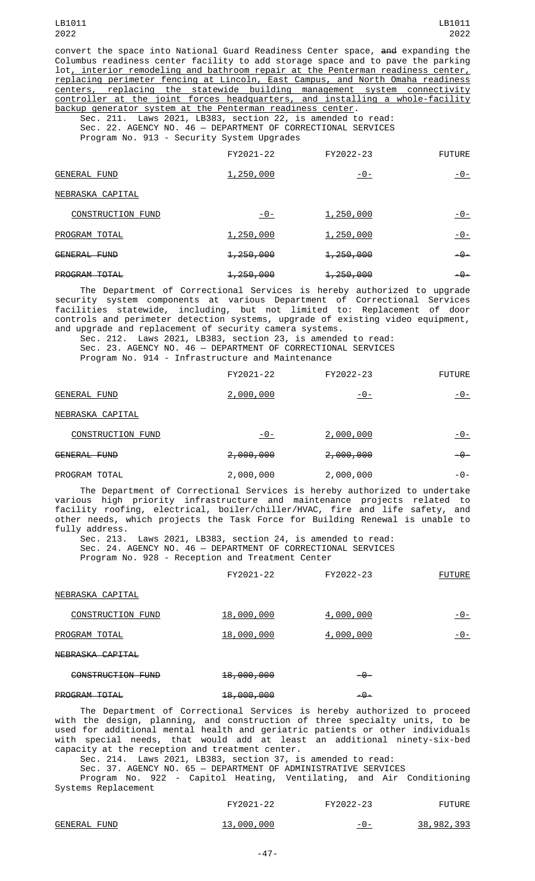convert the space into National Guard Readiness Center space, ~~and~~ expanding the Columbus readiness center facility to add storage space and to pave the parking lot, interior remodeling and bathroom repair at the Penterman readiness center, replacing perimeter fencing at Lincoln, East Campus, and North Omaha readiness centers, replacing the statewide building management system connectivity controller at the joint forces headquarters, and installing a whole-facility backup generator system at the Penterman readiness center.

Sec. 211. Laws 2021, LB383, section 22, is amended to read:

Sec. 22. AGENCY NO. 46 — DEPARTMENT OF CORRECTIONAL SERVICES

Program No. 913 - Security System Upgrades

| | FY2021-22 | FY2022-23 | FUTURE |
|---|---|---|---|
| GENERAL FUND | 1,250,000 | -0- | -0- |
| NEBRASKA CAPITAL | | | |
| CONSTRUCTION FUND | -0- | 1,250,000 | -0- |
| PROGRAM TOTAL | 1,250,000 | 1,250,000 | -0- |
| ~~GENERAL FUND~~ | ~~1,250,000~~ | ~~1,250,000~~ | ~~-0-~~ |
| ~~PROGRAM TOTAL~~ | ~~1,250,000~~ | ~~1,250,000~~ | ~~-0-~~ |

The Department of Correctional Services is hereby authorized to upgrade security system components at various Department of Correctional Services facilities statewide, including, but not limited to: Replacement of door controls and perimeter detection systems, upgrade of existing video equipment, and upgrade and replacement of security camera systems.

Sec. 212. Laws 2021, LB383, section 23, is amended to read:

Sec. 23. AGENCY NO. 46 — DEPARTMENT OF CORRECTIONAL SERVICES

Program No. 914 - Infrastructure and Maintenance

| | FY2021-22 | FY2022-23 | FUTURE |
|---|---|---|---|
| GENERAL FUND | 2,000,000 | -0- | -0- |
| NEBRASKA CAPITAL | | | |
| CONSTRUCTION FUND | -0- | 2,000,000 | -0- |
| ~~GENERAL FUND~~ | ~~2,000,000~~ | ~~2,000,000~~ | ~~-0-~~ |
| PROGRAM TOTAL | 2,000,000 | 2,000,000 | -0- |

The Department of Correctional Services is hereby authorized to undertake various high priority infrastructure and maintenance projects related to facility roofing, electrical, boiler/chiller/HVAC, fire and life safety, and other needs, which projects the Task Force for Building Renewal is unable to fully address.

Sec. 213. Laws 2021, LB383, section 24, is amended to read:

Sec. 24. AGENCY NO. 46 — DEPARTMENT OF CORRECTIONAL SERVICES

Program No. 928 - Reception and Treatment Center

| | FY2021-22 | FY2022-23 | FUTURE |
|---|---|---|---|
| NEBRASKA CAPITAL | | | |
| CONSTRUCTION FUND | 18,000,000 | 4,000,000 | -0- |
| PROGRAM TOTAL | 18,000,000 | 4,000,000 | -0- |
| ~~NEBRASKA CAPITAL~~ | | | |
| ~~CONSTRUCTION FUND~~ | ~~18,000,000~~ | ~~-0-~~ | |
| ~~PROGRAM TOTAL~~ | ~~18,000,000~~ | ~~-0-~~ | |

The Department of Correctional Services is hereby authorized to proceed with the design, planning, and construction of three specialty units, to be used for additional mental health and geriatric patients or other individuals with special needs, that would add at least an additional ninety-six-bed capacity at the reception and treatment center.

Sec. 214. Laws 2021, LB383, section 37, is amended to read:

Sec. 37. AGENCY NO. 65 — DEPARTMENT OF ADMINISTRATIVE SERVICES

Program No. 922 - Capitol Heating, Ventilating, and Air Conditioning Systems Replacement

| | FY2021-22 | FY2022-23 | FUTURE |
|---|---|---|---|
| GENERAL FUND | 13,000,000 | -0- | 38,982,393 |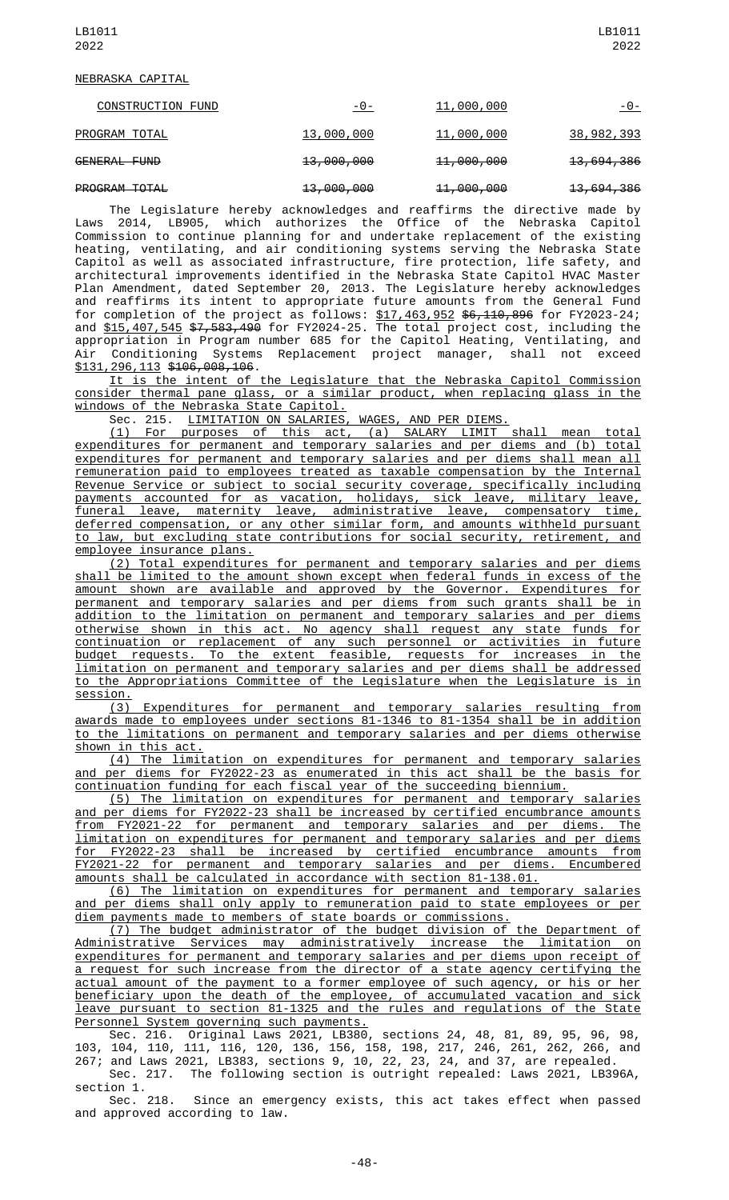NEBRASKA CAPITAL

| | | | |
|---|---|---|---|
| CONSTRUCTION FUND | -0- | 11,000,000 | -0- |
| PROGRAM TOTAL | 13,000,000 | 11,000,000 | 38,982,393 |
| ~~GENERAL FUND~~ | ~~13,000,000~~ | ~~11,000,000~~ | ~~13,694,386~~ |
| ~~PROGRAM TOTAL~~ | ~~13,000,000~~ | ~~11,000,000~~ | ~~13,694,386~~ |

The Legislature hereby acknowledges and reaffirms the directive made by Laws 2014, LB905, which authorizes the Office of the Nebraska Capitol Commission to continue planning for and undertake replacement of the existing heating, ventilating, and air conditioning systems serving the Nebraska State Capitol as well as associated infrastructure, fire protection, life safety, and architectural improvements identified in the Nebraska State Capitol HVAC Master Plan Amendment, dated September 20, 2013. The Legislature hereby acknowledges and reaffirms its intent to appropriate future amounts from the General Fund for completion of the project as follows: $17,463,952 ~~$6,110,896~~ for FY2023-24; and $15,407,545 ~~$7,583,490~~ for FY2024-25. The total project cost, including the appropriation in Program number 685 for the Capitol Heating, Ventilating, and Air Conditioning Systems Replacement project manager, shall not exceed $131,296,113 ~~$106,008,106~~.

It is the intent of the Legislature that the Nebraska Capitol Commission consider thermal pane glass, or a similar product, when replacing glass in the windows of the Nebraska State Capitol.

Sec. 215. LIMITATION ON SALARIES, WAGES, AND PER DIEMS.

(1) For purposes of this act, (a) SALARY LIMIT shall mean total expenditures for permanent and temporary salaries and per diems and (b) total expenditures for permanent and temporary salaries and per diems shall mean all remuneration paid to employees treated as taxable compensation by the Internal Revenue Service or subject to social security coverage, specifically including payments accounted for as vacation, holidays, sick leave, military leave, funeral leave, maternity leave, administrative leave, compensatory time, deferred compensation, or any other similar form, and amounts withheld pursuant to law, but excluding state contributions for social security, retirement, and employee insurance plans.

(2) Total expenditures for permanent and temporary salaries and per diems shall be limited to the amount shown except when federal funds in excess of the amount shown are available and approved by the Governor. Expenditures for permanent and temporary salaries and per diems from such grants shall be in addition to the limitation on permanent and temporary salaries and per diems otherwise shown in this act. No agency shall request any state funds for continuation or replacement of any such personnel or activities in future budget requests. To the extent feasible, requests for increases in the limitation on permanent and temporary salaries and per diems shall be addressed to the Appropriations Committee of the Legislature when the Legislature is in session.

(3) Expenditures for permanent and temporary salaries resulting from awards made to employees under sections 81-1346 to 81-1354 shall be in addition to the limitations on permanent and temporary salaries and per diems otherwise shown in this act.

(4) The limitation on expenditures for permanent and temporary salaries and per diems for FY2022-23 as enumerated in this act shall be the basis for continuation funding for each fiscal year of the succeeding biennium.

(5) The limitation on expenditures for permanent and temporary salaries and per diems for FY2022-23 shall be increased by certified encumbrance amounts from FY2021-22 for permanent and temporary salaries and per diems. The limitation on expenditures for permanent and temporary salaries and per diems for FY2022-23 shall be increased by certified encumbrance amounts from FY2021-22 for permanent and temporary salaries and per diems. Encumbered amounts shall be calculated in accordance with section 81-138.01.

(6) The limitation on expenditures for permanent and temporary salaries and per diems shall only apply to remuneration paid to state employees or per diem payments made to members of state boards or commissions.

(7) The budget administrator of the budget division of the Department of Administrative Services may administratively increase the limitation on expenditures for permanent and temporary salaries and per diems upon receipt of a request for such increase from the director of a state agency certifying the actual amount of the payment to a former employee of such agency, or his or her beneficiary upon the death of the employee, of accumulated vacation and sick leave pursuant to section 81-1325 and the rules and regulations of the State Personnel System governing such payments.

Sec. 216. Original Laws 2021, LB380, sections 24, 48, 81, 89, 95, 96, 98, 103, 104, 110, 111, 116, 120, 136, 156, 158, 198, 217, 246, 261, 262, 266, and 267; and Laws 2021, LB383, sections 9, 10, 22, 23, 24, and 37, are repealed.

Sec. 217. The following section is outright repealed: Laws 2021, LB396A, section 1.

Sec. 218. Since an emergency exists, this act takes effect when passed and approved according to law.